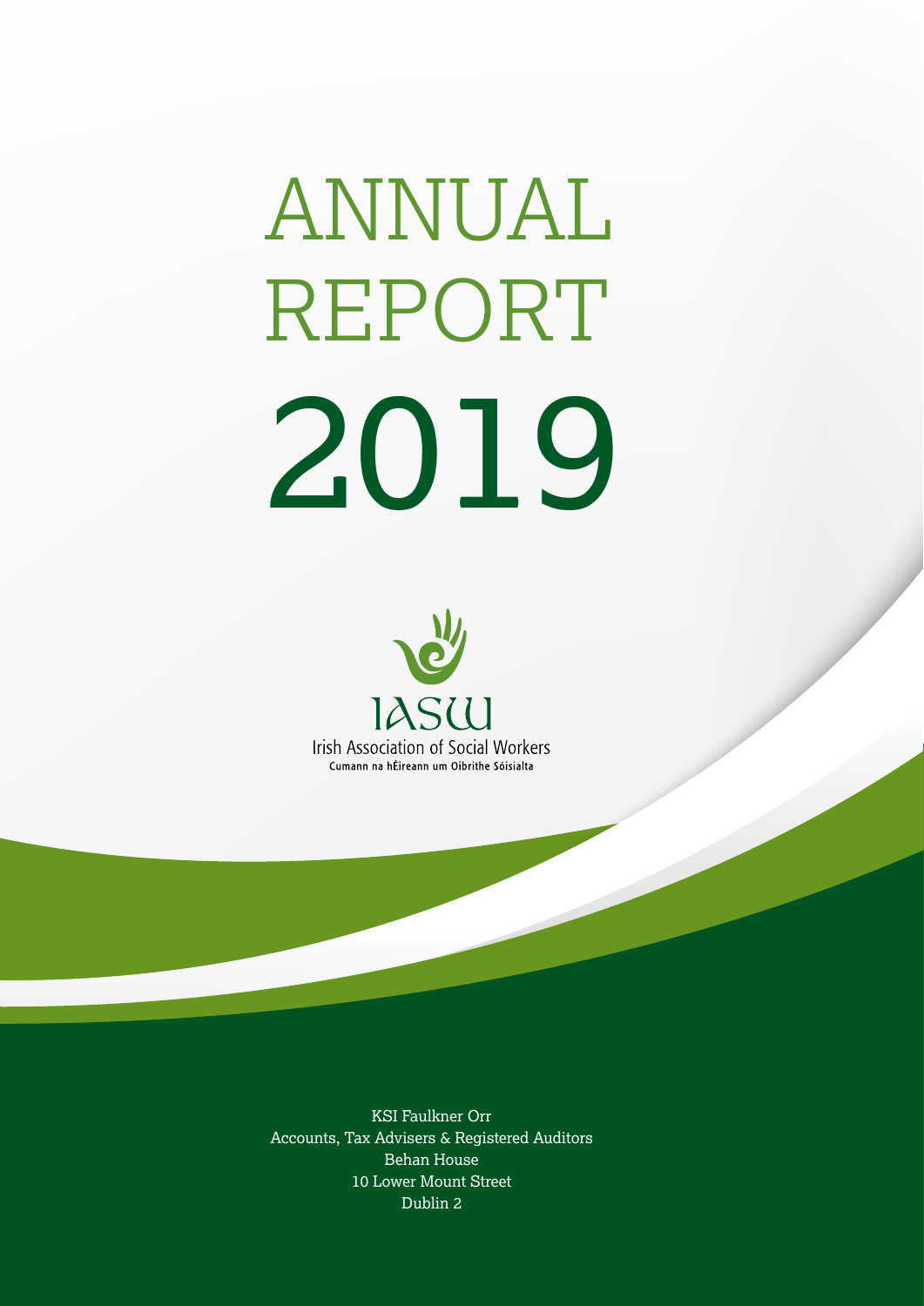# ANNUAL REPORT 2019

IASW

Irish Association of Social Workers

Cumann na hÉireann um Oibrithe Sóisialta

KSI Faulkner Orr
Accounts, Tax Advisers & Registered Auditors
Behan House
10 Lower Mount Street
Dublin 2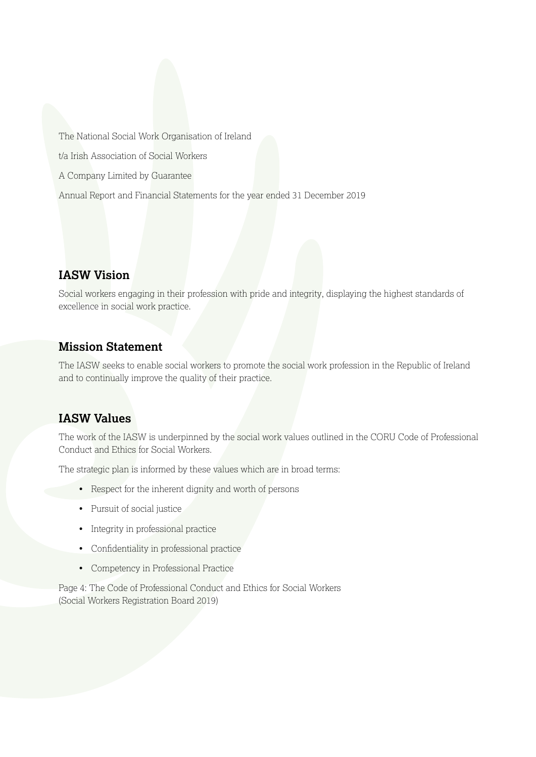The National Social Work Organisation of Ireland

t/a Irish Association of Social Workers

A Company Limited by Guarantee

Annual Report and Financial Statements for the year ended 31 December 2019

## IASW Vision

Social workers engaging in their profession with pride and integrity, displaying the highest standards of excellence in social work practice.

## Mission Statement

The IASW seeks to enable social workers to promote the social work profession in the Republic of Ireland and to continually improve the quality of their practice.

## IASW Values

The work of the IASW is underpinned by the social work values outlined in the CORU Code of Professional Conduct and Ethics for Social Workers.

The strategic plan is informed by these values which are in broad terms:

- Respect for the inherent dignity and worth of persons
- Pursuit of social justice
- Integrity in professional practice
- Confidentiality in professional practice
- Competency in Professional Practice

Page 4: The Code of Professional Conduct and Ethics for Social Workers (Social Workers Registration Board 2019)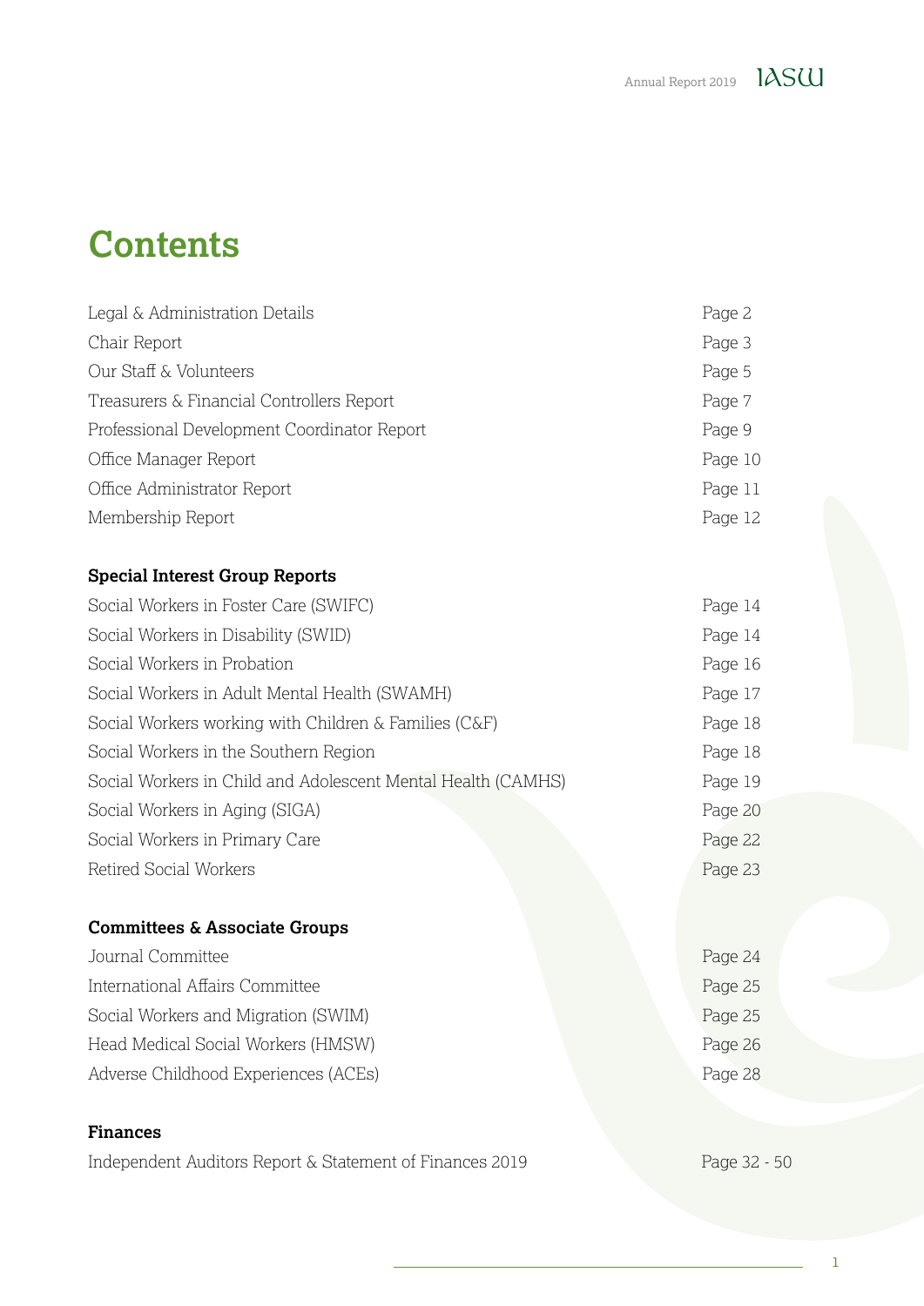# Contents

| | |
|---|---|
| Legal & Administration Details | Page 2 |
| Chair Report | Page 3 |
| Our Staff & Volunteers | Page 5 |
| Treasurers & Financial Controllers Report | Page 7 |
| Professional Development Coordinator Report | Page 9 |
| Office Manager Report | Page 10 |
| Office Administrator Report | Page 11 |
| Membership Report | Page 12 |

**Special Interest Group Reports**

| | |
|---|---|
| Social Workers in Foster Care (SWIFC) | Page 14 |
| Social Workers in Disability (SWID) | Page 14 |
| Social Workers in Probation | Page 16 |
| Social Workers in Adult Mental Health (SWAMH) | Page 17 |
| Social Workers working with Children & Families (C&F) | Page 18 |
| Social Workers in the Southern Region | Page 18 |
| Social Workers in Child and Adolescent Mental Health (CAMHS) | Page 19 |
| Social Workers in Aging (SIGA) | Page 20 |
| Social Workers in Primary Care | Page 22 |
| Retired Social Workers | Page 23 |

**Committees & Associate Groups**

| | |
|---|---|
| Journal Committee | Page 24 |
| International Affairs Committee | Page 25 |
| Social Workers and Migration (SWIM) | Page 25 |
| Head Medical Social Workers (HMSW) | Page 26 |
| Adverse Childhood Experiences (ACEs) | Page 28 |

**Finances**

| | |
|---|---|
| Independent Auditors Report & Statement of Finances 2019 | Page 32 - 50 |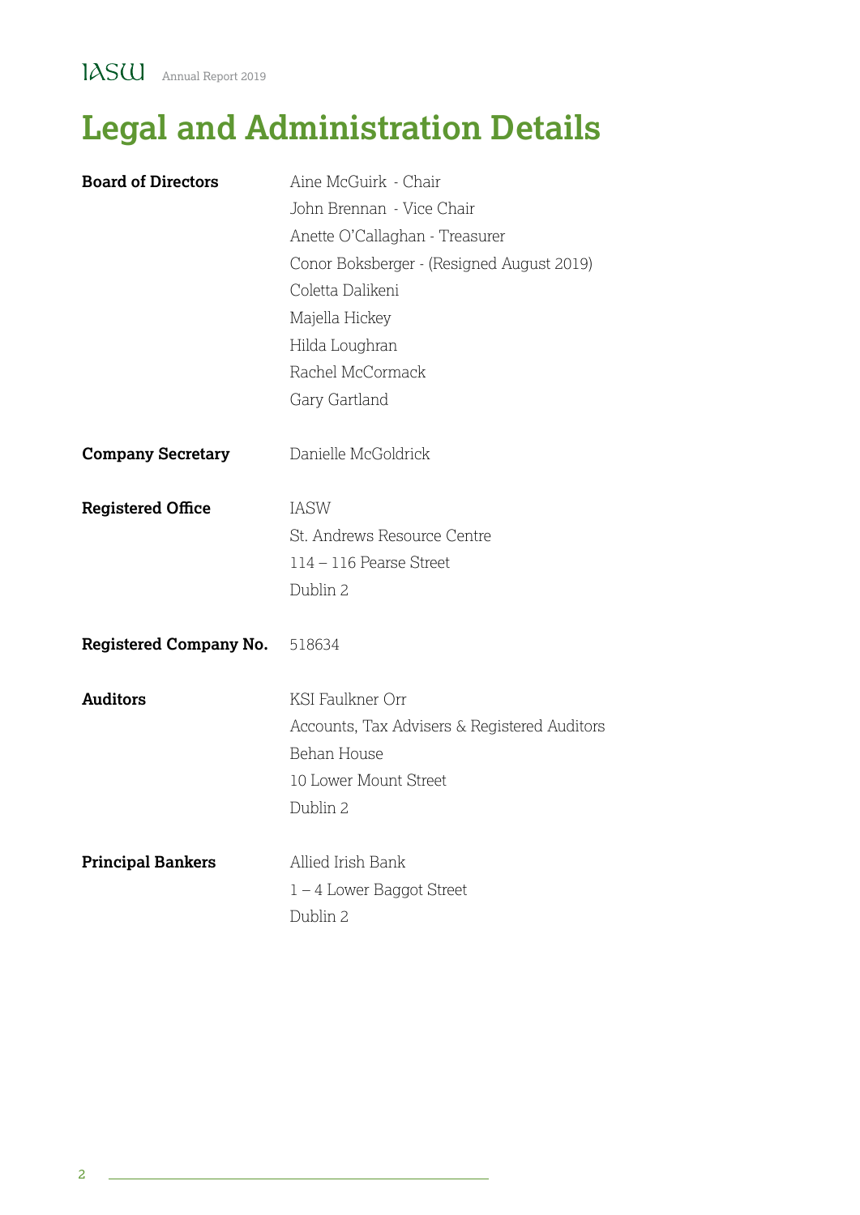# Legal and Administration Details

**Board of Directors**

Aine McGuirk - Chair
John Brennan - Vice Chair
Anette O'Callaghan - Treasurer
Conor Boksberger - (Resigned August 2019)
Coletta Dalikeni
Majella Hickey
Hilda Loughran
Rachel McCormack
Gary Gartland

**Company Secretary**

Danielle McGoldrick

**Registered Office**

IASW
St. Andrews Resource Centre
114 – 116 Pearse Street
Dublin 2

**Registered Company No.** 518634

**Auditors**

KSI Faulkner Orr
Accounts, Tax Advisers & Registered Auditors
Behan House
10 Lower Mount Street
Dublin 2

**Principal Bankers**

Allied Irish Bank
1 – 4 Lower Baggot Street
Dublin 2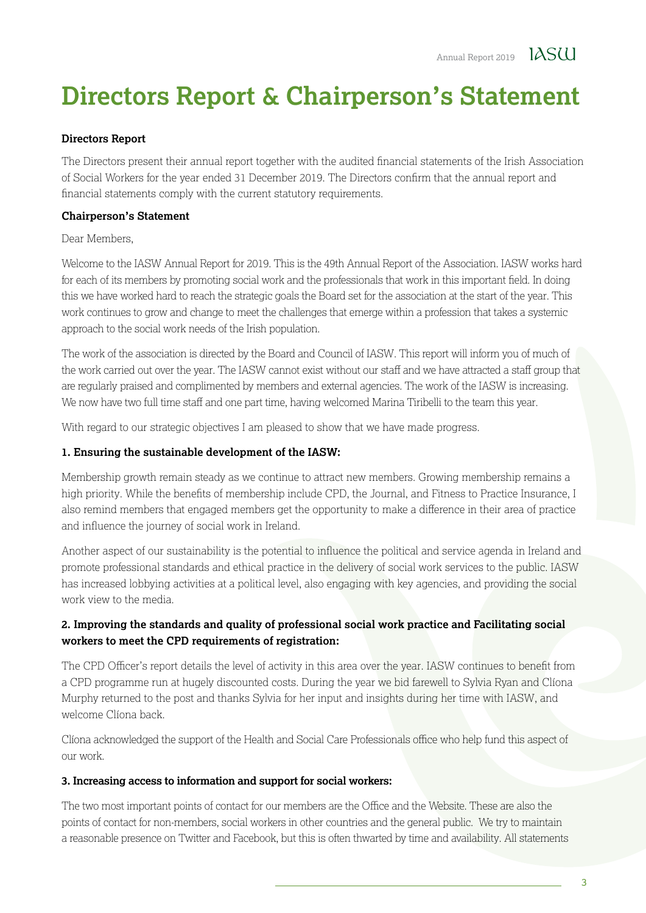# Directors Report & Chairperson's Statement

**Directors Report**

The Directors present their annual report together with the audited financial statements of the Irish Association of Social Workers for the year ended 31 December 2019. The Directors confirm that the annual report and financial statements comply with the current statutory requirements.

**Chairperson's Statement**

Dear Members,

Welcome to the IASW Annual Report for 2019. This is the 49th Annual Report of the Association. IASW works hard for each of its members by promoting social work and the professionals that work in this important field. In doing this we have worked hard to reach the strategic goals the Board set for the association at the start of the year. This work continues to grow and change to meet the challenges that emerge within a profession that takes a systemic approach to the social work needs of the Irish population.

The work of the association is directed by the Board and Council of IASW. This report will inform you of much of the work carried out over the year. The IASW cannot exist without our staff and we have attracted a staff group that are regularly praised and complimented by members and external agencies. The work of the IASW is increasing. We now have two full time staff and one part time, having welcomed Marina Tiribelli to the team this year.

With regard to our strategic objectives I am pleased to show that we have made progress.

**1. Ensuring the sustainable development of the IASW:**

Membership growth remain steady as we continue to attract new members. Growing membership remains a high priority. While the benefits of membership include CPD, the Journal, and Fitness to Practice Insurance, I also remind members that engaged members get the opportunity to make a difference in their area of practice and influence the journey of social work in Ireland.

Another aspect of our sustainability is the potential to influence the political and service agenda in Ireland and promote professional standards and ethical practice in the delivery of social work services to the public. IASW has increased lobbying activities at a political level, also engaging with key agencies, and providing the social work view to the media.

**2. Improving the standards and quality of professional social work practice and Facilitating social workers to meet the CPD requirements of registration:**

The CPD Officer's report details the level of activity in this area over the year. IASW continues to benefit from a CPD programme run at hugely discounted costs. During the year we bid farewell to Sylvia Ryan and Clíona Murphy returned to the post and thanks Sylvia for her input and insights during her time with IASW, and welcome Clíona back.

Clíona acknowledged the support of the Health and Social Care Professionals office who help fund this aspect of our work.

**3. Increasing access to information and support for social workers:**

The two most important points of contact for our members are the Office and the Website. These are also the points of contact for non-members, social workers in other countries and the general public. We try to maintain a reasonable presence on Twitter and Facebook, but this is often thwarted by time and availability. All statements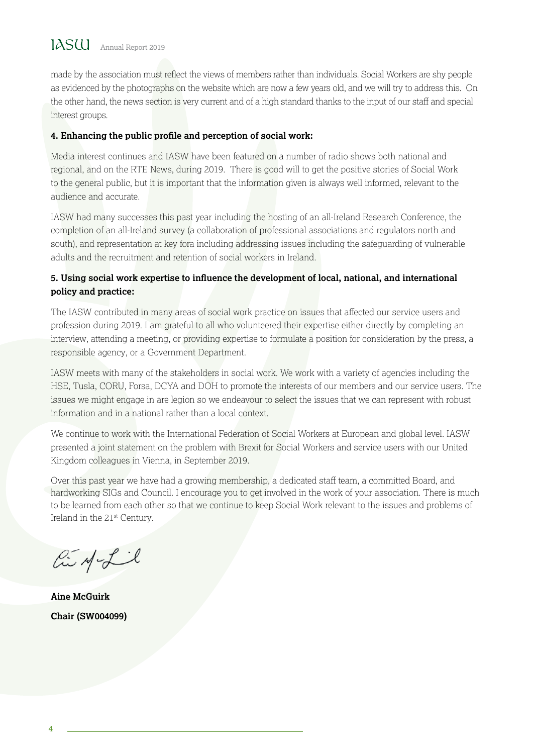made by the association must reflect the views of members rather than individuals. Social Workers are shy people as evidenced by the photographs on the website which are now a few years old, and we will try to address this. On the other hand, the news section is very current and of a high standard thanks to the input of our staff and special interest groups.

**4. Enhancing the public profile and perception of social work:**

Media interest continues and IASW have been featured on a number of radio shows both national and regional, and on the RTE News, during 2019. There is good will to get the positive stories of Social Work to the general public, but it is important that the information given is always well informed, relevant to the audience and accurate.

IASW had many successes this past year including the hosting of an all-Ireland Research Conference, the completion of an all-Ireland survey (a collaboration of professional associations and regulators north and south), and representation at key fora including addressing issues including the safeguarding of vulnerable adults and the recruitment and retention of social workers in Ireland.

**5. Using social work expertise to influence the development of local, national, and international policy and practice:**

The IASW contributed in many areas of social work practice on issues that affected our service users and profession during 2019. I am grateful to all who volunteered their expertise either directly by completing an interview, attending a meeting, or providing expertise to formulate a position for consideration by the press, a responsible agency, or a Government Department.

IASW meets with many of the stakeholders in social work. We work with a variety of agencies including the HSE, Tusla, CORU, Forsa, DCYA and DOH to promote the interests of our members and our service users. The issues we might engage in are legion so we endeavour to select the issues that we can represent with robust information and in a national rather than a local context.

We continue to work with the International Federation of Social Workers at European and global level. IASW presented a joint statement on the problem with Brexit for Social Workers and service users with our United Kingdom colleagues in Vienna, in September 2019.

Over this past year we have had a growing membership, a dedicated staff team, a committed Board, and hardworking SIGs and Council. I encourage you to get involved in the work of your association. There is much to be learned from each other so that we continue to keep Social Work relevant to the issues and problems of Ireland in the 21st Century.

**Aine McGuirk**

**Chair (SW004099)**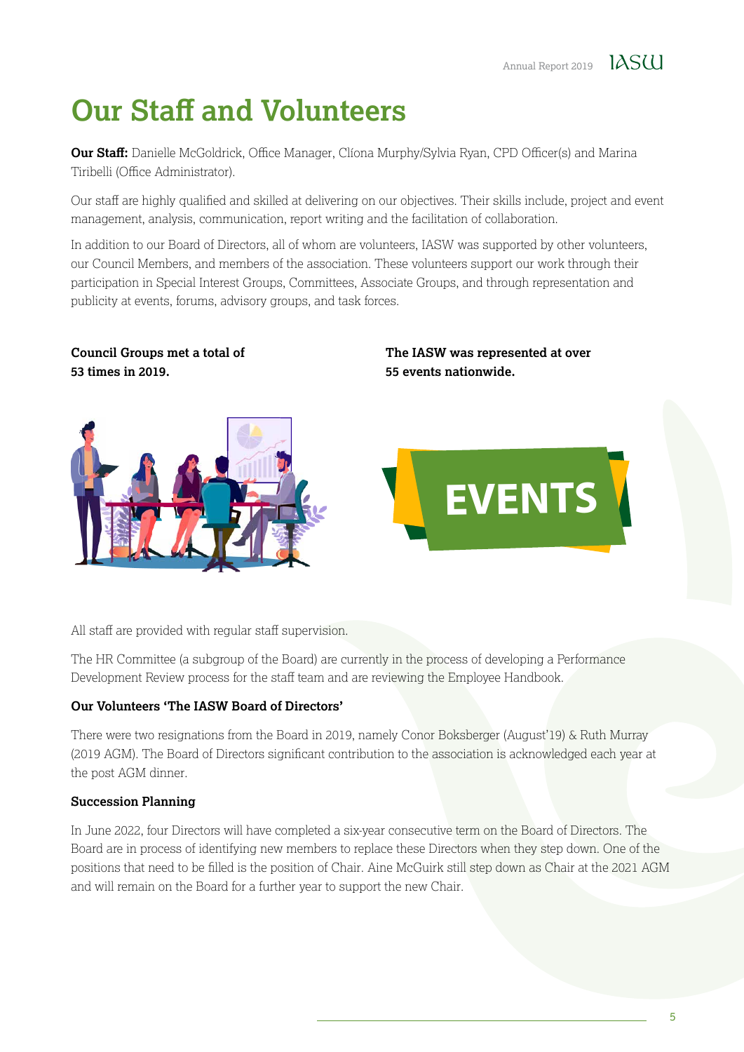# Our Staff and Volunteers

**Our Staff:** Danielle McGoldrick, Office Manager, Clíona Murphy/Sylvia Ryan, CPD Officer(s) and Marina Tiribelli (Office Administrator).

Our staff are highly qualified and skilled at delivering on our objectives. Their skills include, project and event management, analysis, communication, report writing and the facilitation of collaboration.

In addition to our Board of Directors, all of whom are volunteers, IASW was supported by other volunteers, our Council Members, and members of the association. These volunteers support our work through their participation in Special Interest Groups, Committees, Associate Groups, and through representation and publicity at events, forums, advisory groups, and task forces.

**Council Groups met a total of 53 times in 2019.**

**The IASW was represented at over 55 events nationwide.**

All staff are provided with regular staff supervision.

The HR Committee (a subgroup of the Board) are currently in the process of developing a Performance Development Review process for the staff team and are reviewing the Employee Handbook.

### Our Volunteers 'The IASW Board of Directors'

There were two resignations from the Board in 2019, namely Conor Boksberger (August'19) & Ruth Murray (2019 AGM). The Board of Directors significant contribution to the association is acknowledged each year at the post AGM dinner.

### Succession Planning

In June 2022, four Directors will have completed a six-year consecutive term on the Board of Directors. The Board are in process of identifying new members to replace these Directors when they step down. One of the positions that need to be filled is the position of Chair. Aine McGuirk still step down as Chair at the 2021 AGM and will remain on the Board for a further year to support the new Chair.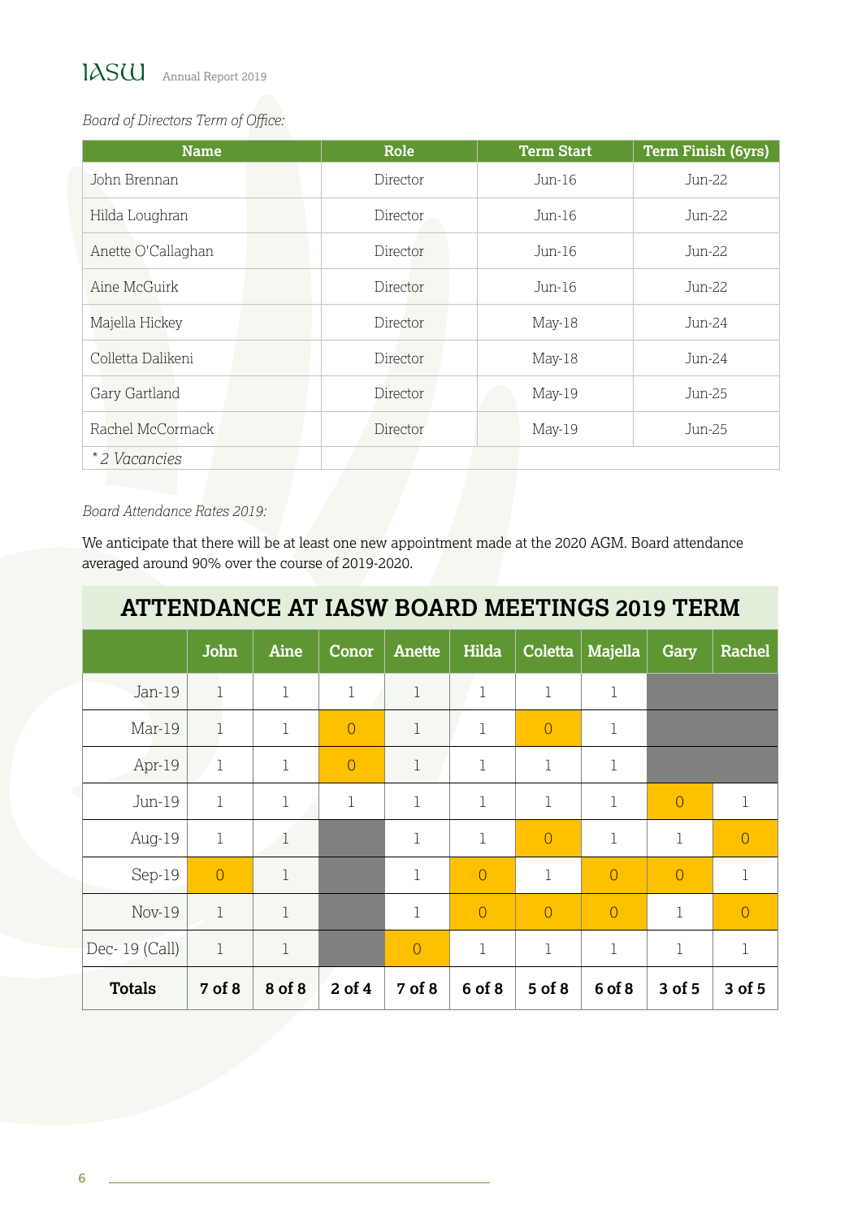*Board of Directors Term of Office:*

| Name | Role | Term Start | Term Finish (6yrs) |
|---|---|---|---|
| John Brennan | Director | Jun-16 | Jun-22 |
| Hilda Loughran | Director | Jun-16 | Jun-22 |
| Anette O'Callaghan | Director | Jun-16 | Jun-22 |
| Aine McGuirk | Director | Jun-16 | Jun-22 |
| Majella Hickey | Director | May-18 | Jun-24 |
| Colletta Dalikeni | Director | May-18 | Jun-24 |
| Gary Gartland | Director | May-19 | Jun-25 |
| Rachel McCormack | Director | May-19 | Jun-25 |
| *\* 2 Vacancies* | | | |

*Board Attendance Rates 2019:*

We anticipate that there will be at least one new appointment made at the 2020 AGM. Board attendance averaged around 90% over the course of 2019-2020.

## ATTENDANCE AT IASW BOARD MEETINGS 2019 TERM

| | John | Aine | Conor | Anette | Hilda | Coletta | Majella | Gary | Rachel |
|---|---|---|---|---|---|---|---|---|---|
| Jan-19 | 1 | 1 | 1 | 1 | 1 | 1 | 1 | | |
| Mar-19 | 1 | 1 | 0 | 1 | 1 | 0 | 1 | | |
| Apr-19 | 1 | 1 | 0 | 1 | 1 | 1 | 1 | | |
| Jun-19 | 1 | 1 | 1 | 1 | 1 | 1 | 1 | 0 | 1 |
| Aug-19 | 1 | 1 | | 1 | 1 | 0 | 1 | 1 | 0 |
| Sep-19 | 0 | 1 | | 1 | 0 | 1 | 0 | 0 | 1 |
| Nov-19 | 1 | 1 | | 1 | 0 | 0 | 0 | 1 | 0 |
| Dec- 19 (Call) | 1 | 1 | | 0 | 1 | 1 | 1 | 1 | 1 |
| **Totals** | **7 of 8** | **8 of 8** | **2 of 4** | **7 of 8** | **6 of 8** | **5 of 8** | **6 of 8** | **3 of 5** | **3 of 5** |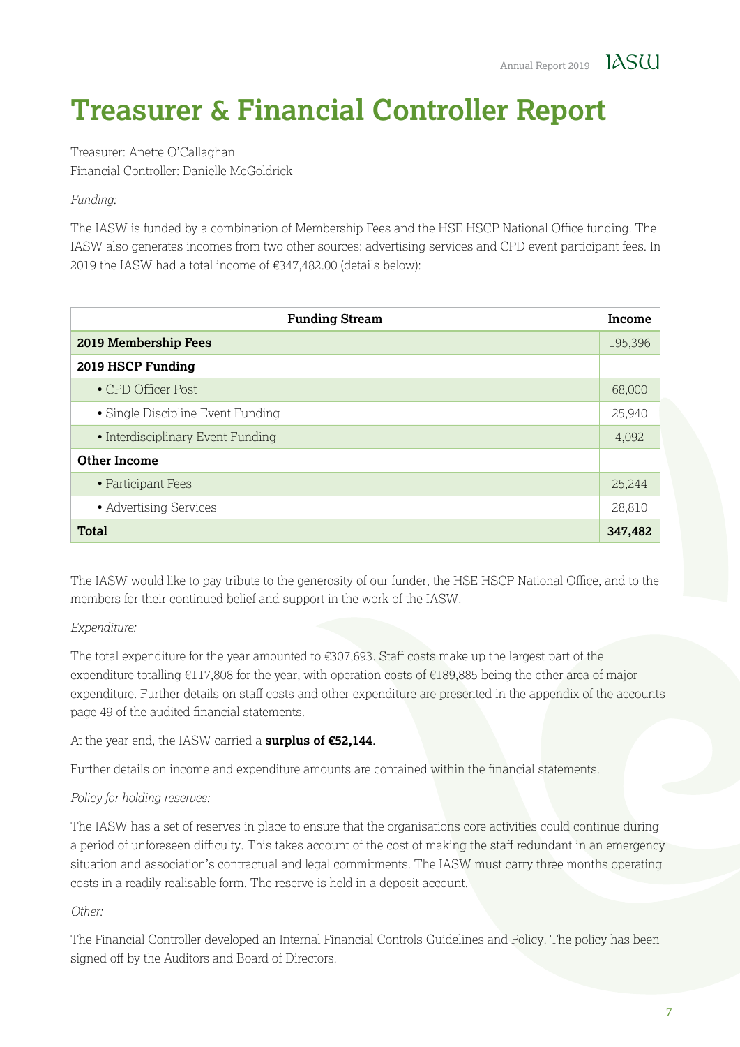# Treasurer & Financial Controller Report

Treasurer: Anette O'Callaghan
Financial Controller: Danielle McGoldrick

*Funding:*

The IASW is funded by a combination of Membership Fees and the HSE HSCP National Office funding. The IASW also generates incomes from two other sources: advertising services and CPD event participant fees. In 2019 the IASW had a total income of €347,482.00 (details below):

| Funding Stream | Income |
|---|---|
| **2019 Membership Fees** | 195,396 |
| **2019 HSCP Funding** | |
| • CPD Officer Post | 68,000 |
| • Single Discipline Event Funding | 25,940 |
| • Interdisciplinary Event Funding | 4,092 |
| **Other Income** | |
| • Participant Fees | 25,244 |
| • Advertising Services | 28,810 |
| **Total** | **347,482** |

The IASW would like to pay tribute to the generosity of our funder, the HSE HSCP National Office, and to the members for their continued belief and support in the work of the IASW.

*Expenditure:*

The total expenditure for the year amounted to €307,693. Staff costs make up the largest part of the expenditure totalling €117,808 for the year, with operation costs of €189,885 being the other area of major expenditure. Further details on staff costs and other expenditure are presented in the appendix of the accounts page 49 of the audited financial statements.

At the year end, the IASW carried a **surplus of €52,144**.

Further details on income and expenditure amounts are contained within the financial statements.

*Policy for holding reserves:*

The IASW has a set of reserves in place to ensure that the organisations core activities could continue during a period of unforeseen difficulty. This takes account of the cost of making the staff redundant in an emergency situation and association's contractual and legal commitments. The IASW must carry three months operating costs in a readily realisable form. The reserve is held in a deposit account.

*Other:*

The Financial Controller developed an Internal Financial Controls Guidelines and Policy. The policy has been signed off by the Auditors and Board of Directors.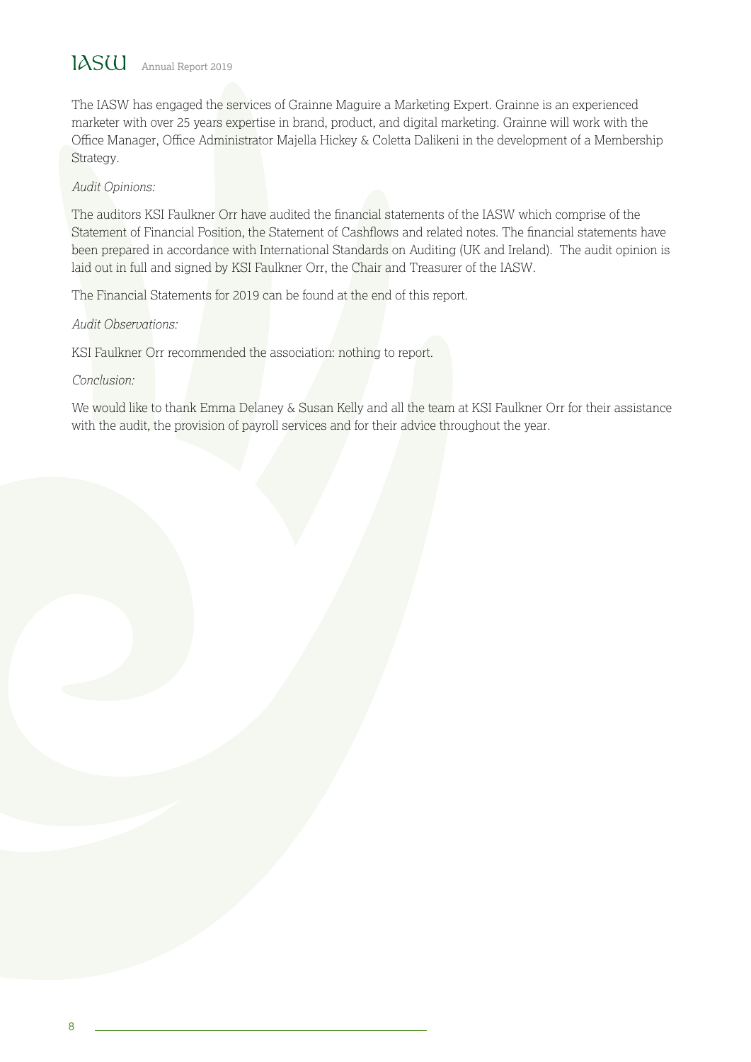The IASW has engaged the services of Grainne Maguire a Marketing Expert. Grainne is an experienced marketer with over 25 years expertise in brand, product, and digital marketing. Grainne will work with the Office Manager, Office Administrator Majella Hickey & Coletta Dalikeni in the development of a Membership Strategy.

*Audit Opinions:*

The auditors KSI Faulkner Orr have audited the financial statements of the IASW which comprise of the Statement of Financial Position, the Statement of Cashflows and related notes. The financial statements have been prepared in accordance with International Standards on Auditing (UK and Ireland). The audit opinion is laid out in full and signed by KSI Faulkner Orr, the Chair and Treasurer of the IASW.

The Financial Statements for 2019 can be found at the end of this report.

*Audit Observations:*

KSI Faulkner Orr recommended the association: nothing to report.

*Conclusion:*

We would like to thank Emma Delaney & Susan Kelly and all the team at KSI Faulkner Orr for their assistance with the audit, the provision of payroll services and for their advice throughout the year.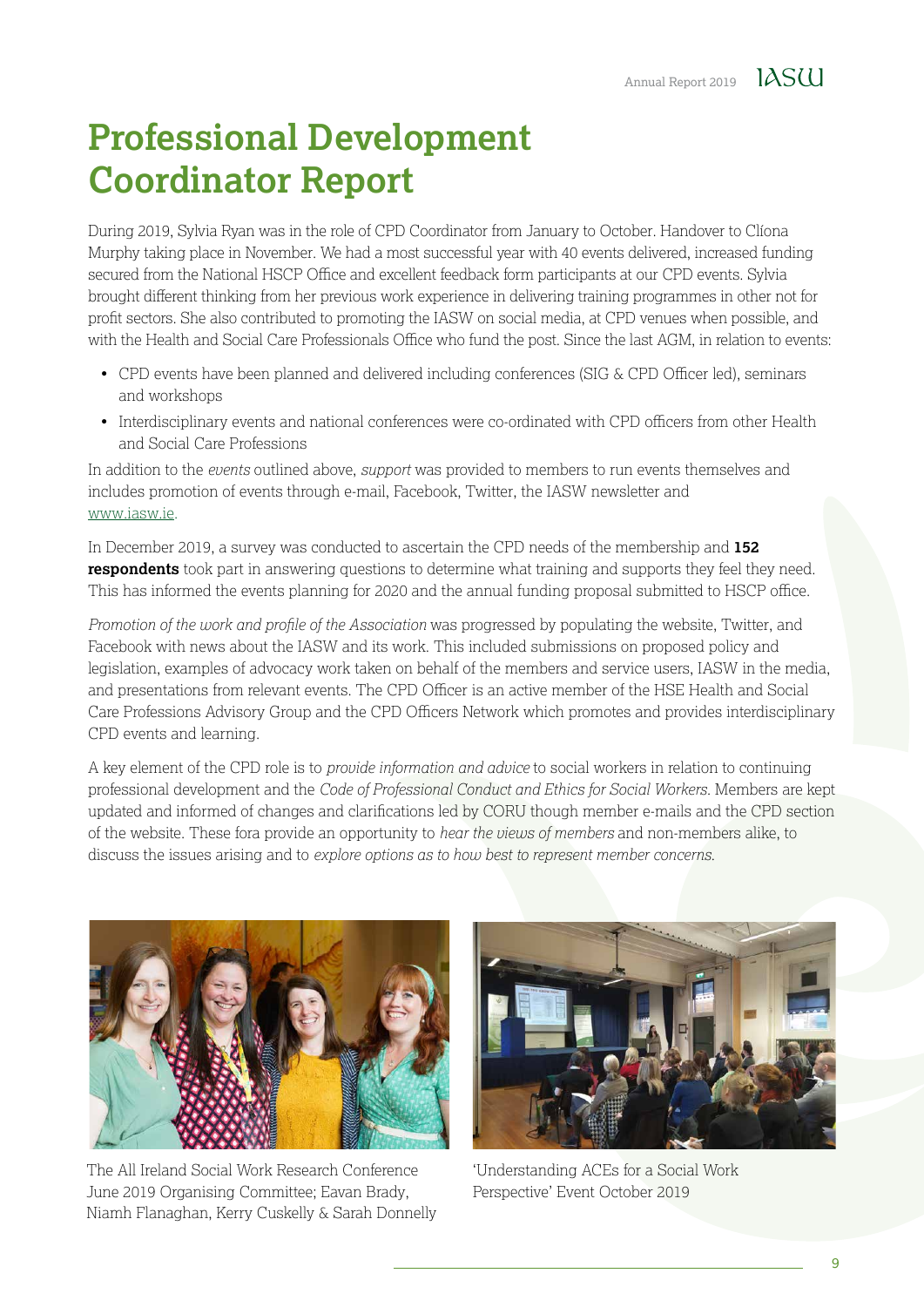# Professional Development Coordinator Report

During 2019, Sylvia Ryan was in the role of CPD Coordinator from January to October. Handover to Clíona Murphy taking place in November. We had a most successful year with 40 events delivered, increased funding secured from the National HSCP Office and excellent feedback form participants at our CPD events. Sylvia brought different thinking from her previous work experience in delivering training programmes in other not for profit sectors. She also contributed to promoting the IASW on social media, at CPD venues when possible, and with the Health and Social Care Professionals Office who fund the post. Since the last AGM, in relation to events:

- CPD events have been planned and delivered including conferences (SIG & CPD Officer led), seminars and workshops
- Interdisciplinary events and national conferences were co-ordinated with CPD officers from other Health and Social Care Professions

In addition to the *events* outlined above, *support* was provided to members to run events themselves and includes promotion of events through e-mail, Facebook, Twitter, the IASW newsletter and www.iasw.ie.

In December 2019, a survey was conducted to ascertain the CPD needs of the membership and **152 respondents** took part in answering questions to determine what training and supports they feel they need. This has informed the events planning for 2020 and the annual funding proposal submitted to HSCP office.

*Promotion of the work and profile of the Association* was progressed by populating the website, Twitter, and Facebook with news about the IASW and its work. This included submissions on proposed policy and legislation, examples of advocacy work taken on behalf of the members and service users, IASW in the media, and presentations from relevant events. The CPD Officer is an active member of the HSE Health and Social Care Professions Advisory Group and the CPD Officers Network which promotes and provides interdisciplinary CPD events and learning.

A key element of the CPD role is to *provide information and advice* to social workers in relation to continuing professional development and the *Code of Professional Conduct and Ethics for Social Workers.* Members are kept updated and informed of changes and clarifications led by CORU though member e-mails and the CPD section of the website. These fora provide an opportunity to *hear the views of members* and non-members alike, to discuss the issues arising and to *explore options as to how best to represent member concerns.*

The All Ireland Social Work Research Conference June 2019 Organising Committee; Eavan Brady, Niamh Flanaghan, Kerry Cuskelly & Sarah Donnelly

'Understanding ACEs for a Social Work Perspective' Event October 2019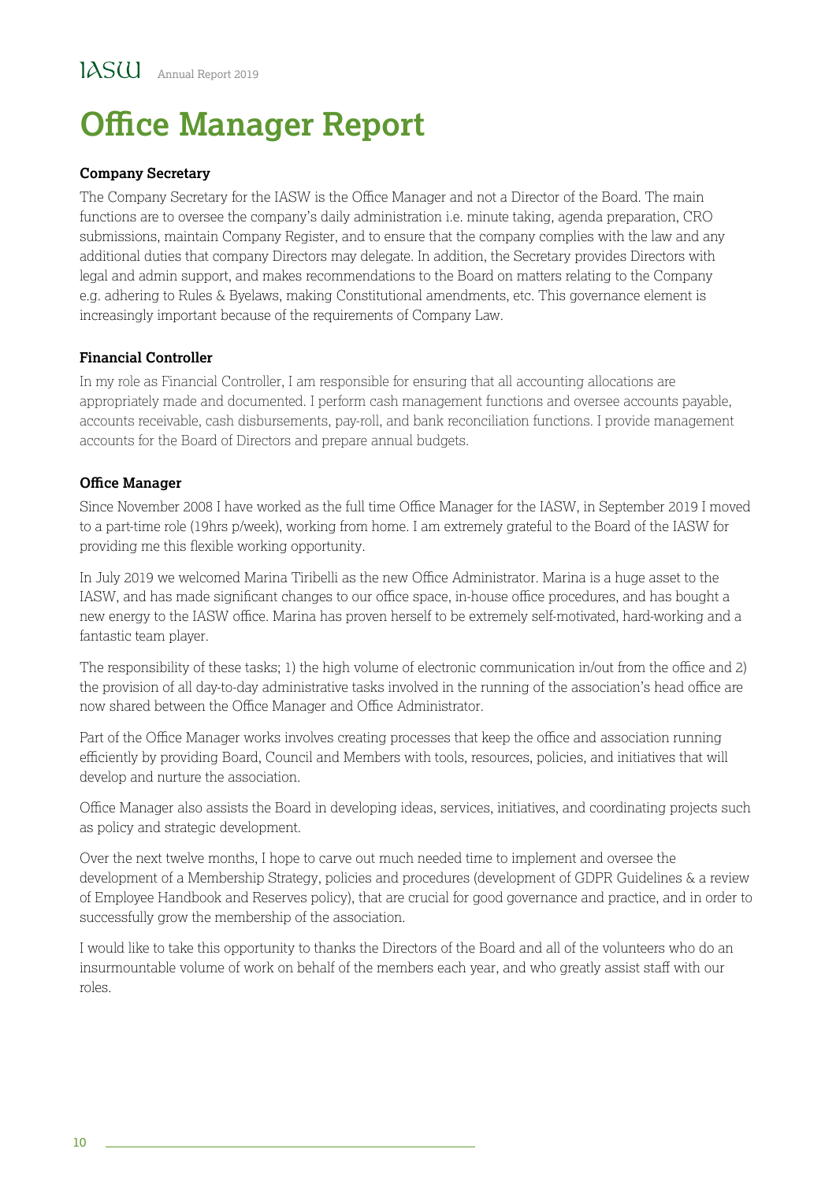# Office Manager Report

**Company Secretary**

The Company Secretary for the IASW is the Office Manager and not a Director of the Board. The main functions are to oversee the company's daily administration i.e. minute taking, agenda preparation, CRO submissions, maintain Company Register, and to ensure that the company complies with the law and any additional duties that company Directors may delegate. In addition, the Secretary provides Directors with legal and admin support, and makes recommendations to the Board on matters relating to the Company e.g. adhering to Rules & Byelaws, making Constitutional amendments, etc. This governance element is increasingly important because of the requirements of Company Law.

**Financial Controller**

In my role as Financial Controller, I am responsible for ensuring that all accounting allocations are appropriately made and documented. I perform cash management functions and oversee accounts payable, accounts receivable, cash disbursements, pay-roll, and bank reconciliation functions. I provide management accounts for the Board of Directors and prepare annual budgets.

**Office Manager**

Since November 2008 I have worked as the full time Office Manager for the IASW, in September 2019 I moved to a part-time role (19hrs p/week), working from home. I am extremely grateful to the Board of the IASW for providing me this flexible working opportunity.

In July 2019 we welcomed Marina Tiribelli as the new Office Administrator. Marina is a huge asset to the IASW, and has made significant changes to our office space, in-house office procedures, and has bought a new energy to the IASW office. Marina has proven herself to be extremely self-motivated, hard-working and a fantastic team player.

The responsibility of these tasks; 1) the high volume of electronic communication in/out from the office and 2) the provision of all day-to-day administrative tasks involved in the running of the association's head office are now shared between the Office Manager and Office Administrator.

Part of the Office Manager works involves creating processes that keep the office and association running efficiently by providing Board, Council and Members with tools, resources, policies, and initiatives that will develop and nurture the association.

Office Manager also assists the Board in developing ideas, services, initiatives, and coordinating projects such as policy and strategic development.

Over the next twelve months, I hope to carve out much needed time to implement and oversee the development of a Membership Strategy, policies and procedures (development of GDPR Guidelines & a review of Employee Handbook and Reserves policy), that are crucial for good governance and practice, and in order to successfully grow the membership of the association.

I would like to take this opportunity to thanks the Directors of the Board and all of the volunteers who do an insurmountable volume of work on behalf of the members each year, and who greatly assist staff with our roles.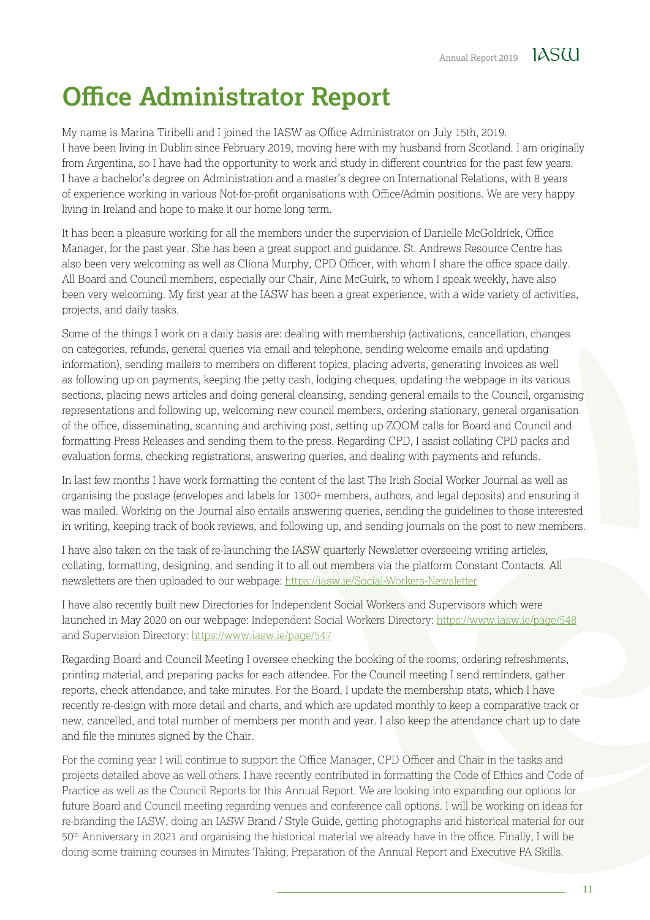# Office Administrator Report

My name is Marina Tiribelli and I joined the IASW as Office Administrator on July 15th, 2019. I have been living in Dublin since February 2019, moving here with my husband from Scotland. I am originally from Argentina, so I have had the opportunity to work and study in different countries for the past few years. I have a bachelor's degree on Administration and a master's degree on International Relations, with 8 years of experience working in various Not-for-profit organisations with Office/Admin positions. We are very happy living in Ireland and hope to make it our home long term.

It has been a pleasure working for all the members under the supervision of Danielle McGoldrick, Office Manager, for the past year. She has been a great support and guidance. St. Andrews Resource Centre has also been very welcoming as well as Clíona Murphy, CPD Officer, with whom I share the office space daily. All Board and Council members, especially our Chair, Aine McGuirk, to whom I speak weekly, have also been very welcoming. My first year at the IASW has been a great experience, with a wide variety of activities, projects, and daily tasks.

Some of the things I work on a daily basis are: dealing with membership (activations, cancellation, changes on categories, refunds, general queries via email and telephone, sending welcome emails and updating information), sending mailers to members on different topics, placing adverts, generating invoices as well as following up on payments, keeping the petty cash, lodging cheques, updating the webpage in its various sections, placing news articles and doing general cleansing, sending general emails to the Council, organising representations and following up, welcoming new council members, ordering stationary, general organisation of the office, disseminating, scanning and archiving post, setting up ZOOM calls for Board and Council and formatting Press Releases and sending them to the press. Regarding CPD, I assist collating CPD packs and evaluation forms, checking registrations, answering queries, and dealing with payments and refunds.

In last few months I have work formatting the content of the last The Irish Social Worker Journal as well as organising the postage (envelopes and labels for 1300+ members, authors, and legal deposits) and ensuring it was mailed. Working on the Journal also entails answering queries, sending the guidelines to those interested in writing, keeping track of book reviews, and following up, and sending journals on the post to new members.

I have also taken on the task of re-launching the IASW quarterly Newsletter overseeing writing articles, collating, formatting, designing, and sending it to all out members via the platform Constant Contacts. All newsletters are then uploaded to our webpage: https://iasw.ie/Social-Workers-Newsletter

I have also recently built new Directories for Independent Social Workers and Supervisors which were launched in May 2020 on our webpage: Independent Social Workers Directory: https://www.iasw.ie/page/548 and Supervision Directory: https://www.iasw.ie/page/547

Regarding Board and Council Meeting I oversee checking the booking of the rooms, ordering refreshments, printing material, and preparing packs for each attendee. For the Council meeting I send reminders, gather reports, check attendance, and take minutes. For the Board, I update the membership stats, which I have recently re-design with more detail and charts, and which are updated monthly to keep a comparative track or new, cancelled, and total number of members per month and year. I also keep the attendance chart up to date and file the minutes signed by the Chair.

For the coming year I will continue to support the Office Manager, CPD Officer and Chair in the tasks and projects detailed above as well others. I have recently contributed in formatting the Code of Ethics and Code of Practice as well as the Council Reports for this Annual Report. We are looking into expanding our options for future Board and Council meeting regarding venues and conference call options. I will be working on ideas for re-branding the IASW, doing an IASW Brand / Style Guide, getting photographs and historical material for our 50th Anniversary in 2021 and organising the historical material we already have in the office. Finally, I will be doing some training courses in Minutes Taking, Preparation of the Annual Report and Executive PA Skills.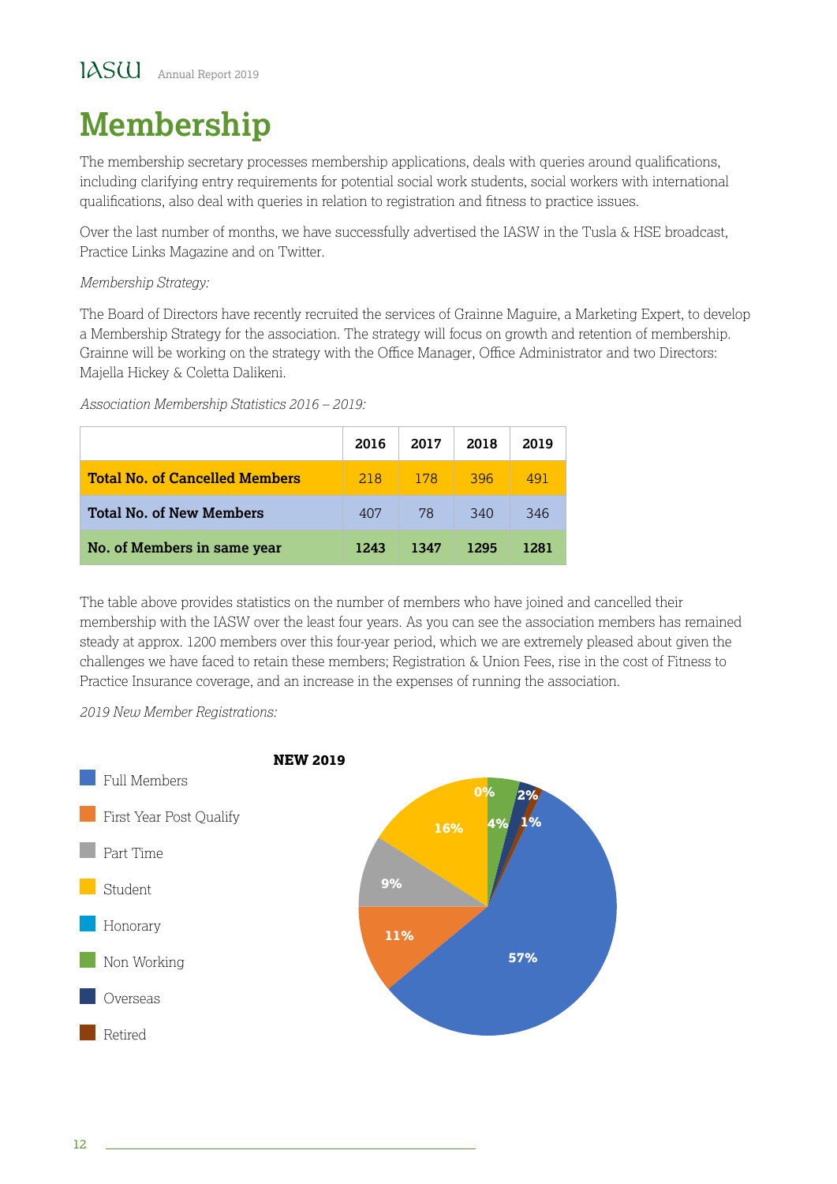# Membership

The membership secretary processes membership applications, deals with queries around qualifications, including clarifying entry requirements for potential social work students, social workers with international qualifications, also deal with queries in relation to registration and fitness to practice issues.

Over the last number of months, we have successfully advertised the IASW in the Tusla & HSE broadcast, Practice Links Magazine and on Twitter.

*Membership Strategy:*

The Board of Directors have recently recruited the services of Grainne Maguire, a Marketing Expert, to develop a Membership Strategy for the association. The strategy will focus on growth and retention of membership. Grainne will be working on the strategy with the Office Manager, Office Administrator and two Directors: Majella Hickey & Coletta Dalikeni.

*Association Membership Statistics 2016 – 2019:*

| | 2016 | 2017 | 2018 | 2019 |
|---|---|---|---|---|
| **Total No. of Cancelled Members** | 218 | 178 | 396 | 491 |
| **Total No. of New Members** | 407 | 78 | 340 | 346 |
| **No. of Members in same year** | **1243** | **1347** | **1295** | **1281** |

The table above provides statistics on the number of members who have joined and cancelled their membership with the IASW over the least four years. As you can see the association members has remained steady at approx. 1200 members over this four-year period, which we are extremely pleased about given the challenges we have faced to retain these members; Registration & Union Fees, rise in the cost of Fitness to Practice Insurance coverage, and an increase in the expenses of running the association.

*2019 New Member Registrations:*

**NEW 2019**

| Category | % |
|---|---|
| Full Members | 57% |
| First Year Post Qualify | 11% |
| Part Time | 9% |
| Student | 16% |
| Honorary | 0% |
| Non Working | 4% |
| Overseas | 2% |
| Retired | 1% |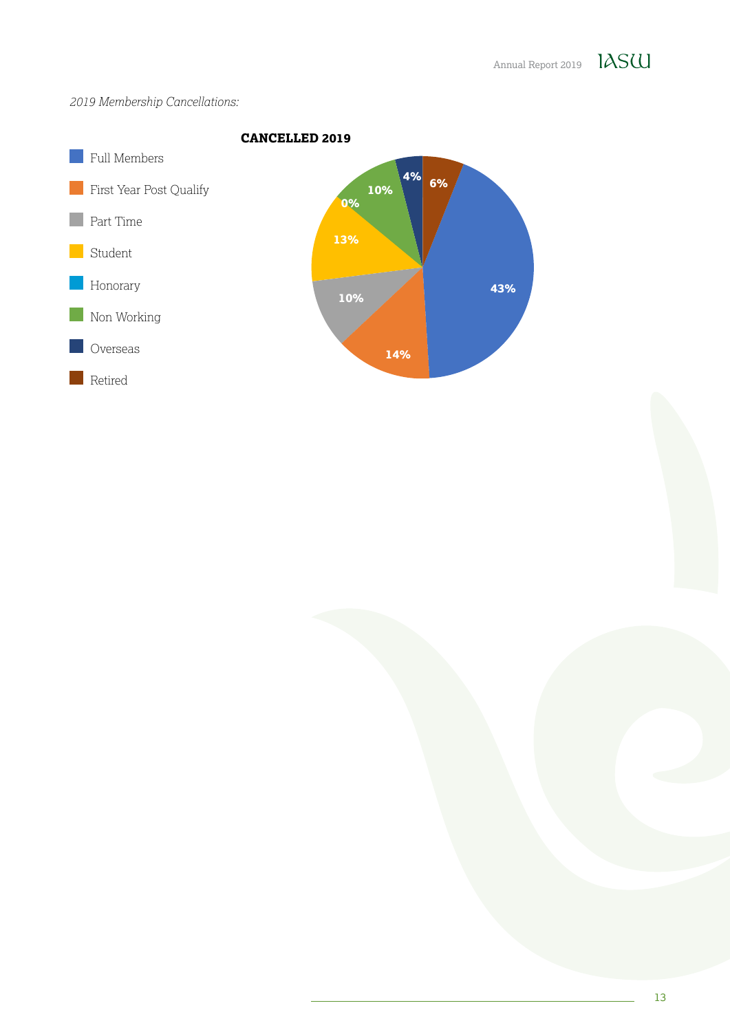*2019 Membership Cancellations:*

**CANCELLED 2019**

| Category | Percentage |
|---|---|
| Full Members | 43% |
| First Year Post Qualify | 14% |
| Part Time | 10% |
| Student | 13% |
| Honorary | 0% |
| Non Working | 10% |
| Overseas | 4% |
| Retired | 6% |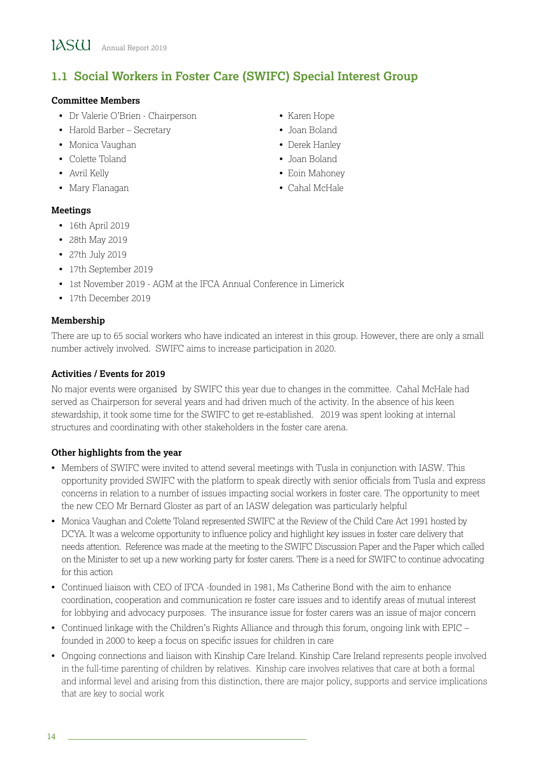## 1.1 Social Workers in Foster Care (SWIFC) Special Interest Group

### Committee Members

- Dr Valerie O'Brien - Chairperson
- Harold Barber – Secretary
- Monica Vaughan
- Colette Toland
- Avril Kelly
- Mary Flanagan
- Karen Hope
- Joan Boland
- Derek Hanley
- Joan Boland
- Eoin Mahoney
- Cahal McHale

### Meetings

- 16th April 2019
- 28th May 2019
- 27th July 2019
- 17th September 2019
- 1st November 2019 - AGM at the IFCA Annual Conference in Limerick
- 17th December 2019

### Membership

There are up to 65 social workers who have indicated an interest in this group. However, there are only a small number actively involved. SWIFC aims to increase participation in 2020.

### Activities / Events for 2019

No major events were organised by SWIFC this year due to changes in the committee. Cahal McHale had served as Chairperson for several years and had driven much of the activity. In the absence of his keen stewardship, it took some time for the SWIFC to get re-established. 2019 was spent looking at internal structures and coordinating with other stakeholders in the foster care arena.

### Other highlights from the year

- Members of SWIFC were invited to attend several meetings with Tusla in conjunction with IASW. This opportunity provided SWIFC with the platform to speak directly with senior officials from Tusla and express concerns in relation to a number of issues impacting social workers in foster care. The opportunity to meet the new CEO Mr Bernard Gloster as part of an IASW delegation was particularly helpful
- Monica Vaughan and Colette Toland represented SWIFC at the Review of the Child Care Act 1991 hosted by DCYA. It was a welcome opportunity to influence policy and highlight key issues in foster care delivery that needs attention. Reference was made at the meeting to the SWIFC Discussion Paper and the Paper which called on the Minister to set up a new working party for foster carers. There is a need for SWIFC to continue advocating for this action
- Continued liaison with CEO of IFCA -founded in 1981, Ms Catherine Bond with the aim to enhance coordination, cooperation and communication re foster care issues and to identify areas of mutual interest for lobbying and advocacy purposes. The insurance issue for foster carers was an issue of major concern
- Continued linkage with the Children's Rights Alliance and through this forum, ongoing link with EPIC – founded in 2000 to keep a focus on specific issues for children in care
- Ongoing connections and liaison with Kinship Care Ireland. Kinship Care Ireland represents people involved in the full-time parenting of children by relatives. Kinship care involves relatives that care at both a formal and informal level and arising from this distinction, there are major policy, supports and service implications that are key to social work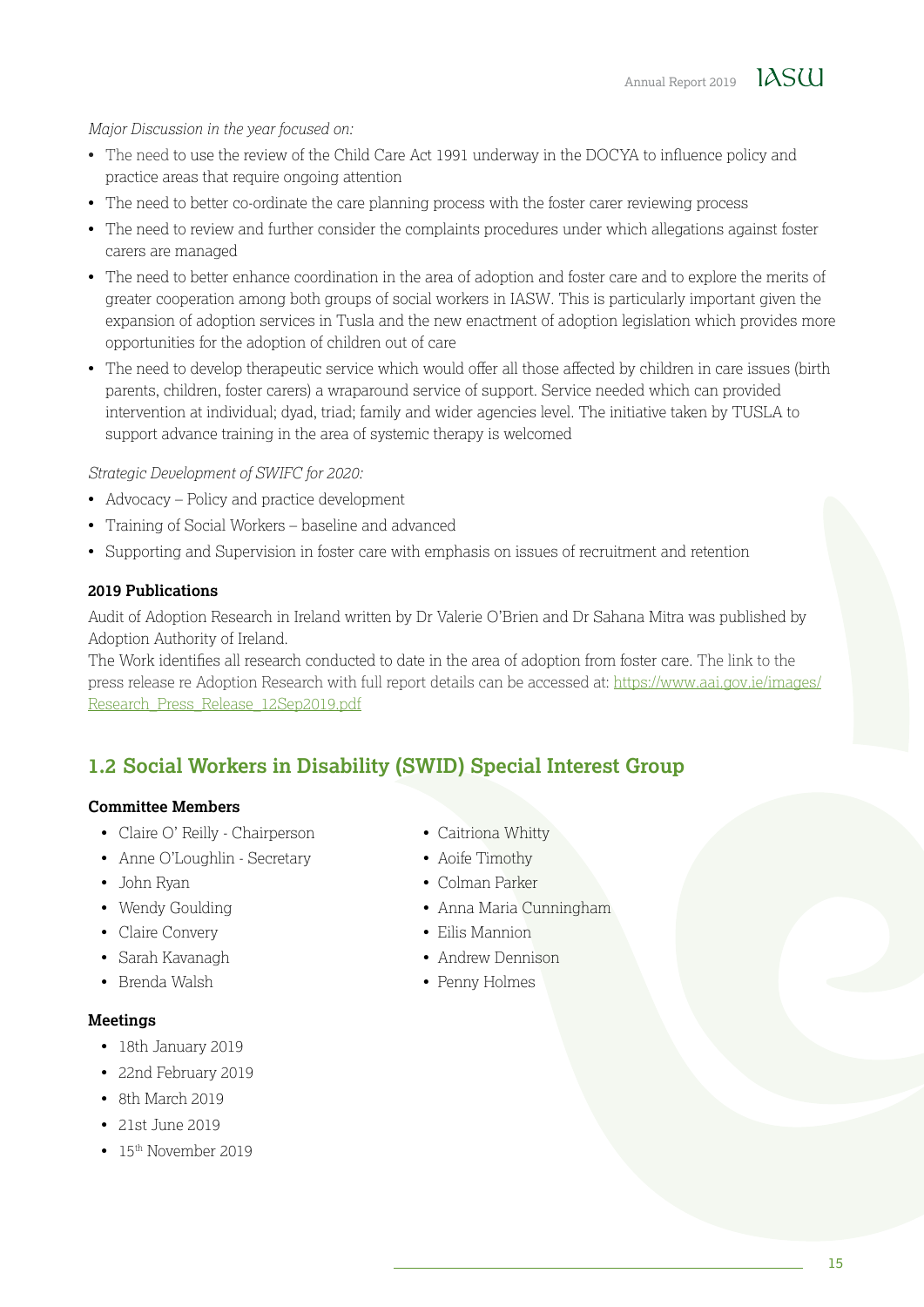*Major Discussion in the year focused on:*

- The need to use the review of the Child Care Act 1991 underway in the DOCYA to influence policy and practice areas that require ongoing attention
- The need to better co-ordinate the care planning process with the foster carer reviewing process
- The need to review and further consider the complaints procedures under which allegations against foster carers are managed
- The need to better enhance coordination in the area of adoption and foster care and to explore the merits of greater cooperation among both groups of social workers in IASW. This is particularly important given the expansion of adoption services in Tusla and the new enactment of adoption legislation which provides more opportunities for the adoption of children out of care
- The need to develop therapeutic service which would offer all those affected by children in care issues (birth parents, children, foster carers) a wraparound service of support. Service needed which can provided intervention at individual; dyad, triad; family and wider agencies level. The initiative taken by TUSLA to support advance training in the area of systemic therapy is welcomed

*Strategic Development of SWIFC for 2020:*

- Advocacy – Policy and practice development
- Training of Social Workers – baseline and advanced
- Supporting and Supervision in foster care with emphasis on issues of recruitment and retention

**2019 Publications**

Audit of Adoption Research in Ireland written by Dr Valerie O'Brien and Dr Sahana Mitra was published by Adoption Authority of Ireland.
The Work identifies all research conducted to date in the area of adoption from foster care. The link to the press release re Adoption Research with full report details can be accessed at: https://www.aai.gov.ie/images/Research_Press_Release_12Sep2019.pdf

## 1.2 Social Workers in Disability (SWID) Special Interest Group

**Committee Members**

- Claire O' Reilly - Chairperson
- Anne O'Loughlin - Secretary
- John Ryan
- Wendy Goulding
- Claire Convery
- Sarah Kavanagh
- Brenda Walsh
- Caitriona Whitty
- Aoife Timothy
- Colman Parker
- Anna Maria Cunningham
- Eilis Mannion
- Andrew Dennison
- Penny Holmes

**Meetings**

- 18th January 2019
- 22nd February 2019
- 8th March 2019
- 21st June 2019
- 15th November 2019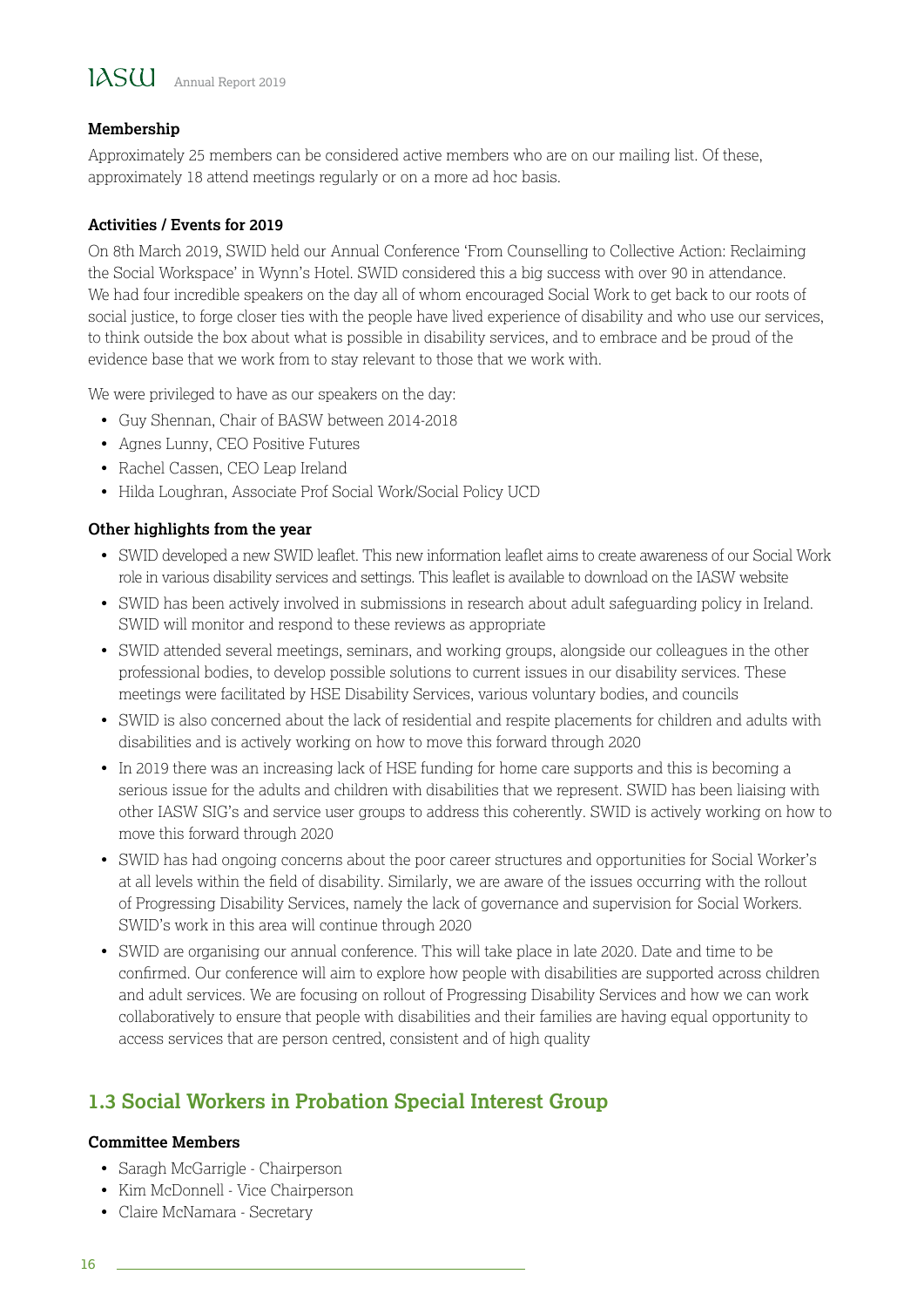**Membership**

Approximately 25 members can be considered active members who are on our mailing list. Of these, approximately 18 attend meetings regularly or on a more ad hoc basis.

**Activities / Events for 2019**

On 8th March 2019, SWID held our Annual Conference 'From Counselling to Collective Action: Reclaiming the Social Workspace' in Wynn's Hotel. SWID considered this a big success with over 90 in attendance. We had four incredible speakers on the day all of whom encouraged Social Work to get back to our roots of social justice, to forge closer ties with the people have lived experience of disability and who use our services, to think outside the box about what is possible in disability services, and to embrace and be proud of the evidence base that we work from to stay relevant to those that we work with.

We were privileged to have as our speakers on the day:

- Guy Shennan, Chair of BASW between 2014-2018
- Agnes Lunny, CEO Positive Futures
- Rachel Cassen, CEO Leap Ireland
- Hilda Loughran, Associate Prof Social Work/Social Policy UCD

**Other highlights from the year**

- SWID developed a new SWID leaflet. This new information leaflet aims to create awareness of our Social Work role in various disability services and settings. This leaflet is available to download on the IASW website
- SWID has been actively involved in submissions in research about adult safeguarding policy in Ireland. SWID will monitor and respond to these reviews as appropriate
- SWID attended several meetings, seminars, and working groups, alongside our colleagues in the other professional bodies, to develop possible solutions to current issues in our disability services. These meetings were facilitated by HSE Disability Services, various voluntary bodies, and councils
- SWID is also concerned about the lack of residential and respite placements for children and adults with disabilities and is actively working on how to move this forward through 2020
- In 2019 there was an increasing lack of HSE funding for home care supports and this is becoming a serious issue for the adults and children with disabilities that we represent. SWID has been liaising with other IASW SIG's and service user groups to address this coherently. SWID is actively working on how to move this forward through 2020
- SWID has had ongoing concerns about the poor career structures and opportunities for Social Worker's at all levels within the field of disability. Similarly, we are aware of the issues occurring with the rollout of Progressing Disability Services, namely the lack of governance and supervision for Social Workers. SWID's work in this area will continue through 2020
- SWID are organising our annual conference. This will take place in late 2020. Date and time to be confirmed. Our conference will aim to explore how people with disabilities are supported across children and adult services. We are focusing on rollout of Progressing Disability Services and how we can work collaboratively to ensure that people with disabilities and their families are having equal opportunity to access services that are person centred, consistent and of high quality

## 1.3 Social Workers in Probation Special Interest Group

**Committee Members**

- Saragh McGarrigle - Chairperson
- Kim McDonnell - Vice Chairperson
- Claire McNamara - Secretary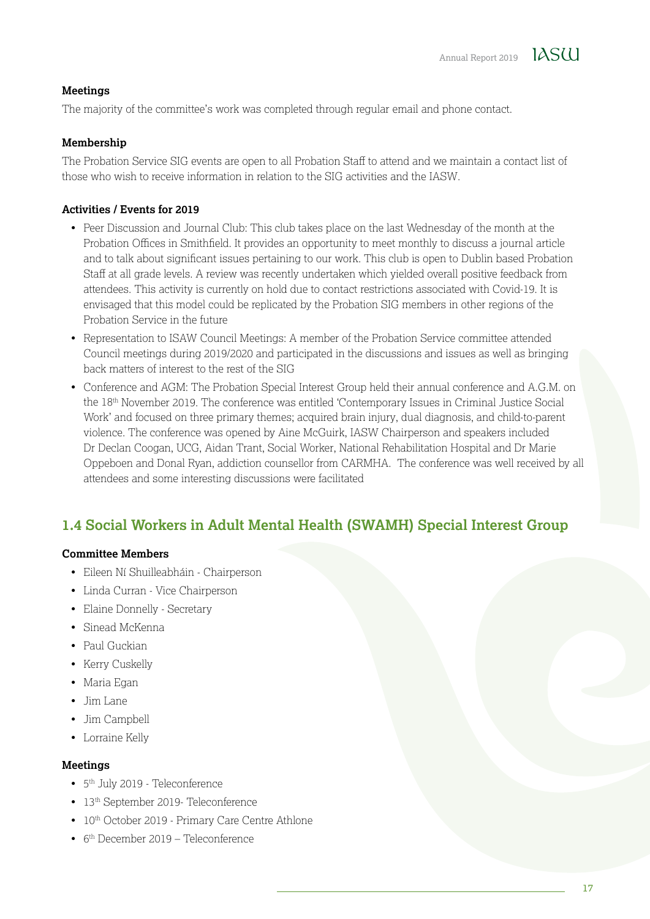**Meetings**

The majority of the committee's work was completed through regular email and phone contact.

**Membership**

The Probation Service SIG events are open to all Probation Staff to attend and we maintain a contact list of those who wish to receive information in relation to the SIG activities and the IASW.

**Activities / Events for 2019**

- Peer Discussion and Journal Club: This club takes place on the last Wednesday of the month at the Probation Offices in Smithfield. It provides an opportunity to meet monthly to discuss a journal article and to talk about significant issues pertaining to our work. This club is open to Dublin based Probation Staff at all grade levels. A review was recently undertaken which yielded overall positive feedback from attendees. This activity is currently on hold due to contact restrictions associated with Covid-19. It is envisaged that this model could be replicated by the Probation SIG members in other regions of the Probation Service in the future
- Representation to ISAW Council Meetings: A member of the Probation Service committee attended Council meetings during 2019/2020 and participated in the discussions and issues as well as bringing back matters of interest to the rest of the SIG
- Conference and AGM: The Probation Special Interest Group held their annual conference and A.G.M. on the 18th November 2019. The conference was entitled 'Contemporary Issues in Criminal Justice Social Work' and focused on three primary themes; acquired brain injury, dual diagnosis, and child-to-parent violence. The conference was opened by Aine McGuirk, IASW Chairperson and speakers included Dr Declan Coogan, UCG, Aidan Trant, Social Worker, National Rehabilitation Hospital and Dr Marie Oppeboen and Donal Ryan, addiction counsellor from CARMHA. The conference was well received by all attendees and some interesting discussions were facilitated

## 1.4 Social Workers in Adult Mental Health (SWAMH) Special Interest Group

**Committee Members**

- Eileen Ní Shuilleabháin - Chairperson
- Linda Curran - Vice Chairperson
- Elaine Donnelly - Secretary
- Sinead McKenna
- Paul Guckian
- Kerry Cuskelly
- Maria Egan
- Jim Lane
- Jim Campbell
- Lorraine Kelly

**Meetings**

- 5th July 2019 - Teleconference
- 13th September 2019- Teleconference
- 10th October 2019 - Primary Care Centre Athlone
- 6th December 2019 – Teleconference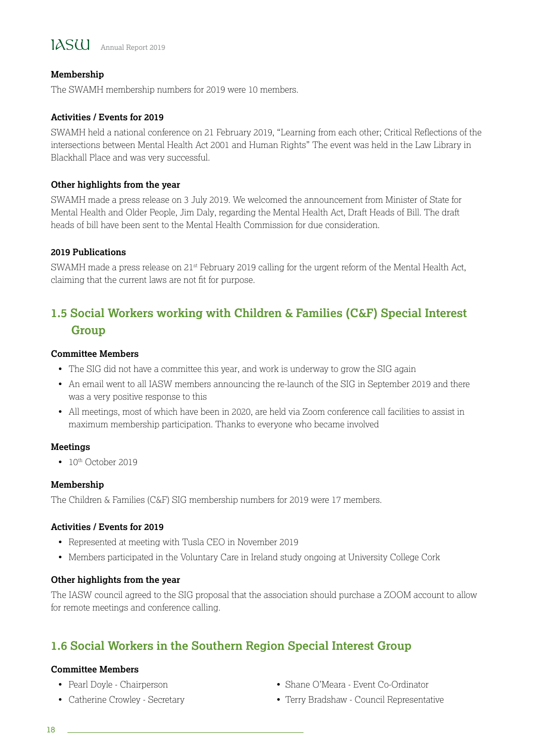#### Membership

The SWAMH membership numbers for 2019 were 10 members.

#### Activities / Events for 2019

SWAMH held a national conference on 21 February 2019, "Learning from each other; Critical Reflections of the intersections between Mental Health Act 2001 and Human Rights" The event was held in the Law Library in Blackhall Place and was very successful.

#### Other highlights from the year

SWAMH made a press release on 3 July 2019. We welcomed the announcement from Minister of State for Mental Health and Older People, Jim Daly, regarding the Mental Health Act, Draft Heads of Bill. The draft heads of bill have been sent to the Mental Health Commission for due consideration.

#### 2019 Publications

SWAMH made a press release on 21st February 2019 calling for the urgent reform of the Mental Health Act, claiming that the current laws are not fit for purpose.

## 1.5 Social Workers working with Children & Families (C&F) Special Interest Group

#### Committee Members

- The SIG did not have a committee this year, and work is underway to grow the SIG again
- An email went to all IASW members announcing the re-launch of the SIG in September 2019 and there was a very positive response to this
- All meetings, most of which have been in 2020, are held via Zoom conference call facilities to assist in maximum membership participation. Thanks to everyone who became involved

#### Meetings

- 10th October 2019

#### Membership

The Children & Families (C&F) SIG membership numbers for 2019 were 17 members.

#### Activities / Events for 2019

- Represented at meeting with Tusla CEO in November 2019
- Members participated in the Voluntary Care in Ireland study ongoing at University College Cork

#### Other highlights from the year

The IASW council agreed to the SIG proposal that the association should purchase a ZOOM account to allow for remote meetings and conference calling.

## 1.6 Social Workers in the Southern Region Special Interest Group

#### Committee Members

- Pearl Doyle - Chairperson
- Catherine Crowley - Secretary
- Shane O'Meara - Event Co-Ordinator
- Terry Bradshaw - Council Representative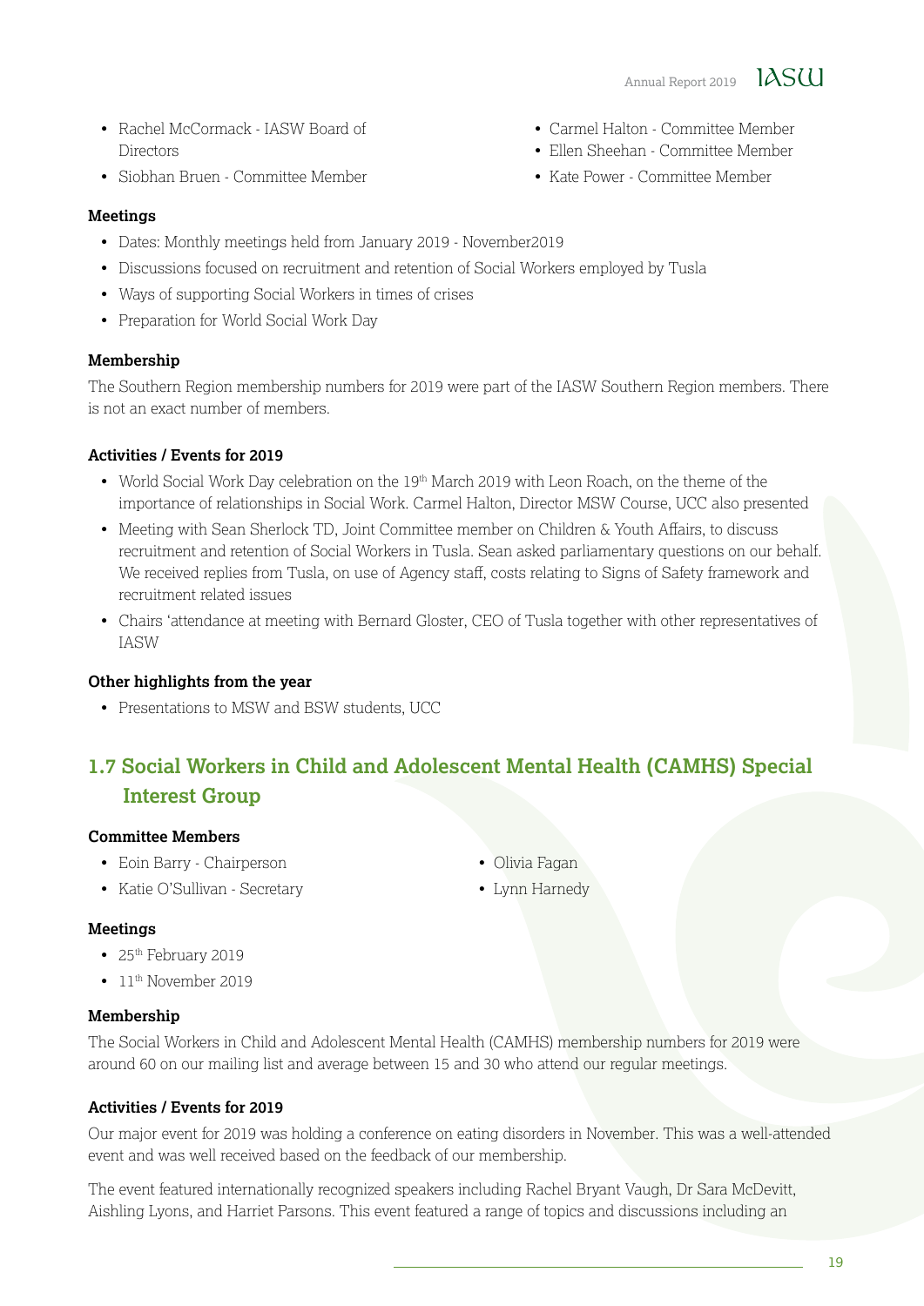- Rachel McCormack - IASW Board of Directors
- Siobhan Bruen - Committee Member
- Carmel Halton - Committee Member
- Ellen Sheehan - Committee Member
- Kate Power - Committee Member

**Meetings**

- Dates: Monthly meetings held from January 2019 - November2019
- Discussions focused on recruitment and retention of Social Workers employed by Tusla
- Ways of supporting Social Workers in times of crises
- Preparation for World Social Work Day

**Membership**

The Southern Region membership numbers for 2019 were part of the IASW Southern Region members. There is not an exact number of members.

**Activities / Events for 2019**

- World Social Work Day celebration on the 19th March 2019 with Leon Roach, on the theme of the importance of relationships in Social Work. Carmel Halton, Director MSW Course, UCC also presented
- Meeting with Sean Sherlock TD, Joint Committee member on Children & Youth Affairs, to discuss recruitment and retention of Social Workers in Tusla. Sean asked parliamentary questions on our behalf. We received replies from Tusla, on use of Agency staff, costs relating to Signs of Safety framework and recruitment related issues
- Chairs 'attendance at meeting with Bernard Gloster, CEO of Tusla together with other representatives of IASW

**Other highlights from the year**

- Presentations to MSW and BSW students, UCC

## 1.7 Social Workers in Child and Adolescent Mental Health (CAMHS) Special Interest Group

**Committee Members**

- Eoin Barry - Chairperson
- Katie O'Sullivan - Secretary
- Olivia Fagan
- Lynn Harnedy

**Meetings**

- 25th February 2019
- 11th November 2019

**Membership**

The Social Workers in Child and Adolescent Mental Health (CAMHS) membership numbers for 2019 were around 60 on our mailing list and average between 15 and 30 who attend our regular meetings.

**Activities / Events for 2019**

Our major event for 2019 was holding a conference on eating disorders in November. This was a well-attended event and was well received based on the feedback of our membership.

The event featured internationally recognized speakers including Rachel Bryant Vaugh, Dr Sara McDevitt, Aishling Lyons, and Harriet Parsons. This event featured a range of topics and discussions including an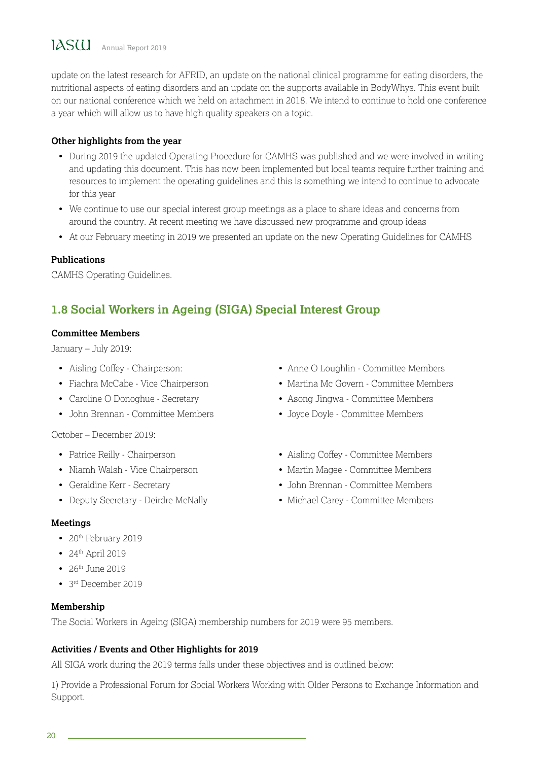update on the latest research for AFRID, an update on the national clinical programme for eating disorders, the nutritional aspects of eating disorders and an update on the supports available in BodyWhys. This event built on our national conference which we held on attachment in 2018. We intend to continue to hold one conference a year which will allow us to have high quality speakers on a topic.

**Other highlights from the year**

- During 2019 the updated Operating Procedure for CAMHS was published and we were involved in writing and updating this document. This has now been implemented but local teams require further training and resources to implement the operating guidelines and this is something we intend to continue to advocate for this year
- We continue to use our special interest group meetings as a place to share ideas and concerns from around the country. At recent meeting we have discussed new programme and group ideas
- At our February meeting in 2019 we presented an update on the new Operating Guidelines for CAMHS

**Publications**

CAMHS Operating Guidelines.

## 1.8 Social Workers in Ageing (SIGA) Special Interest Group

**Committee Members**

January – July 2019:

- Aisling Coffey - Chairperson:
- Fiachra McCabe - Vice Chairperson
- Caroline O Donoghue - Secretary
- John Brennan - Committee Members
- Anne O Loughlin - Committee Members
- Martina Mc Govern - Committee Members
- Asong Jingwa - Committee Members
- Joyce Doyle - Committee Members

October – December 2019:

- Patrice Reilly - Chairperson
- Niamh Walsh - Vice Chairperson
- Geraldine Kerr - Secretary
- Deputy Secretary - Deirdre McNally
- Aisling Coffey - Committee Members
- Martin Magee - Committee Members
- John Brennan - Committee Members
- Michael Carey - Committee Members

**Meetings**

- 20th February 2019
- 24th April 2019
- 26th June 2019
- 3rd December 2019

**Membership**

The Social Workers in Ageing (SIGA) membership numbers for 2019 were 95 members.

**Activities / Events and Other Highlights for 2019**

All SIGA work during the 2019 terms falls under these objectives and is outlined below:

1) Provide a Professional Forum for Social Workers Working with Older Persons to Exchange Information and Support.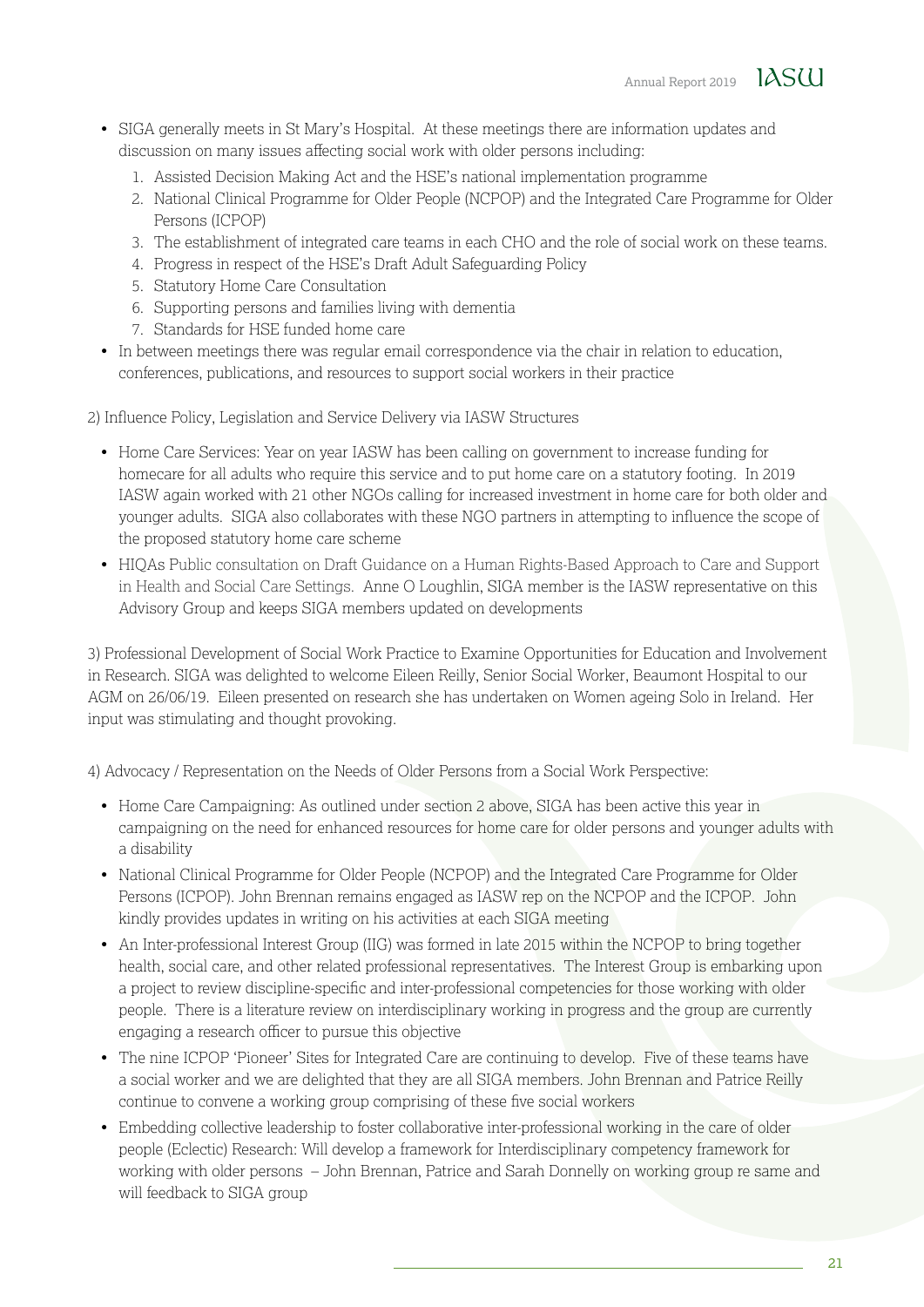- SIGA generally meets in St Mary's Hospital. At these meetings there are information updates and discussion on many issues affecting social work with older persons including:
  1. Assisted Decision Making Act and the HSE's national implementation programme
  2. National Clinical Programme for Older People (NCPOP) and the Integrated Care Programme for Older Persons (ICPOP)
  3. The establishment of integrated care teams in each CHO and the role of social work on these teams.
  4. Progress in respect of the HSE's Draft Adult Safeguarding Policy
  5. Statutory Home Care Consultation
  6. Supporting persons and families living with dementia
  7. Standards for HSE funded home care
- In between meetings there was regular email correspondence via the chair in relation to education, conferences, publications, and resources to support social workers in their practice

2) Influence Policy, Legislation and Service Delivery via IASW Structures

- Home Care Services: Year on year IASW has been calling on government to increase funding for homecare for all adults who require this service and to put home care on a statutory footing. In 2019 IASW again worked with 21 other NGOs calling for increased investment in home care for both older and younger adults. SIGA also collaborates with these NGO partners in attempting to influence the scope of the proposed statutory home care scheme
- HIQAs Public consultation on Draft Guidance on a Human Rights-Based Approach to Care and Support in Health and Social Care Settings. Anne O Loughlin, SIGA member is the IASW representative on this Advisory Group and keeps SIGA members updated on developments

3) Professional Development of Social Work Practice to Examine Opportunities for Education and Involvement in Research. SIGA was delighted to welcome Eileen Reilly, Senior Social Worker, Beaumont Hospital to our AGM on 26/06/19. Eileen presented on research she has undertaken on Women ageing Solo in Ireland. Her input was stimulating and thought provoking.

4) Advocacy / Representation on the Needs of Older Persons from a Social Work Perspective:

- Home Care Campaigning: As outlined under section 2 above, SIGA has been active this year in campaigning on the need for enhanced resources for home care for older persons and younger adults with a disability
- National Clinical Programme for Older People (NCPOP) and the Integrated Care Programme for Older Persons (ICPOP). John Brennan remains engaged as IASW rep on the NCPOP and the ICPOP. John kindly provides updates in writing on his activities at each SIGA meeting
- An Inter-professional Interest Group (IIG) was formed in late 2015 within the NCPOP to bring together health, social care, and other related professional representatives. The Interest Group is embarking upon a project to review discipline-specific and inter-professional competencies for those working with older people. There is a literature review on interdisciplinary working in progress and the group are currently engaging a research officer to pursue this objective
- The nine ICPOP 'Pioneer' Sites for Integrated Care are continuing to develop. Five of these teams have a social worker and we are delighted that they are all SIGA members. John Brennan and Patrice Reilly continue to convene a working group comprising of these five social workers
- Embedding collective leadership to foster collaborative inter-professional working in the care of older people (Eclectic) Research: Will develop a framework for Interdisciplinary competency framework for working with older persons – John Brennan, Patrice and Sarah Donnelly on working group re same and will feedback to SIGA group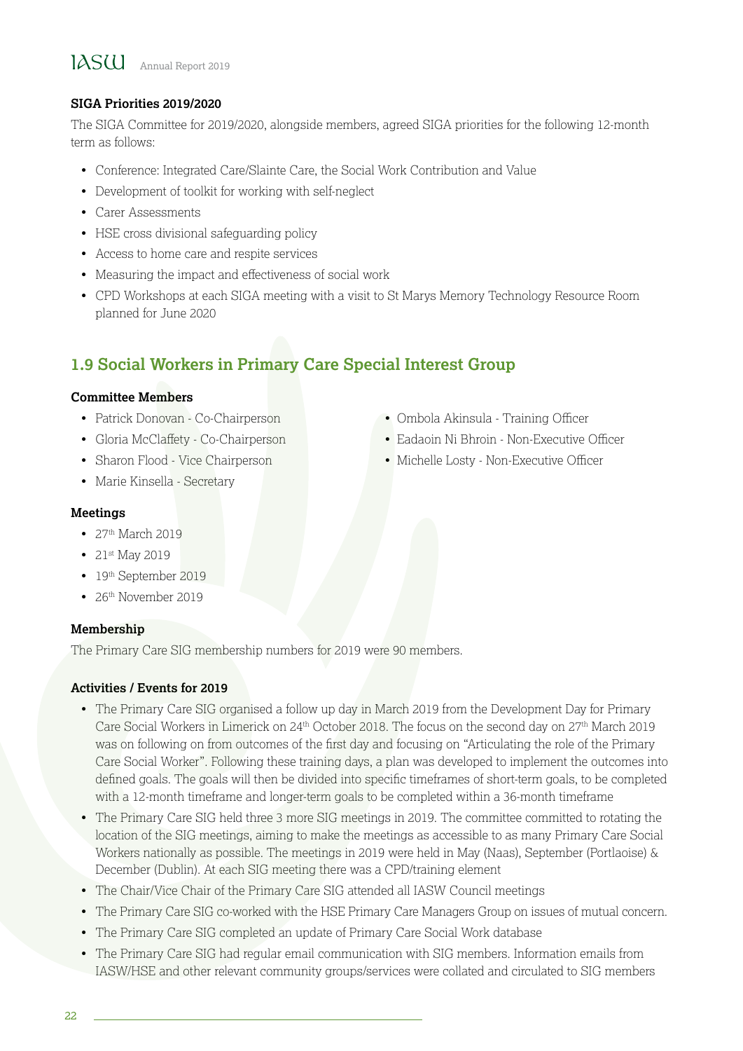**SIGA Priorities 2019/2020**

The SIGA Committee for 2019/2020, alongside members, agreed SIGA priorities for the following 12-month term as follows:

- Conference: Integrated Care/Slainte Care, the Social Work Contribution and Value
- Development of toolkit for working with self-neglect
- Carer Assessments
- HSE cross divisional safeguarding policy
- Access to home care and respite services
- Measuring the impact and effectiveness of social work
- CPD Workshops at each SIGA meeting with a visit to St Marys Memory Technology Resource Room planned for June 2020

## 1.9 Social Workers in Primary Care Special Interest Group

**Committee Members**

- Patrick Donovan - Co-Chairperson
- Gloria McClaffety - Co-Chairperson
- Sharon Flood - Vice Chairperson
- Marie Kinsella - Secretary
- Ombola Akinsula - Training Officer
- Eadaoin Ni Bhroin - Non-Executive Officer
- Michelle Losty - Non-Executive Officer

**Meetings**

- 27th March 2019
- 21st May 2019
- 19th September 2019
- 26th November 2019

**Membership**

The Primary Care SIG membership numbers for 2019 were 90 members.

**Activities / Events for 2019**

- The Primary Care SIG organised a follow up day in March 2019 from the Development Day for Primary Care Social Workers in Limerick on 24th October 2018. The focus on the second day on 27th March 2019 was on following on from outcomes of the first day and focusing on "Articulating the role of the Primary Care Social Worker". Following these training days, a plan was developed to implement the outcomes into defined goals. The goals will then be divided into specific timeframes of short-term goals, to be completed with a 12-month timeframe and longer-term goals to be completed within a 36-month timeframe
- The Primary Care SIG held three 3 more SIG meetings in 2019. The committee committed to rotating the location of the SIG meetings, aiming to make the meetings as accessible to as many Primary Care Social Workers nationally as possible. The meetings in 2019 were held in May (Naas), September (Portlaoise) & December (Dublin). At each SIG meeting there was a CPD/training element
- The Chair/Vice Chair of the Primary Care SIG attended all IASW Council meetings
- The Primary Care SIG co-worked with the HSE Primary Care Managers Group on issues of mutual concern.
- The Primary Care SIG completed an update of Primary Care Social Work database
- The Primary Care SIG had regular email communication with SIG members. Information emails from IASW/HSE and other relevant community groups/services were collated and circulated to SIG members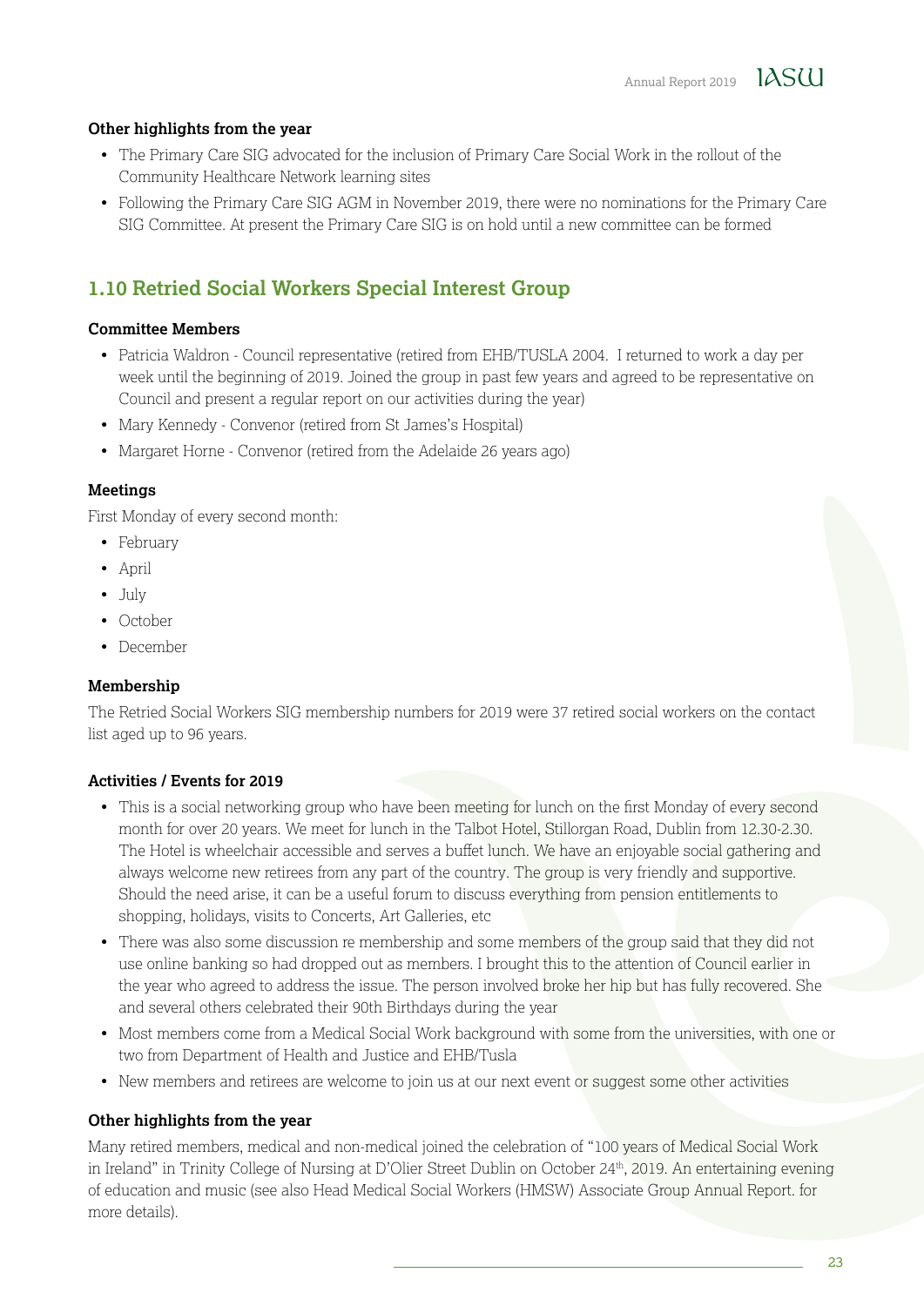### Other highlights from the year

- The Primary Care SIG advocated for the inclusion of Primary Care Social Work in the rollout of the Community Healthcare Network learning sites
- Following the Primary Care SIG AGM in November 2019, there were no nominations for the Primary Care SIG Committee. At present the Primary Care SIG is on hold until a new committee can be formed

## 1.10 Retried Social Workers Special Interest Group

### Committee Members

- Patricia Waldron - Council representative (retired from EHB/TUSLA 2004. I returned to work a day per week until the beginning of 2019. Joined the group in past few years and agreed to be representative on Council and present a regular report on our activities during the year)
- Mary Kennedy - Convenor (retired from St James's Hospital)
- Margaret Horne - Convenor (retired from the Adelaide 26 years ago)

### Meetings

First Monday of every second month:

- February
- April
- July
- October
- December

### Membership

The Retried Social Workers SIG membership numbers for 2019 were 37 retired social workers on the contact list aged up to 96 years.

### Activities / Events for 2019

- This is a social networking group who have been meeting for lunch on the first Monday of every second month for over 20 years. We meet for lunch in the Talbot Hotel, Stillorgan Road, Dublin from 12.30-2.30. The Hotel is wheelchair accessible and serves a buffet lunch. We have an enjoyable social gathering and always welcome new retirees from any part of the country. The group is very friendly and supportive. Should the need arise, it can be a useful forum to discuss everything from pension entitlements to shopping, holidays, visits to Concerts, Art Galleries, etc
- There was also some discussion re membership and some members of the group said that they did not use online banking so had dropped out as members. I brought this to the attention of Council earlier in the year who agreed to address the issue. The person involved broke her hip but has fully recovered. She and several others celebrated their 90th Birthdays during the year
- Most members come from a Medical Social Work background with some from the universities, with one or two from Department of Health and Justice and EHB/Tusla
- New members and retirees are welcome to join us at our next event or suggest some other activities

### Other highlights from the year

Many retired members, medical and non-medical joined the celebration of "100 years of Medical Social Work in Ireland" in Trinity College of Nursing at D'Olier Street Dublin on October 24th, 2019. An entertaining evening of education and music (see also Head Medical Social Workers (HMSW) Associate Group Annual Report. for more details).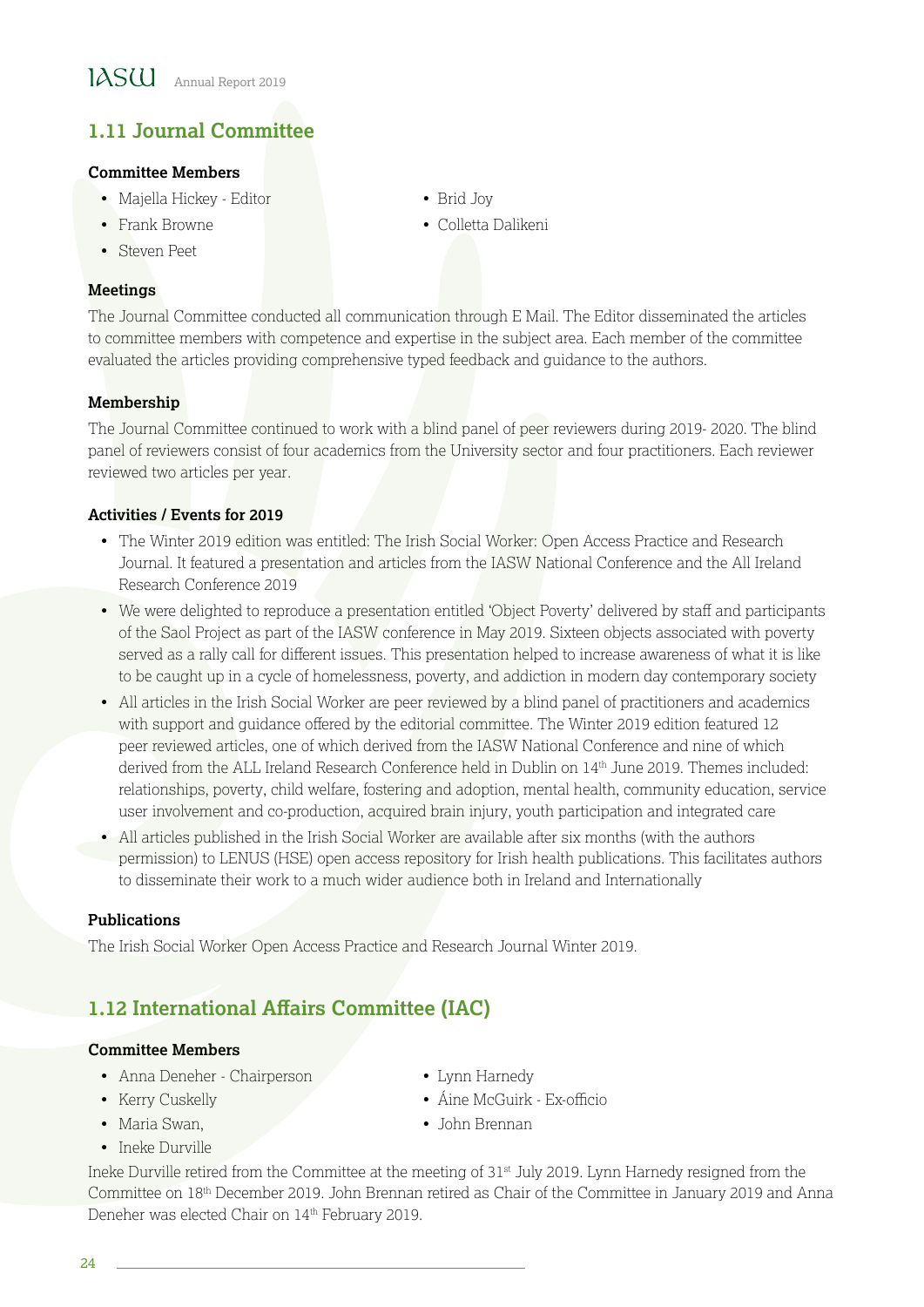## 1.11 Journal Committee

**Committee Members**

- Majella Hickey - Editor
- Frank Browne
- Steven Peet
- Brid Joy
- Colletta Dalikeni

**Meetings**

The Journal Committee conducted all communication through E Mail. The Editor disseminated the articles to committee members with competence and expertise in the subject area. Each member of the committee evaluated the articles providing comprehensive typed feedback and guidance to the authors.

**Membership**

The Journal Committee continued to work with a blind panel of peer reviewers during 2019- 2020. The blind panel of reviewers consist of four academics from the University sector and four practitioners. Each reviewer reviewed two articles per year.

**Activities / Events for 2019**

- The Winter 2019 edition was entitled: The Irish Social Worker: Open Access Practice and Research Journal. It featured a presentation and articles from the IASW National Conference and the All Ireland Research Conference 2019
- We were delighted to reproduce a presentation entitled 'Object Poverty' delivered by staff and participants of the Saol Project as part of the IASW conference in May 2019. Sixteen objects associated with poverty served as a rally call for different issues. This presentation helped to increase awareness of what it is like to be caught up in a cycle of homelessness, poverty, and addiction in modern day contemporary society
- All articles in the Irish Social Worker are peer reviewed by a blind panel of practitioners and academics with support and guidance offered by the editorial committee. The Winter 2019 edition featured 12 peer reviewed articles, one of which derived from the IASW National Conference and nine of which derived from the ALL Ireland Research Conference held in Dublin on 14th June 2019. Themes included: relationships, poverty, child welfare, fostering and adoption, mental health, community education, service user involvement and co-production, acquired brain injury, youth participation and integrated care
- All articles published in the Irish Social Worker are available after six months (with the authors permission) to LENUS (HSE) open access repository for Irish health publications. This facilitates authors to disseminate their work to a much wider audience both in Ireland and Internationally

**Publications**

The Irish Social Worker Open Access Practice and Research Journal Winter 2019.

## 1.12 International Affairs Committee (IAC)

**Committee Members**

- Anna Deneher - Chairperson
- Kerry Cuskelly
- Maria Swan,
- Ineke Durville
- Lynn Harnedy
- Áine McGuirk - Ex-officio
- John Brennan

Ineke Durville retired from the Committee at the meeting of 31st July 2019. Lynn Harnedy resigned from the Committee on 18th December 2019. John Brennan retired as Chair of the Committee in January 2019 and Anna Deneher was elected Chair on 14th February 2019.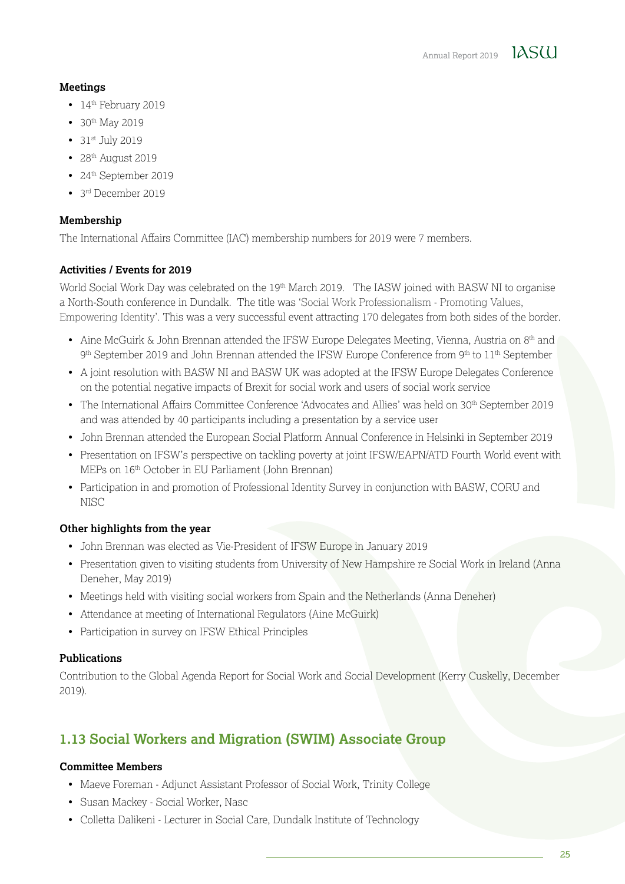**Meetings**

- 14th February 2019
- 30th May 2019
- 31st July 2019
- 28th August 2019
- 24th September 2019
- 3rd December 2019

**Membership**

The International Affairs Committee (IAC) membership numbers for 2019 were 7 members.

**Activities / Events for 2019**

World Social Work Day was celebrated on the 19th March 2019. The IASW joined with BASW NI to organise a North-South conference in Dundalk. The title was 'Social Work Professionalism - Promoting Values, Empowering Identity'. This was a very successful event attracting 170 delegates from both sides of the border.

- Aine McGuirk & John Brennan attended the IFSW Europe Delegates Meeting, Vienna, Austria on 8th and 9th September 2019 and John Brennan attended the IFSW Europe Conference from 9th to 11th September
- A joint resolution with BASW NI and BASW UK was adopted at the IFSW Europe Delegates Conference on the potential negative impacts of Brexit for social work and users of social work service
- The International Affairs Committee Conference 'Advocates and Allies' was held on 30th September 2019 and was attended by 40 participants including a presentation by a service user
- John Brennan attended the European Social Platform Annual Conference in Helsinki in September 2019
- Presentation on IFSW's perspective on tackling poverty at joint IFSW/EAPN/ATD Fourth World event with MEPs on 16th October in EU Parliament (John Brennan)
- Participation in and promotion of Professional Identity Survey in conjunction with BASW, CORU and NISC

**Other highlights from the year**

- John Brennan was elected as Vie-President of IFSW Europe in January 2019
- Presentation given to visiting students from University of New Hampshire re Social Work in Ireland (Anna Deneher, May 2019)
- Meetings held with visiting social workers from Spain and the Netherlands (Anna Deneher)
- Attendance at meeting of International Regulators (Aine McGuirk)
- Participation in survey on IFSW Ethical Principles

**Publications**

Contribution to the Global Agenda Report for Social Work and Social Development (Kerry Cuskelly, December 2019).

## 1.13 Social Workers and Migration (SWIM) Associate Group

**Committee Members**

- Maeve Foreman - Adjunct Assistant Professor of Social Work, Trinity College
- Susan Mackey - Social Worker, Nasc
- Colletta Dalikeni - Lecturer in Social Care, Dundalk Institute of Technology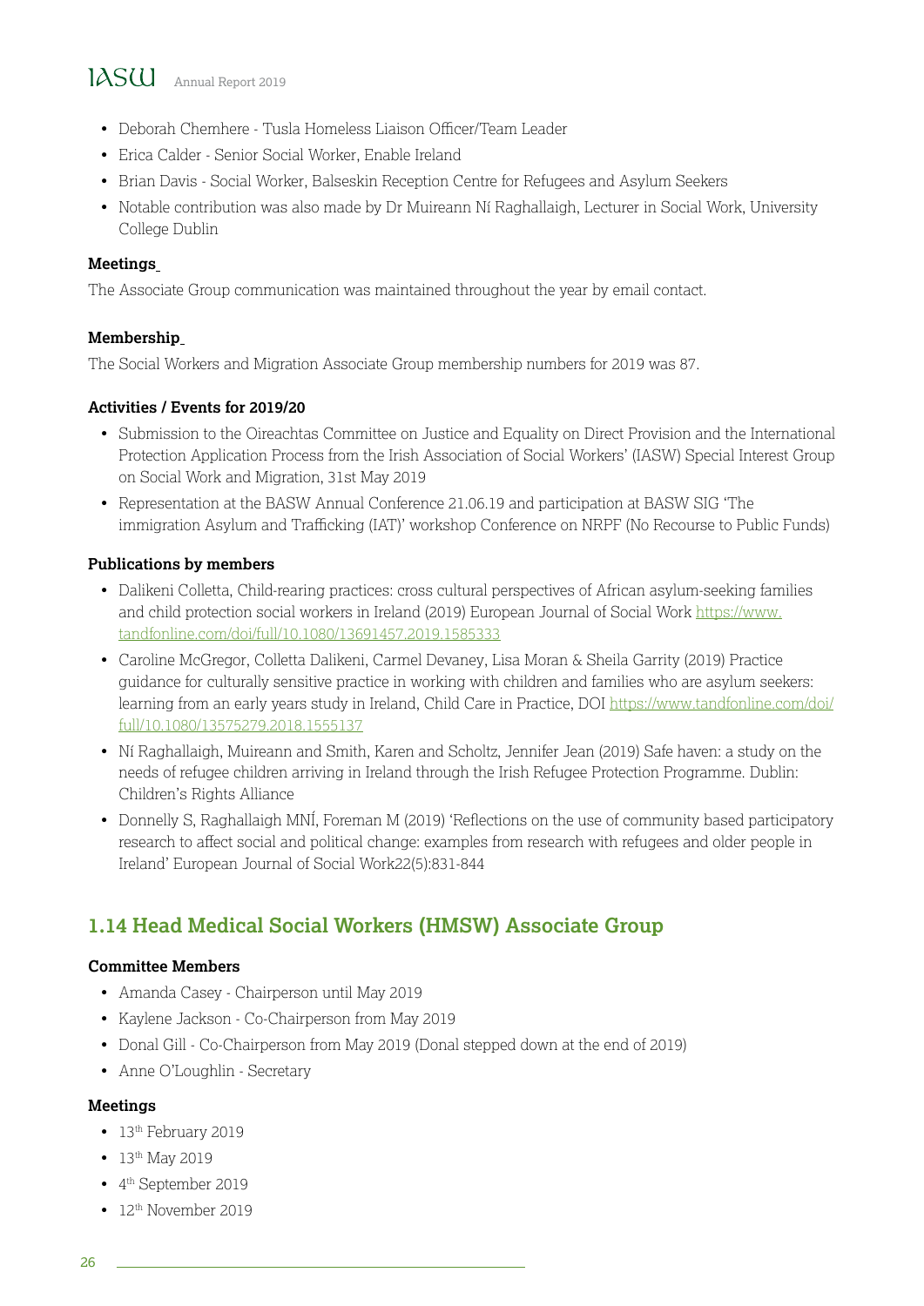- Deborah Chemhere - Tusla Homeless Liaison Officer/Team Leader
- Erica Calder - Senior Social Worker, Enable Ireland
- Brian Davis - Social Worker, Balseskin Reception Centre for Refugees and Asylum Seekers
- Notable contribution was also made by Dr Muireann Ní Raghallaigh, Lecturer in Social Work, University College Dublin

**Meetings**

The Associate Group communication was maintained throughout the year by email contact.

**Membership**

The Social Workers and Migration Associate Group membership numbers for 2019 was 87.

**Activities / Events for 2019/20**

- Submission to the Oireachtas Committee on Justice and Equality on Direct Provision and the International Protection Application Process from the Irish Association of Social Workers' (IASW) Special Interest Group on Social Work and Migration, 31st May 2019
- Representation at the BASW Annual Conference 21.06.19 and participation at BASW SIG 'The immigration Asylum and Trafficking (IAT)' workshop Conference on NRPF (No Recourse to Public Funds)

**Publications by members**

- Dalikeni Colletta, Child-rearing practices: cross cultural perspectives of African asylum-seeking families and child protection social workers in Ireland (2019) European Journal of Social Work https://www.tandfonline.com/doi/full/10.1080/13691457.2019.1585333
- Caroline McGregor, Colletta Dalikeni, Carmel Devaney, Lisa Moran & Sheila Garrity (2019) Practice guidance for culturally sensitive practice in working with children and families who are asylum seekers: learning from an early years study in Ireland, Child Care in Practice, DOI https://www.tandfonline.com/doi/full/10.1080/13575279.2018.1555137
- Ní Raghallaigh, Muireann and Smith, Karen and Scholtz, Jennifer Jean (2019) Safe haven: a study on the needs of refugee children arriving in Ireland through the Irish Refugee Protection Programme. Dublin: Children's Rights Alliance
- Donnelly S, Raghallaigh MNÍ, Foreman M (2019) 'Reflections on the use of community based participatory research to affect social and political change: examples from research with refugees and older people in Ireland' European Journal of Social Work22(5):831-844

## 1.14 Head Medical Social Workers (HMSW) Associate Group

**Committee Members**

- Amanda Casey - Chairperson until May 2019
- Kaylene Jackson - Co-Chairperson from May 2019
- Donal Gill - Co-Chairperson from May 2019 (Donal stepped down at the end of 2019)
- Anne O'Loughlin - Secretary

**Meetings**

- 13th February 2019
- 13th May 2019
- 4th September 2019
- 12th November 2019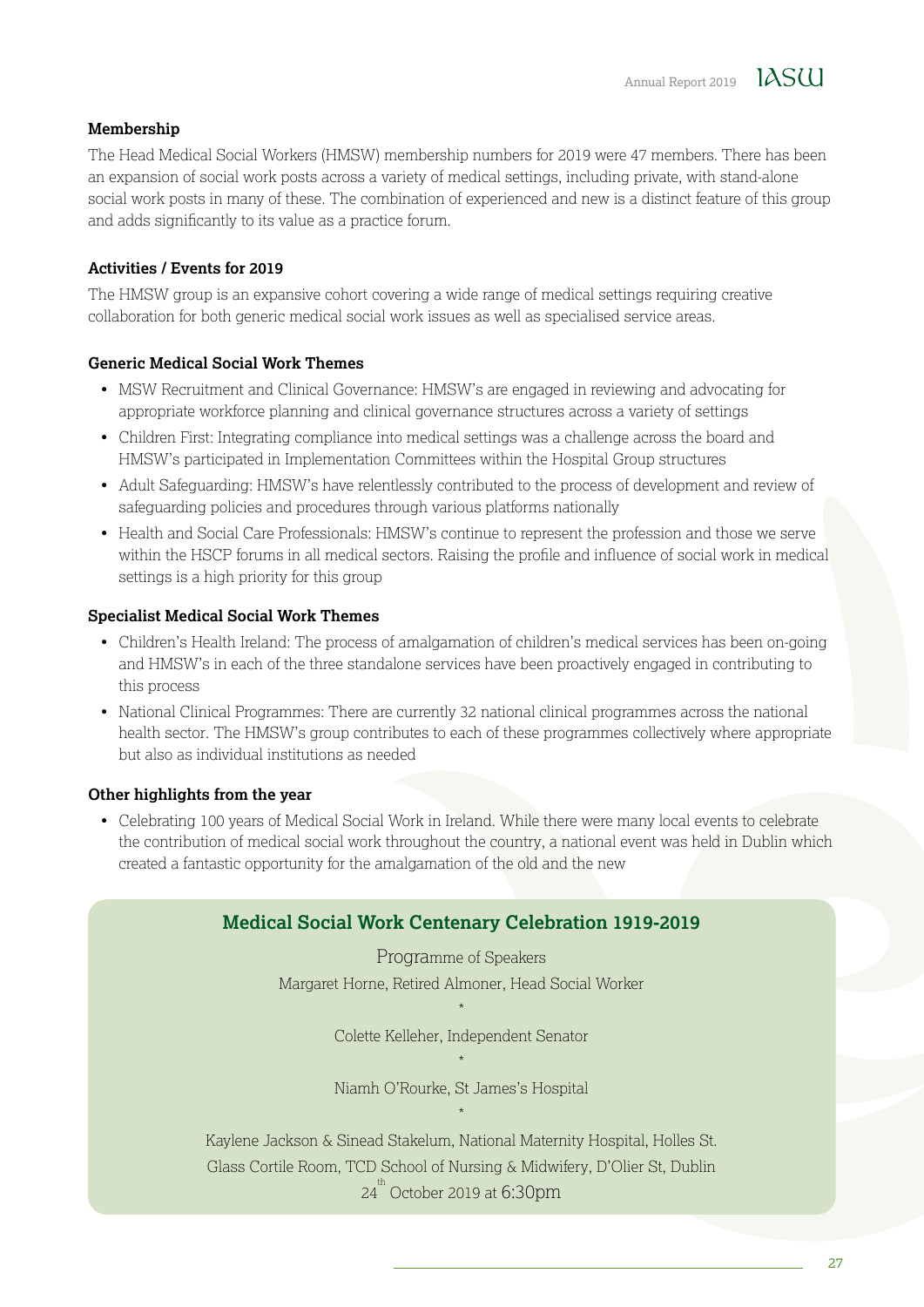### Membership

The Head Medical Social Workers (HMSW) membership numbers for 2019 were 47 members. There has been an expansion of social work posts across a variety of medical settings, including private, with stand-alone social work posts in many of these. The combination of experienced and new is a distinct feature of this group and adds significantly to its value as a practice forum.

### Activities / Events for 2019

The HMSW group is an expansive cohort covering a wide range of medical settings requiring creative collaboration for both generic medical social work issues as well as specialised service areas.

### Generic Medical Social Work Themes

- MSW Recruitment and Clinical Governance: HMSW's are engaged in reviewing and advocating for appropriate workforce planning and clinical governance structures across a variety of settings
- Children First: Integrating compliance into medical settings was a challenge across the board and HMSW's participated in Implementation Committees within the Hospital Group structures
- Adult Safeguarding: HMSW's have relentlessly contributed to the process of development and review of safeguarding policies and procedures through various platforms nationally
- Health and Social Care Professionals: HMSW's continue to represent the profession and those we serve within the HSCP forums in all medical sectors. Raising the profile and influence of social work in medical settings is a high priority for this group

### Specialist Medical Social Work Themes

- Children's Health Ireland: The process of amalgamation of children's medical services has been on-going and HMSW's in each of the three standalone services have been proactively engaged in contributing to this process
- National Clinical Programmes: There are currently 32 national clinical programmes across the national health sector. The HMSW's group contributes to each of these programmes collectively where appropriate but also as individual institutions as needed

### Other highlights from the year

- Celebrating 100 years of Medical Social Work in Ireland. While there were many local events to celebrate the contribution of medical social work throughout the country, a national event was held in Dublin which created a fantastic opportunity for the amalgamation of the old and the new

## Medical Social Work Centenary Celebration 1919-2019

Programme of Speakers

Margaret Horne, Retired Almoner, Head Social Worker

*

Colette Kelleher, Independent Senator

*

Niamh O'Rourke, St James's Hospital

*

Kaylene Jackson & Sinead Stakelum, National Maternity Hospital, Holles St.

Glass Cortile Room, TCD School of Nursing & Midwifery, D'Olier St, Dublin

24th October 2019 at 6:30pm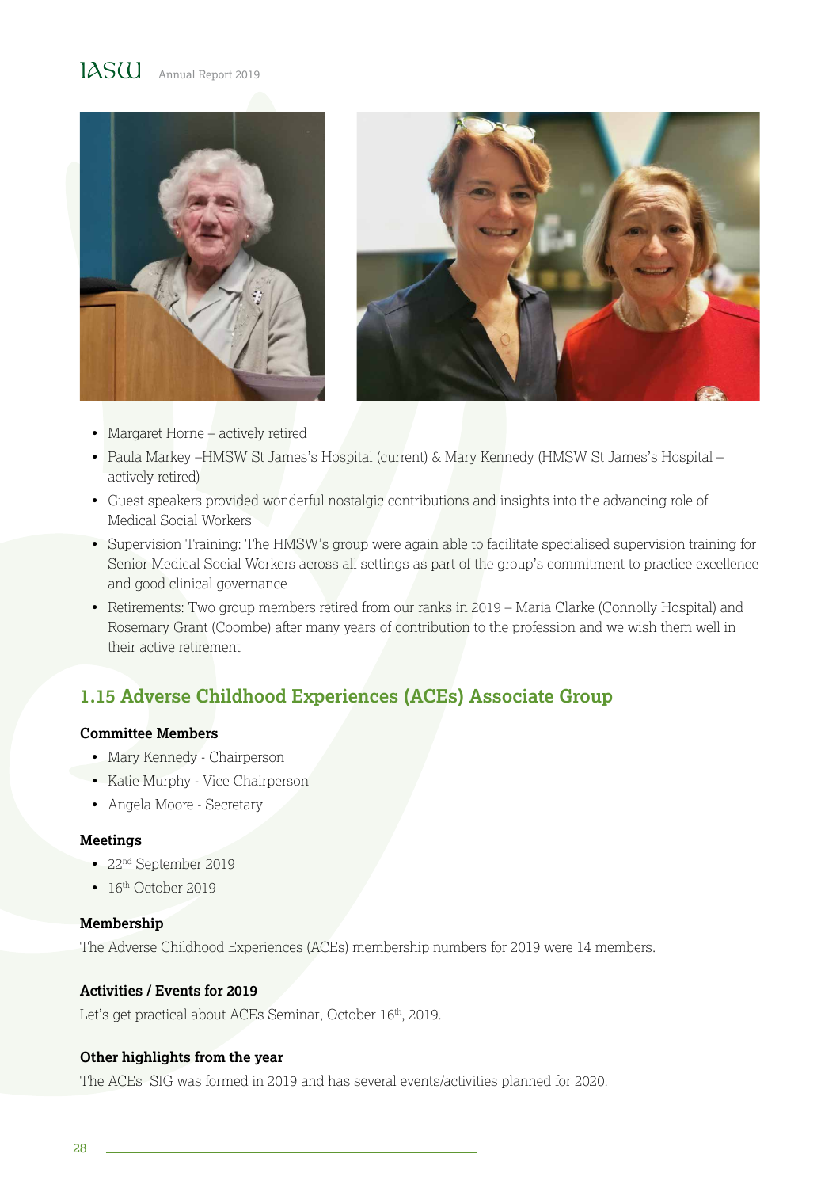- Margaret Horne – actively retired
- Paula Markey –HMSW St James's Hospital (current) & Mary Kennedy (HMSW St James's Hospital – actively retired)
- Guest speakers provided wonderful nostalgic contributions and insights into the advancing role of Medical Social Workers
- Supervision Training: The HMSW's group were again able to facilitate specialised supervision training for Senior Medical Social Workers across all settings as part of the group's commitment to practice excellence and good clinical governance
- Retirements: Two group members retired from our ranks in 2019 – Maria Clarke (Connolly Hospital) and Rosemary Grant (Coombe) after many years of contribution to the profession and we wish them well in their active retirement

## 1.15 Adverse Childhood Experiences (ACEs) Associate Group

**Committee Members**

- Mary Kennedy - Chairperson
- Katie Murphy - Vice Chairperson
- Angela Moore - Secretary

**Meetings**

- 22nd September 2019
- 16th October 2019

**Membership**

The Adverse Childhood Experiences (ACEs) membership numbers for 2019 were 14 members.

**Activities / Events for 2019**

Let's get practical about ACEs Seminar, October 16th, 2019.

**Other highlights from the year**

The ACEs SIG was formed in 2019 and has several events/activities planned for 2020.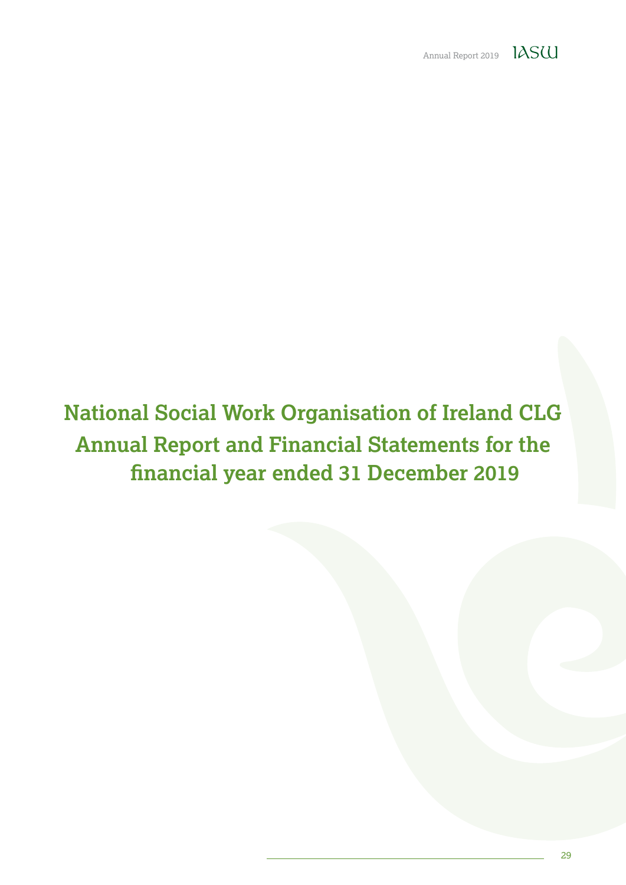# National Social Work Organisation of Ireland CLG Annual Report and Financial Statements for the financial year ended 31 December 2019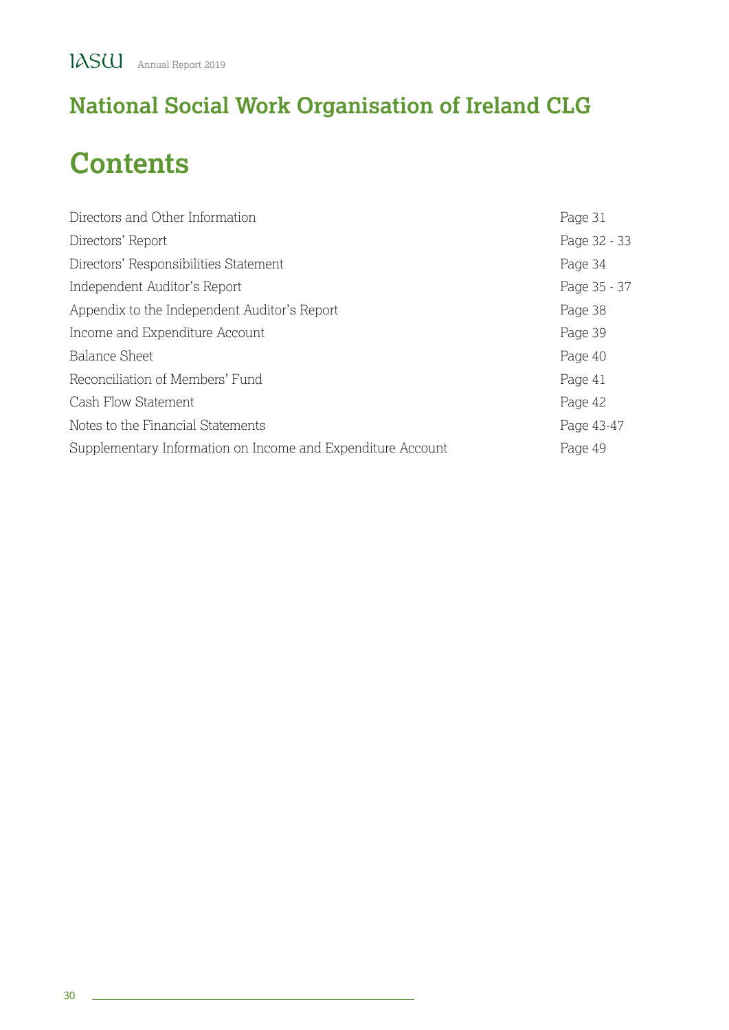# National Social Work Organisation of Ireland CLG

## Contents

| | |
|---|---|
| Directors and Other Information | Page 31 |
| Directors' Report | Page 32 - 33 |
| Directors' Responsibilities Statement | Page 34 |
| Independent Auditor's Report | Page 35 - 37 |
| Appendix to the Independent Auditor's Report | Page 38 |
| Income and Expenditure Account | Page 39 |
| Balance Sheet | Page 40 |
| Reconciliation of Members' Fund | Page 41 |
| Cash Flow Statement | Page 42 |
| Notes to the Financial Statements | Page 43-47 |
| Supplementary Information on Income and Expenditure Account | Page 49 |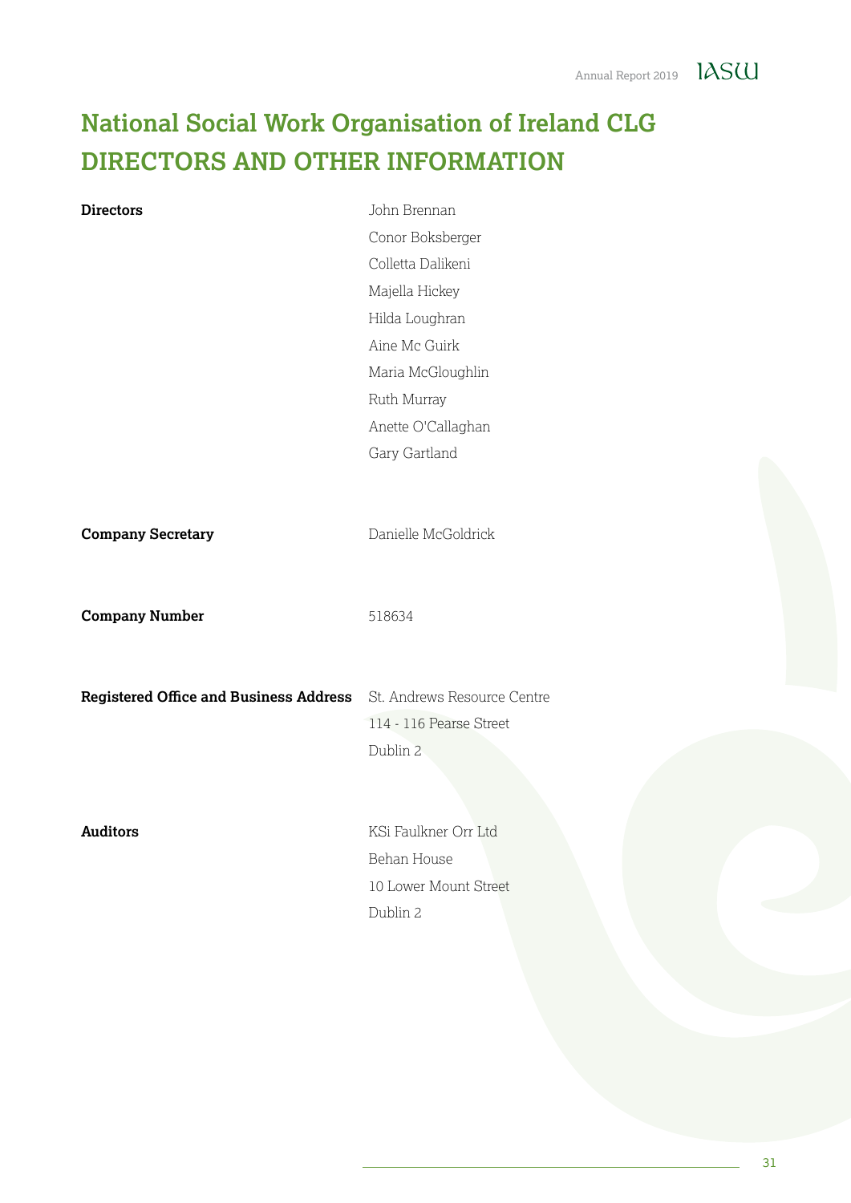# National Social Work Organisation of Ireland CLG
# DIRECTORS AND OTHER INFORMATION

| | |
|---|---|
| **Directors** | John Brennan<br>Conor Boksberger<br>Colletta Dalikeni<br>Majella Hickey<br>Hilda Loughran<br>Aine Mc Guirk<br>Maria McGloughlin<br>Ruth Murray<br>Anette O'Callaghan<br>Gary Gartland |
| **Company Secretary** | Danielle McGoldrick |
| **Company Number** | 518634 |
| **Registered Office and Business Address** | St. Andrews Resource Centre<br>114 - 116 Pearse Street<br>Dublin 2 |
| **Auditors** | KSi Faulkner Orr Ltd<br>Behan House<br>10 Lower Mount Street<br>Dublin 2 |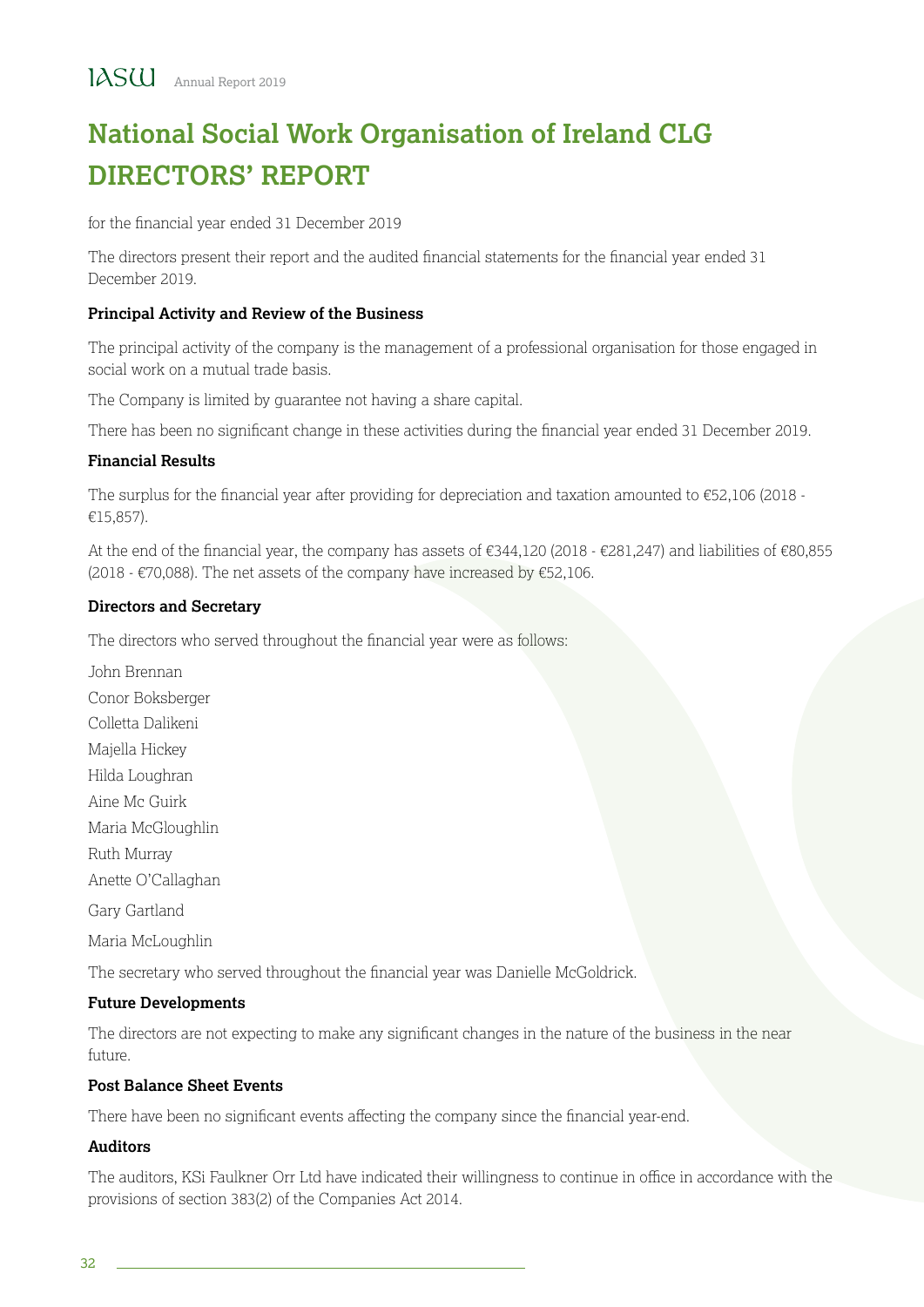# National Social Work Organisation of Ireland CLG
# DIRECTORS' REPORT

for the financial year ended 31 December 2019

The directors present their report and the audited financial statements for the financial year ended 31 December 2019.

**Principal Activity and Review of the Business**

The principal activity of the company is the management of a professional organisation for those engaged in social work on a mutual trade basis.

The Company is limited by guarantee not having a share capital.

There has been no significant change in these activities during the financial year ended 31 December 2019.

**Financial Results**

The surplus for the financial year after providing for depreciation and taxation amounted to €52,106 (2018 - €15,857).

At the end of the financial year, the company has assets of €344,120 (2018 - €281,247) and liabilities of €80,855 (2018 - €70,088). The net assets of the company have increased by €52,106.

**Directors and Secretary**

The directors who served throughout the financial year were as follows:

John Brennan

Conor Boksberger

Colletta Dalikeni

Majella Hickey

Hilda Loughran

Aine Mc Guirk

Maria McGloughlin

Ruth Murray

Anette O'Callaghan

Gary Gartland

Maria McLoughlin

The secretary who served throughout the financial year was Danielle McGoldrick.

**Future Developments**

The directors are not expecting to make any significant changes in the nature of the business in the near future.

**Post Balance Sheet Events**

There have been no significant events affecting the company since the financial year-end.

**Auditors**

The auditors, KSi Faulkner Orr Ltd have indicated their willingness to continue in office in accordance with the provisions of section 383(2) of the Companies Act 2014.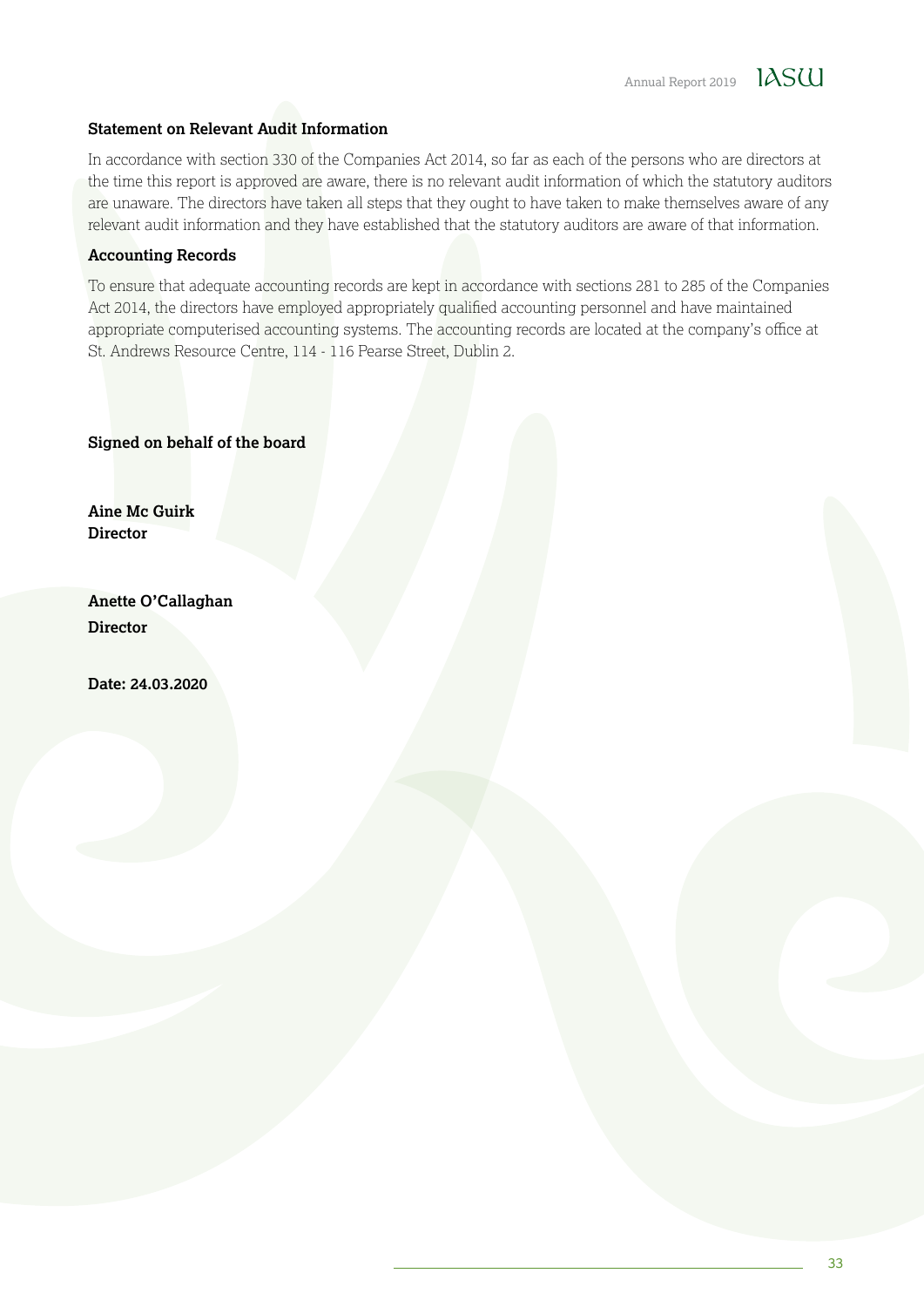### Statement on Relevant Audit Information

In accordance with section 330 of the Companies Act 2014, so far as each of the persons who are directors at the time this report is approved are aware, there is no relevant audit information of which the statutory auditors are unaware. The directors have taken all steps that they ought to have taken to make themselves aware of any relevant audit information and they have established that the statutory auditors are aware of that information.

### Accounting Records

To ensure that adequate accounting records are kept in accordance with sections 281 to 285 of the Companies Act 2014, the directors have employed appropriately qualified accounting personnel and have maintained appropriate computerised accounting systems. The accounting records are located at the company's office at St. Andrews Resource Centre, 114 - 116 Pearse Street, Dublin 2.

**Signed on behalf of the board**

**Aine Mc Guirk**
**Director**

**Anette O'Callaghan**
**Director**

**Date: 24.03.2020**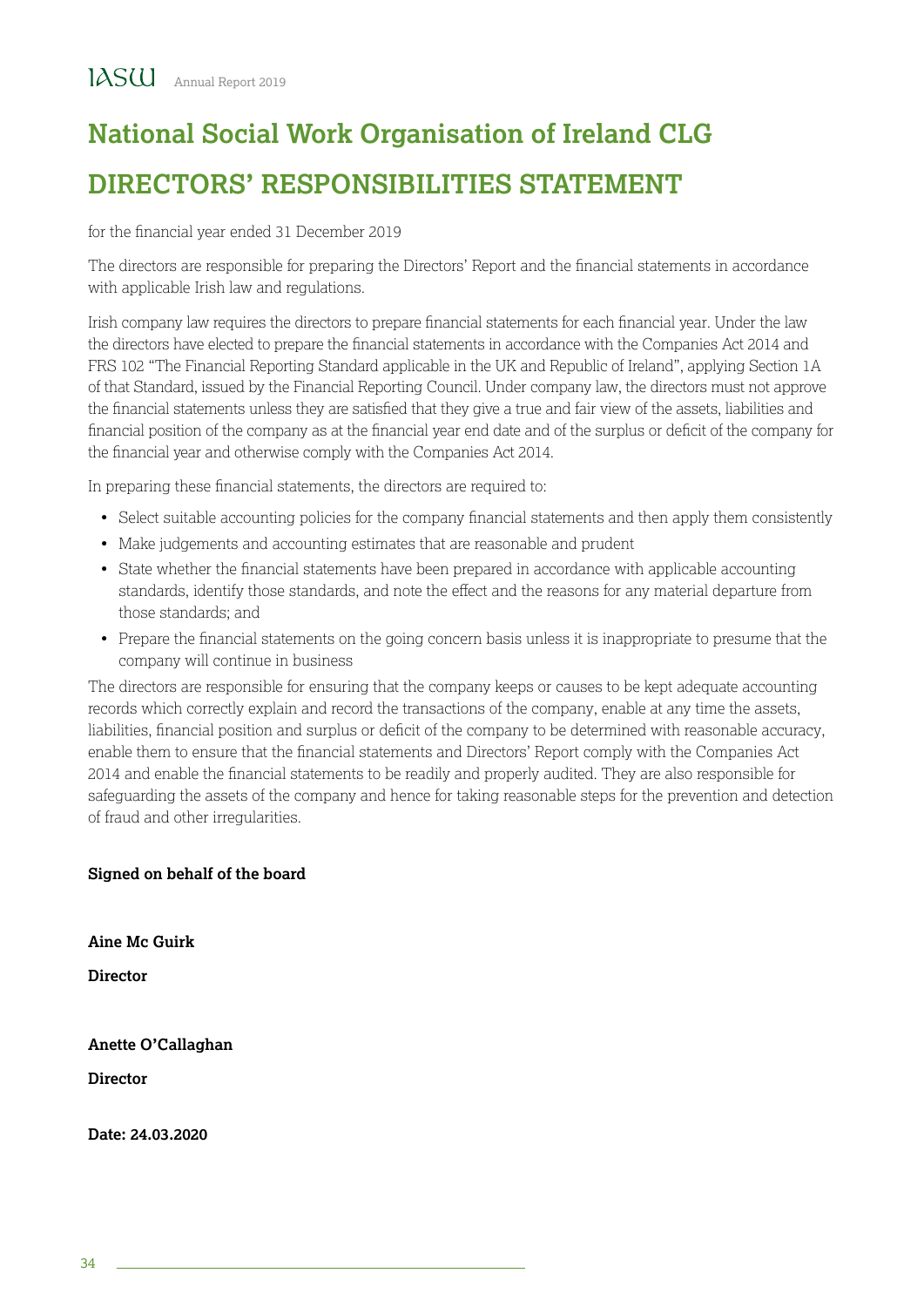# National Social Work Organisation of Ireland CLG

# DIRECTORS' RESPONSIBILITIES STATEMENT

for the financial year ended 31 December 2019

The directors are responsible for preparing the Directors' Report and the financial statements in accordance with applicable Irish law and regulations.

Irish company law requires the directors to prepare financial statements for each financial year. Under the law the directors have elected to prepare the financial statements in accordance with the Companies Act 2014 and FRS 102 "The Financial Reporting Standard applicable in the UK and Republic of Ireland", applying Section 1A of that Standard, issued by the Financial Reporting Council. Under company law, the directors must not approve the financial statements unless they are satisfied that they give a true and fair view of the assets, liabilities and financial position of the company as at the financial year end date and of the surplus or deficit of the company for the financial year and otherwise comply with the Companies Act 2014.

In preparing these financial statements, the directors are required to:

- Select suitable accounting policies for the company financial statements and then apply them consistently
- Make judgements and accounting estimates that are reasonable and prudent
- State whether the financial statements have been prepared in accordance with applicable accounting standards, identify those standards, and note the effect and the reasons for any material departure from those standards; and
- Prepare the financial statements on the going concern basis unless it is inappropriate to presume that the company will continue in business

The directors are responsible for ensuring that the company keeps or causes to be kept adequate accounting records which correctly explain and record the transactions of the company, enable at any time the assets, liabilities, financial position and surplus or deficit of the company to be determined with reasonable accuracy, enable them to ensure that the financial statements and Directors' Report comply with the Companies Act 2014 and enable the financial statements to be readily and properly audited. They are also responsible for safeguarding the assets of the company and hence for taking reasonable steps for the prevention and detection of fraud and other irregularities.

**Signed on behalf of the board**

**Aine Mc Guirk**

**Director**

**Anette O'Callaghan**

**Director**

**Date: 24.03.2020**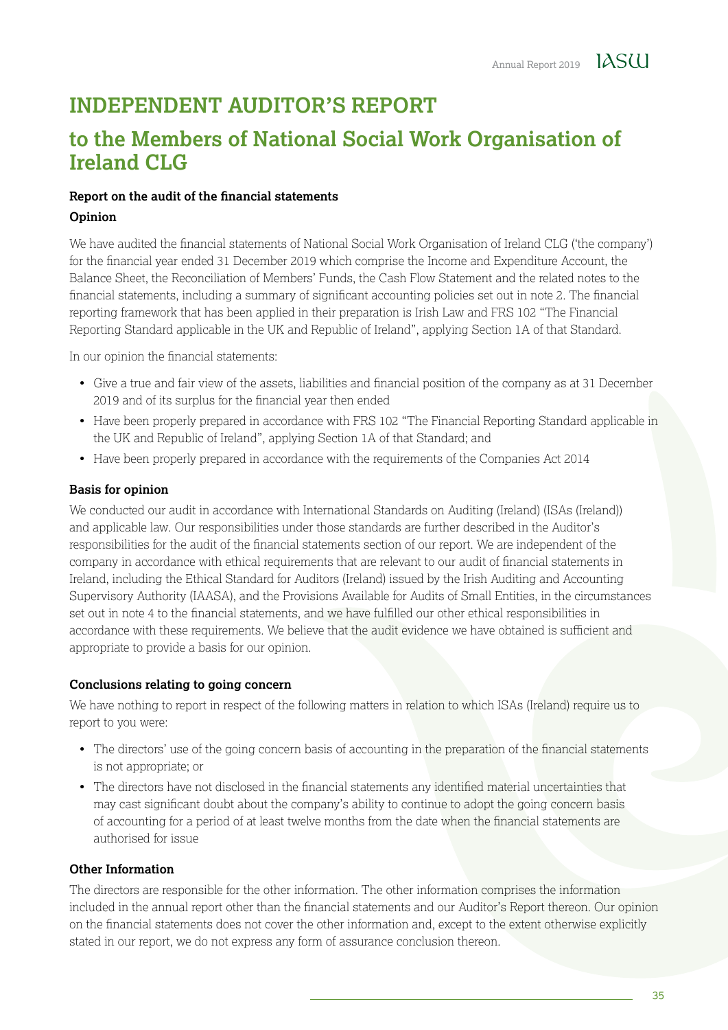# INDEPENDENT AUDITOR'S REPORT

# to the Members of National Social Work Organisation of Ireland CLG

**Report on the audit of the financial statements**

**Opinion**

We have audited the financial statements of National Social Work Organisation of Ireland CLG ('the company') for the financial year ended 31 December 2019 which comprise the Income and Expenditure Account, the Balance Sheet, the Reconciliation of Members' Funds, the Cash Flow Statement and the related notes to the financial statements, including a summary of significant accounting policies set out in note 2. The financial reporting framework that has been applied in their preparation is Irish Law and FRS 102 "The Financial Reporting Standard applicable in the UK and Republic of Ireland", applying Section 1A of that Standard.

In our opinion the financial statements:

- Give a true and fair view of the assets, liabilities and financial position of the company as at 31 December 2019 and of its surplus for the financial year then ended
- Have been properly prepared in accordance with FRS 102 "The Financial Reporting Standard applicable in the UK and Republic of Ireland", applying Section 1A of that Standard; and
- Have been properly prepared in accordance with the requirements of the Companies Act 2014

**Basis for opinion**

We conducted our audit in accordance with International Standards on Auditing (Ireland) (ISAs (Ireland)) and applicable law. Our responsibilities under those standards are further described in the Auditor's responsibilities for the audit of the financial statements section of our report. We are independent of the company in accordance with ethical requirements that are relevant to our audit of financial statements in Ireland, including the Ethical Standard for Auditors (Ireland) issued by the Irish Auditing and Accounting Supervisory Authority (IAASA), and the Provisions Available for Audits of Small Entities, in the circumstances set out in note 4 to the financial statements, and we have fulfilled our other ethical responsibilities in accordance with these requirements. We believe that the audit evidence we have obtained is sufficient and appropriate to provide a basis for our opinion.

**Conclusions relating to going concern**

We have nothing to report in respect of the following matters in relation to which ISAs (Ireland) require us to report to you were:

- The directors' use of the going concern basis of accounting in the preparation of the financial statements is not appropriate; or
- The directors have not disclosed in the financial statements any identified material uncertainties that may cast significant doubt about the company's ability to continue to adopt the going concern basis of accounting for a period of at least twelve months from the date when the financial statements are authorised for issue

**Other Information**

The directors are responsible for the other information. The other information comprises the information included in the annual report other than the financial statements and our Auditor's Report thereon. Our opinion on the financial statements does not cover the other information and, except to the extent otherwise explicitly stated in our report, we do not express any form of assurance conclusion thereon.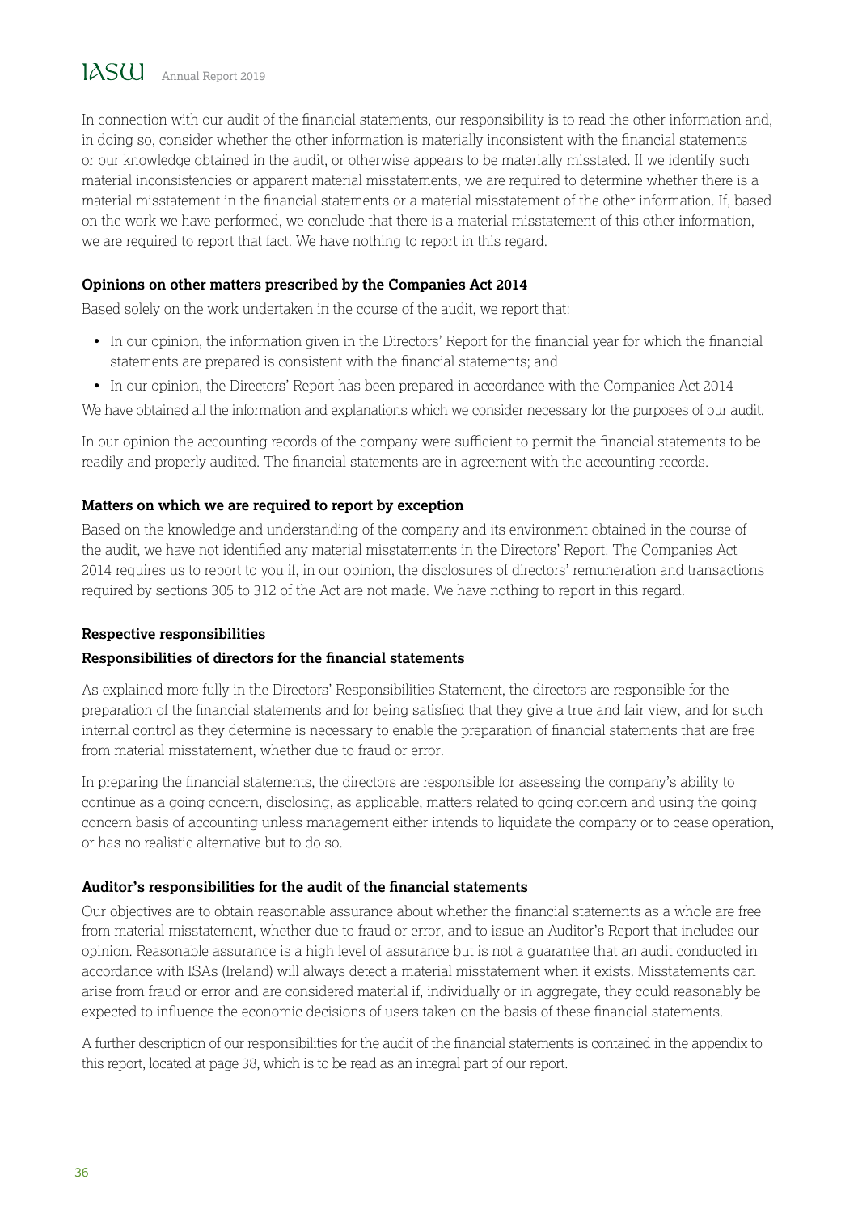In connection with our audit of the financial statements, our responsibility is to read the other information and, in doing so, consider whether the other information is materially inconsistent with the financial statements or our knowledge obtained in the audit, or otherwise appears to be materially misstated. If we identify such material inconsistencies or apparent material misstatements, we are required to determine whether there is a material misstatement in the financial statements or a material misstatement of the other information. If, based on the work we have performed, we conclude that there is a material misstatement of this other information, we are required to report that fact. We have nothing to report in this regard.

**Opinions on other matters prescribed by the Companies Act 2014**

Based solely on the work undertaken in the course of the audit, we report that:

- In our opinion, the information given in the Directors' Report for the financial year for which the financial statements are prepared is consistent with the financial statements; and
- In our opinion, the Directors' Report has been prepared in accordance with the Companies Act 2014

We have obtained all the information and explanations which we consider necessary for the purposes of our audit.

In our opinion the accounting records of the company were sufficient to permit the financial statements to be readily and properly audited. The financial statements are in agreement with the accounting records.

**Matters on which we are required to report by exception**

Based on the knowledge and understanding of the company and its environment obtained in the course of the audit, we have not identified any material misstatements in the Directors' Report. The Companies Act 2014 requires us to report to you if, in our opinion, the disclosures of directors' remuneration and transactions required by sections 305 to 312 of the Act are not made. We have nothing to report in this regard.

**Respective responsibilities**

**Responsibilities of directors for the financial statements**

As explained more fully in the Directors' Responsibilities Statement, the directors are responsible for the preparation of the financial statements and for being satisfied that they give a true and fair view, and for such internal control as they determine is necessary to enable the preparation of financial statements that are free from material misstatement, whether due to fraud or error.

In preparing the financial statements, the directors are responsible for assessing the company's ability to continue as a going concern, disclosing, as applicable, matters related to going concern and using the going concern basis of accounting unless management either intends to liquidate the company or to cease operation, or has no realistic alternative but to do so.

**Auditor's responsibilities for the audit of the financial statements**

Our objectives are to obtain reasonable assurance about whether the financial statements as a whole are free from material misstatement, whether due to fraud or error, and to issue an Auditor's Report that includes our opinion. Reasonable assurance is a high level of assurance but is not a guarantee that an audit conducted in accordance with ISAs (Ireland) will always detect a material misstatement when it exists. Misstatements can arise from fraud or error and are considered material if, individually or in aggregate, they could reasonably be expected to influence the economic decisions of users taken on the basis of these financial statements.

A further description of our responsibilities for the audit of the financial statements is contained in the appendix to this report, located at page 38, which is to be read as an integral part of our report.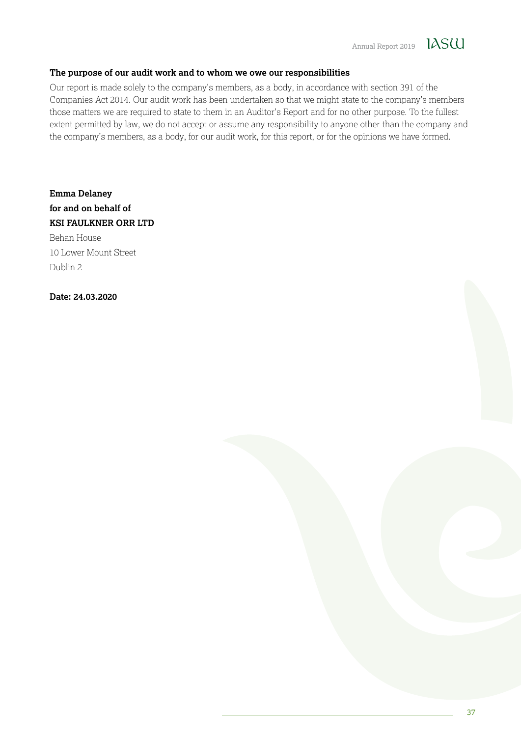### The purpose of our audit work and to whom we owe our responsibilities

Our report is made solely to the company's members, as a body, in accordance with section 391 of the Companies Act 2014. Our audit work has been undertaken so that we might state to the company's members those matters we are required to state to them in an Auditor's Report and for no other purpose. To the fullest extent permitted by law, we do not accept or assume any responsibility to anyone other than the company and the company's members, as a body, for our audit work, for this report, or for the opinions we have formed.

**Emma Delaney**
**for and on behalf of**
**KSI FAULKNER ORR LTD**
Behan House
10 Lower Mount Street
Dublin 2

**Date: 24.03.2020**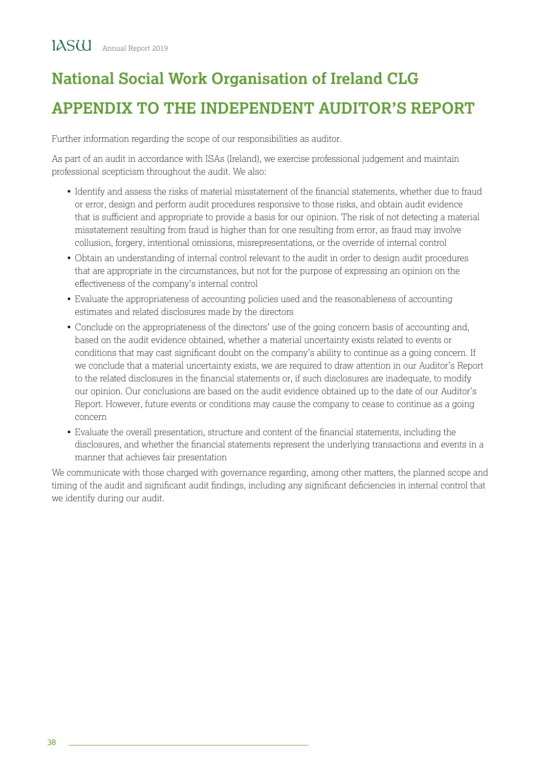# National Social Work Organisation of Ireland CLG

## APPENDIX TO THE INDEPENDENT AUDITOR'S REPORT

Further information regarding the scope of our responsibilities as auditor.

As part of an audit in accordance with ISAs (Ireland), we exercise professional judgement and maintain professional scepticism throughout the audit. We also:

- Identify and assess the risks of material misstatement of the financial statements, whether due to fraud or error, design and perform audit procedures responsive to those risks, and obtain audit evidence that is sufficient and appropriate to provide a basis for our opinion. The risk of not detecting a material misstatement resulting from fraud is higher than for one resulting from error, as fraud may involve collusion, forgery, intentional omissions, misrepresentations, or the override of internal control
- Obtain an understanding of internal control relevant to the audit in order to design audit procedures that are appropriate in the circumstances, but not for the purpose of expressing an opinion on the effectiveness of the company's internal control
- Evaluate the appropriateness of accounting policies used and the reasonableness of accounting estimates and related disclosures made by the directors
- Conclude on the appropriateness of the directors' use of the going concern basis of accounting and, based on the audit evidence obtained, whether a material uncertainty exists related to events or conditions that may cast significant doubt on the company's ability to continue as a going concern. If we conclude that a material uncertainty exists, we are required to draw attention in our Auditor's Report to the related disclosures in the financial statements or, if such disclosures are inadequate, to modify our opinion. Our conclusions are based on the audit evidence obtained up to the date of our Auditor's Report. However, future events or conditions may cause the company to cease to continue as a going concern
- Evaluate the overall presentation, structure and content of the financial statements, including the disclosures, and whether the financial statements represent the underlying transactions and events in a manner that achieves fair presentation

We communicate with those charged with governance regarding, among other matters, the planned scope and timing of the audit and significant audit findings, including any significant deficiencies in internal control that we identify during our audit.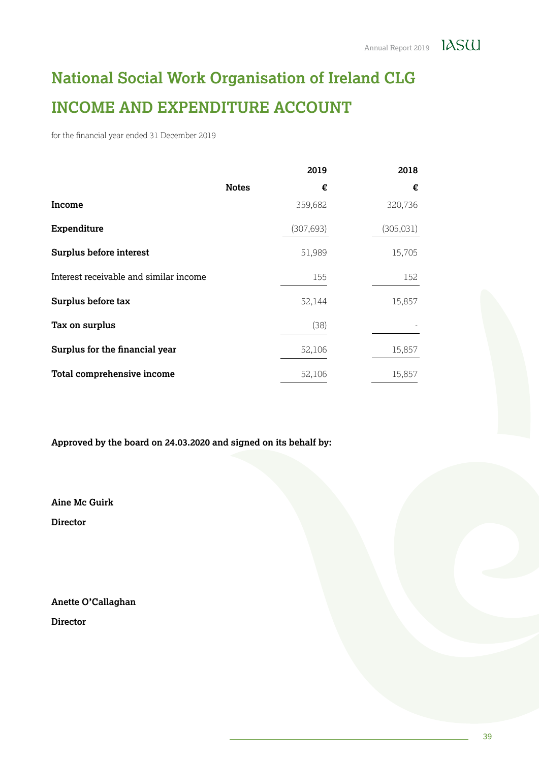# National Social Work Organisation of Ireland CLG

# INCOME AND EXPENDITURE ACCOUNT

for the financial year ended 31 December 2019

| | Notes | 2019 | 2018 |
|---|---|---|---|
| | | € | € |
| **Income** | | 359,682 | 320,736 |
| **Expenditure** | | (307,693) | (305,031) |
| **Surplus before interest** | | 51,989 | 15,705 |
| Interest receivable and similar income | | 155 | 152 |
| **Surplus before tax** | | 52,144 | 15,857 |
| **Tax on surplus** | | (38) | - |
| **Surplus for the financial year** | | 52,106 | 15,857 |
| **Total comprehensive income** | | 52,106 | 15,857 |

**Approved by the board on 24.03.2020 and signed on its behalf by:**

**Aine Mc Guirk**

**Director**

**Anette O'Callaghan**

**Director**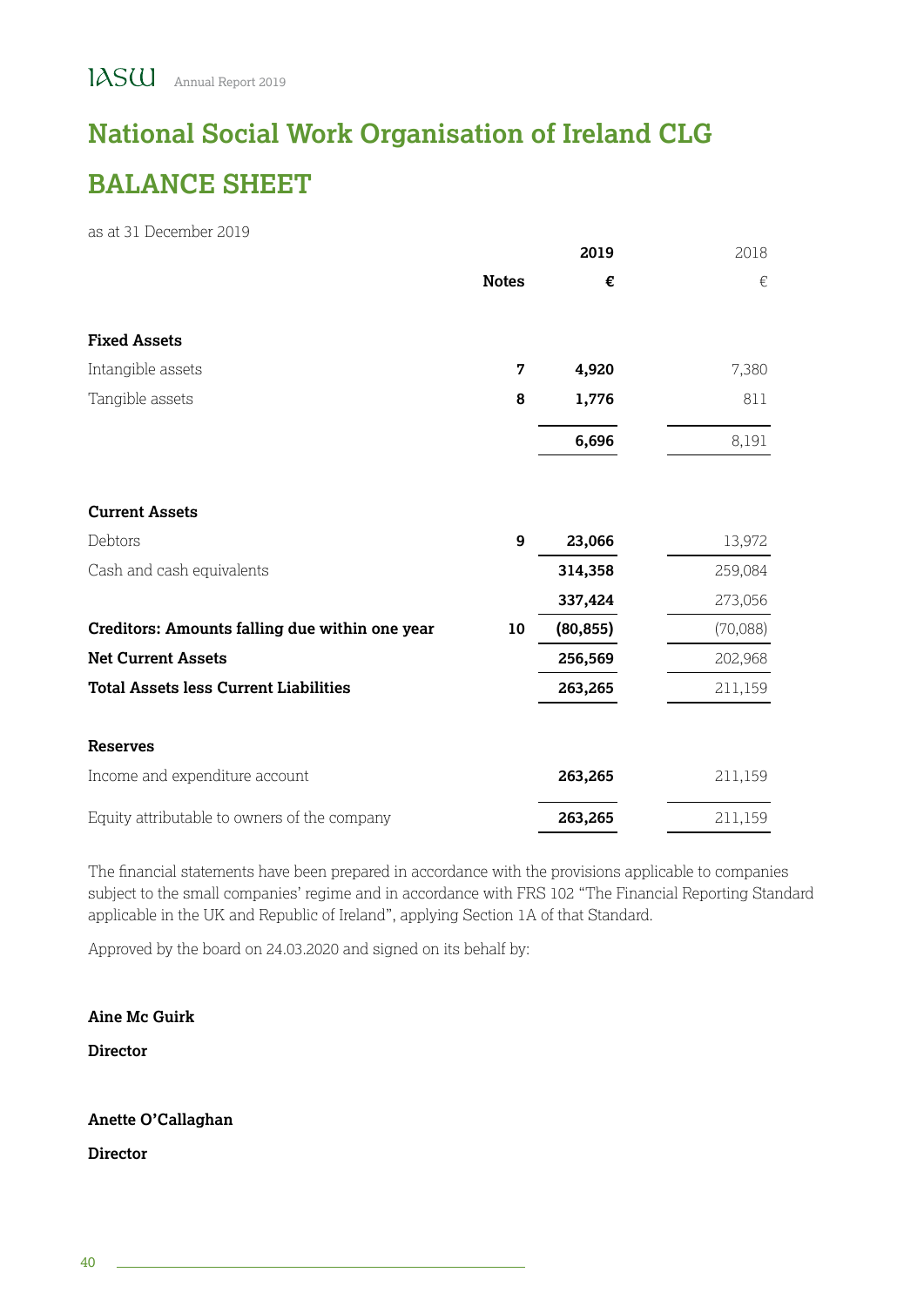# National Social Work Organisation of Ireland CLG

## BALANCE SHEET

as at 31 December 2019

| | Notes | 2019 € | 2018 € |
|---|---|---|---|
| **Fixed Assets** | | | |
| Intangible assets | 7 | **4,920** | 7,380 |
| Tangible assets | 8 | **1,776** | 811 |
| | | **6,696** | 8,191 |
| **Current Assets** | | | |
| Debtors | 9 | **23,066** | 13,972 |
| Cash and cash equivalents | | **314,358** | 259,084 |
| | | **337,424** | 273,056 |
| **Creditors: Amounts falling due within one year** | 10 | **(80,855)** | (70,088) |
| **Net Current Assets** | | **256,569** | 202,968 |
| **Total Assets less Current Liabilities** | | **263,265** | 211,159 |
| **Reserves** | | | |
| Income and expenditure account | | **263,265** | 211,159 |
| Equity attributable to owners of the company | | **263,265** | 211,159 |

The financial statements have been prepared in accordance with the provisions applicable to companies subject to the small companies' regime and in accordance with FRS 102 "The Financial Reporting Standard applicable in the UK and Republic of Ireland", applying Section 1A of that Standard.

Approved by the board on 24.03.2020 and signed on its behalf by:

**Aine Mc Guirk**

**Director**

**Anette O'Callaghan**

**Director**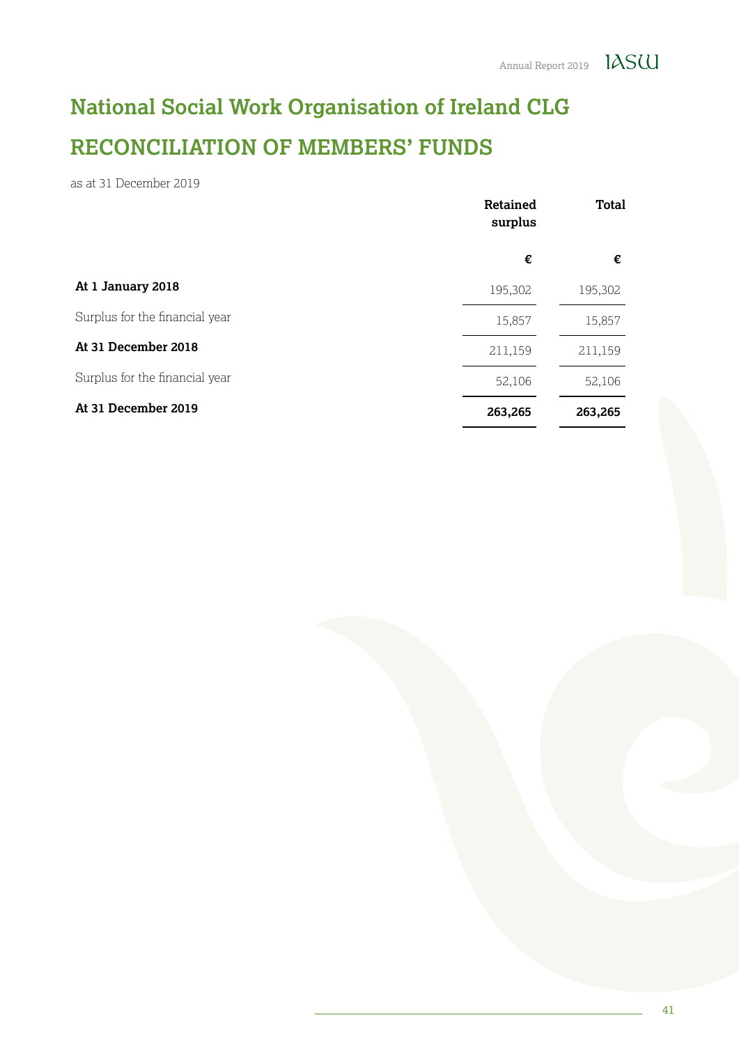# National Social Work Organisation of Ireland CLG

# RECONCILIATION OF MEMBERS' FUNDS

as at 31 December 2019

| | Retained surplus | Total |
|---|---|---|
| | € | € |
| **At 1 January 2018** | 195,302 | 195,302 |
| Surplus for the financial year | 15,857 | 15,857 |
| **At 31 December 2018** | 211,159 | 211,159 |
| Surplus for the financial year | 52,106 | 52,106 |
| **At 31 December 2019** | **263,265** | **263,265** |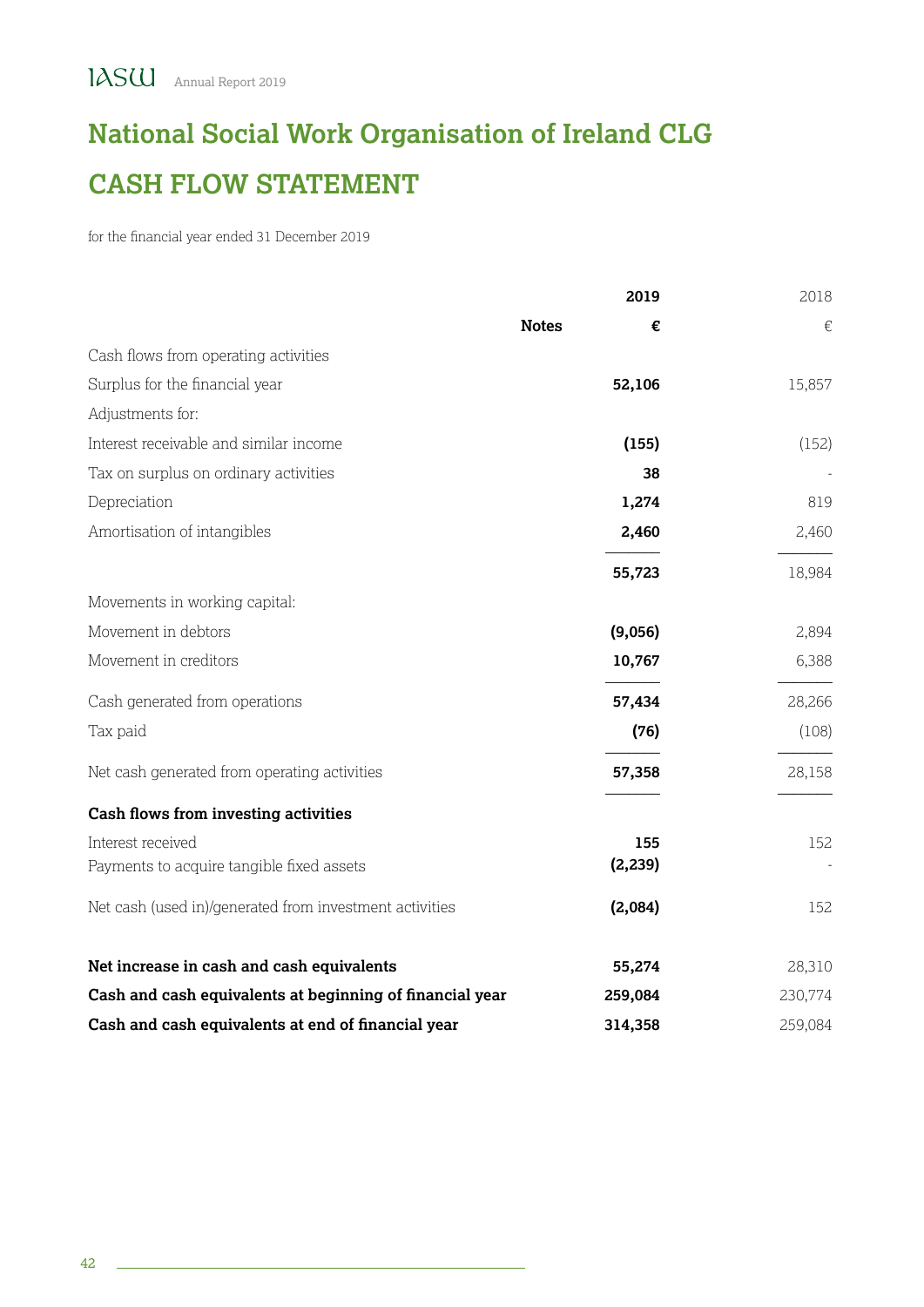# National Social Work Organisation of Ireland CLG

## CASH FLOW STATEMENT

for the financial year ended 31 December 2019

| | Notes | 2019 | 2018 |
|---|---|---|---|
| | | **€** | € |
| Cash flows from operating activities | | | |
| Surplus for the financial year | | **52,106** | 15,857 |
| Adjustments for: | | | |
| Interest receivable and similar income | | **(155)** | (152) |
| Tax on surplus on ordinary activities | | **38** | - |
| Depreciation | | **1,274** | 819 |
| Amortisation of intangibles | | **2,460** | 2,460 |
| | | **55,723** | 18,984 |
| Movements in working capital: | | | |
| Movement in debtors | | **(9,056)** | 2,894 |
| Movement in creditors | | **10,767** | 6,388 |
| Cash generated from operations | | **57,434** | 28,266 |
| Tax paid | | **(76)** | (108) |
| Net cash generated from operating activities | | **57,358** | 28,158 |
| **Cash flows from investing activities** | | | |
| Interest received | | **155** | 152 |
| Payments to acquire tangible fixed assets | | **(2,239)** | - |
| Net cash (used in)/generated from investment activities | | **(2,084)** | 152 |
| **Net increase in cash and cash equivalents** | | **55,274** | 28,310 |
| **Cash and cash equivalents at beginning of financial year** | | **259,084** | 230,774 |
| **Cash and cash equivalents at end of financial year** | | **314,358** | 259,084 |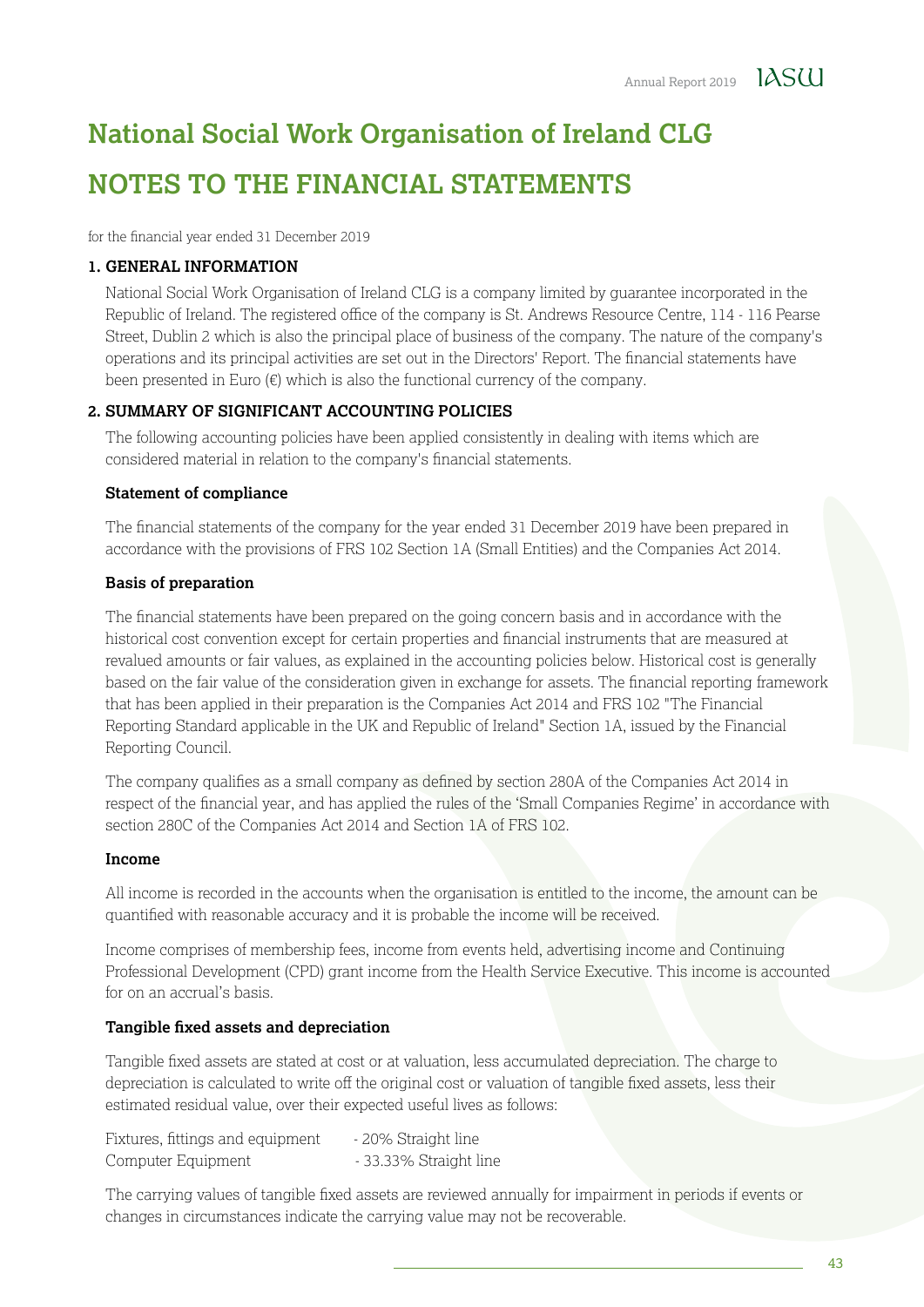# National Social Work Organisation of Ireland CLG

# NOTES TO THE FINANCIAL STATEMENTS

for the financial year ended 31 December 2019

### 1. GENERAL INFORMATION

National Social Work Organisation of Ireland CLG is a company limited by guarantee incorporated in the Republic of Ireland. The registered office of the company is St. Andrews Resource Centre, 114 - 116 Pearse Street, Dublin 2 which is also the principal place of business of the company. The nature of the company's operations and its principal activities are set out in the Directors' Report. The financial statements have been presented in Euro (€) which is also the functional currency of the company.

### 2. SUMMARY OF SIGNIFICANT ACCOUNTING POLICIES

The following accounting policies have been applied consistently in dealing with items which are considered material in relation to the company's financial statements.

**Statement of compliance**

The financial statements of the company for the year ended 31 December 2019 have been prepared in accordance with the provisions of FRS 102 Section 1A (Small Entities) and the Companies Act 2014.

**Basis of preparation**

The financial statements have been prepared on the going concern basis and in accordance with the historical cost convention except for certain properties and financial instruments that are measured at revalued amounts or fair values, as explained in the accounting policies below. Historical cost is generally based on the fair value of the consideration given in exchange for assets. The financial reporting framework that has been applied in their preparation is the Companies Act 2014 and FRS 102 "The Financial Reporting Standard applicable in the UK and Republic of Ireland" Section 1A, issued by the Financial Reporting Council.

The company qualifies as a small company as defined by section 280A of the Companies Act 2014 in respect of the financial year, and has applied the rules of the 'Small Companies Regime' in accordance with section 280C of the Companies Act 2014 and Section 1A of FRS 102.

**Income**

All income is recorded in the accounts when the organisation is entitled to the income, the amount can be quantified with reasonable accuracy and it is probable the income will be received.

Income comprises of membership fees, income from events held, advertising income and Continuing Professional Development (CPD) grant income from the Health Service Executive. This income is accounted for on an accrual's basis.

**Tangible fixed assets and depreciation**

Tangible fixed assets are stated at cost or at valuation, less accumulated depreciation. The charge to depreciation is calculated to write off the original cost or valuation of tangible fixed assets, less their estimated residual value, over their expected useful lives as follows:

| | |
|---|---|
| Fixtures, fittings and equipment | - 20% Straight line |
| Computer Equipment | - 33.33% Straight line |

The carrying values of tangible fixed assets are reviewed annually for impairment in periods if events or changes in circumstances indicate the carrying value may not be recoverable.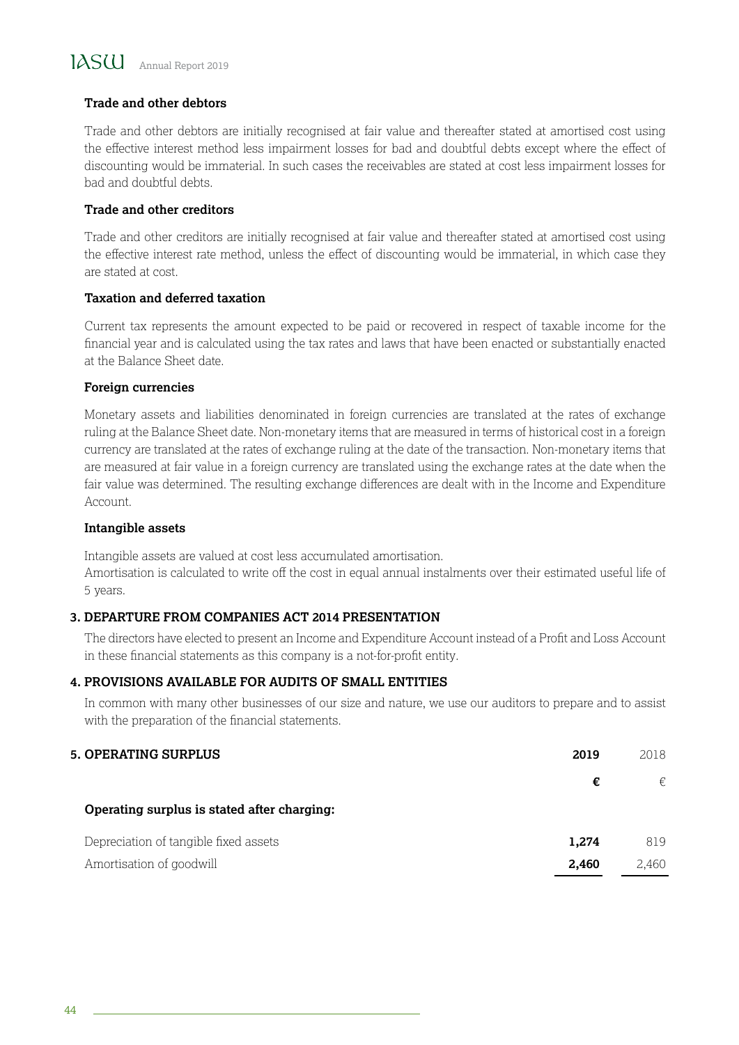### Trade and other debtors

Trade and other debtors are initially recognised at fair value and thereafter stated at amortised cost using the effective interest method less impairment losses for bad and doubtful debts except where the effect of discounting would be immaterial. In such cases the receivables are stated at cost less impairment losses for bad and doubtful debts.

### Trade and other creditors

Trade and other creditors are initially recognised at fair value and thereafter stated at amortised cost using the effective interest rate method, unless the effect of discounting would be immaterial, in which case they are stated at cost.

### Taxation and deferred taxation

Current tax represents the amount expected to be paid or recovered in respect of taxable income for the financial year and is calculated using the tax rates and laws that have been enacted or substantially enacted at the Balance Sheet date.

### Foreign currencies

Monetary assets and liabilities denominated in foreign currencies are translated at the rates of exchange ruling at the Balance Sheet date. Non-monetary items that are measured in terms of historical cost in a foreign currency are translated at the rates of exchange ruling at the date of the transaction. Non-monetary items that are measured at fair value in a foreign currency are translated using the exchange rates at the date when the fair value was determined. The resulting exchange differences are dealt with in the Income and Expenditure Account.

### Intangible assets

Intangible assets are valued at cost less accumulated amortisation.
Amortisation is calculated to write off the cost in equal annual instalments over their estimated useful life of 5 years.

## 3. DEPARTURE FROM COMPANIES ACT 2014 PRESENTATION

The directors have elected to present an Income and Expenditure Account instead of a Profit and Loss Account in these financial statements as this company is a not-for-profit entity.

## 4. PROVISIONS AVAILABLE FOR AUDITS OF SMALL ENTITIES

In common with many other businesses of our size and nature, we use our auditors to prepare and to assist with the preparation of the financial statements.

## 5. OPERATING SURPLUS

| | 2019 | 2018 |
|---|---|---|
| | € | € |
| **Operating surplus is stated after charging:** | | |
| Depreciation of tangible fixed assets | **1,274** | 819 |
| Amortisation of goodwill | **2,460** | 2,460 |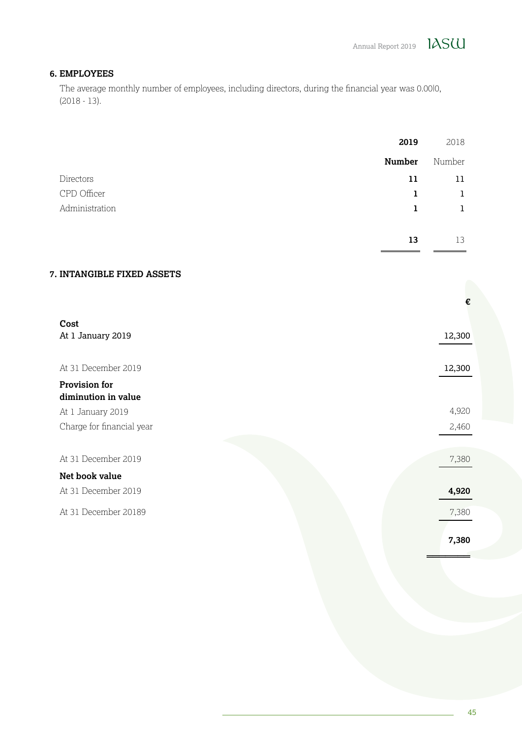### 6. EMPLOYEES

The average monthly number of employees, including directors, during the financial year was 0.00|0, (2018 - 13).

| | **2019** | 2018 |
|---|---|---|
| | **Number** | Number |
| Directors | **11** | 11 |
| CPD Officer | **1** | 1 |
| Administration | **1** | 1 |
| | **13** | 13 |

### 7. INTANGIBLE FIXED ASSETS

| | € |
|---|---|
| **Cost** | |
| At 1 January 2019 | 12,300 |
| At 31 December 2019 | 12,300 |
| **Provision for diminution in value** | |
| At 1 January 2019 | 4,920 |
| Charge for financial year | 2,460 |
| At 31 December 2019 | 7,380 |
| **Net book value** | |
| At 31 December 2019 | **4,920** |
| At 31 December 20189 | 7,380 |
| | **7,380** |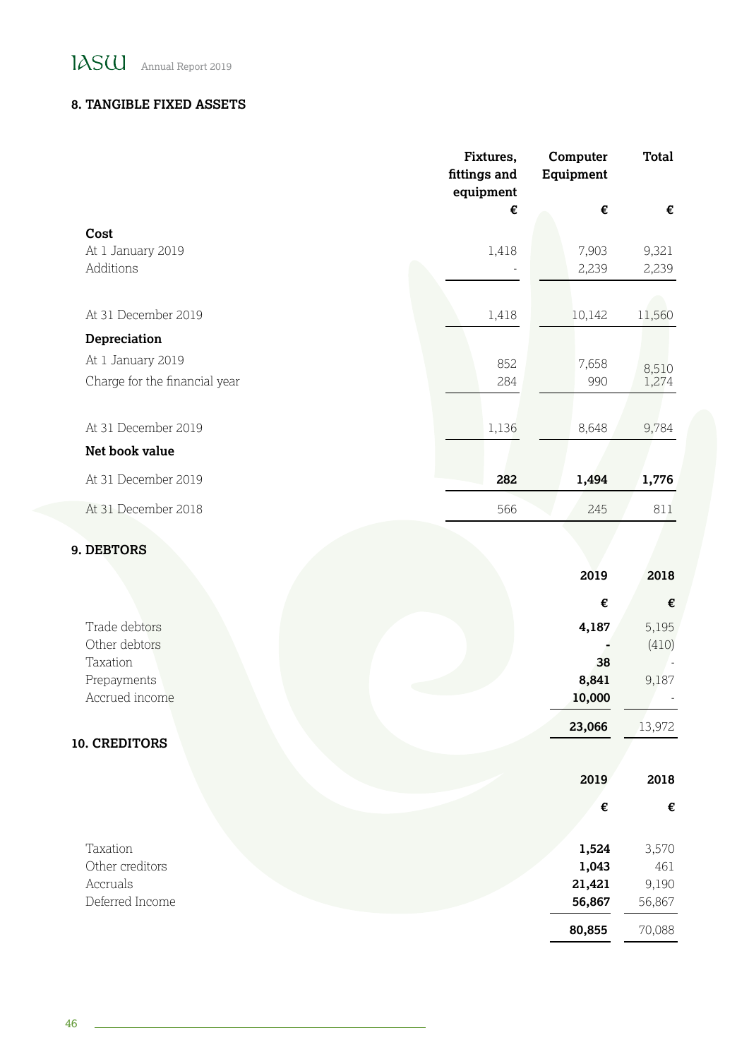## 8. TANGIBLE FIXED ASSETS

| | Fixtures, fittings and equipment | Computer Equipment | Total |
|---|---|---|---|
| | € | € | € |
| **Cost** | | | |
| At 1 January 2019 | 1,418 | 7,903 | 9,321 |
| Additions | - | 2,239 | 2,239 |
| At 31 December 2019 | 1,418 | 10,142 | 11,560 |
| **Depreciation** | | | |
| At 1 January 2019 | 852 | 7,658 | 8,510 |
| Charge for the financial year | 284 | 990 | 1,274 |
| At 31 December 2019 | 1,136 | 8,648 | 9,784 |
| **Net book value** | | | |
| At 31 December 2019 | **282** | **1,494** | **1,776** |
| At 31 December 2018 | 566 | 245 | 811 |

## 9. DEBTORS

| | 2019 | 2018 |
|---|---|---|
| | € | € |
| Trade debtors | **4,187** | 5,195 |
| Other debtors | **-** | (410) |
| Taxation | **38** | - |
| Prepayments | **8,841** | 9,187 |
| Accrued income | **10,000** | - |
| | **23,066** | 13,972 |

## 10. CREDITORS

| | 2019 | 2018 |
|---|---|---|
| | € | € |
| Taxation | **1,524** | 3,570 |
| Other creditors | **1,043** | 461 |
| Accruals | **21,421** | 9,190 |
| Deferred Income | **56,867** | 56,867 |
| | **80,855** | 70,088 |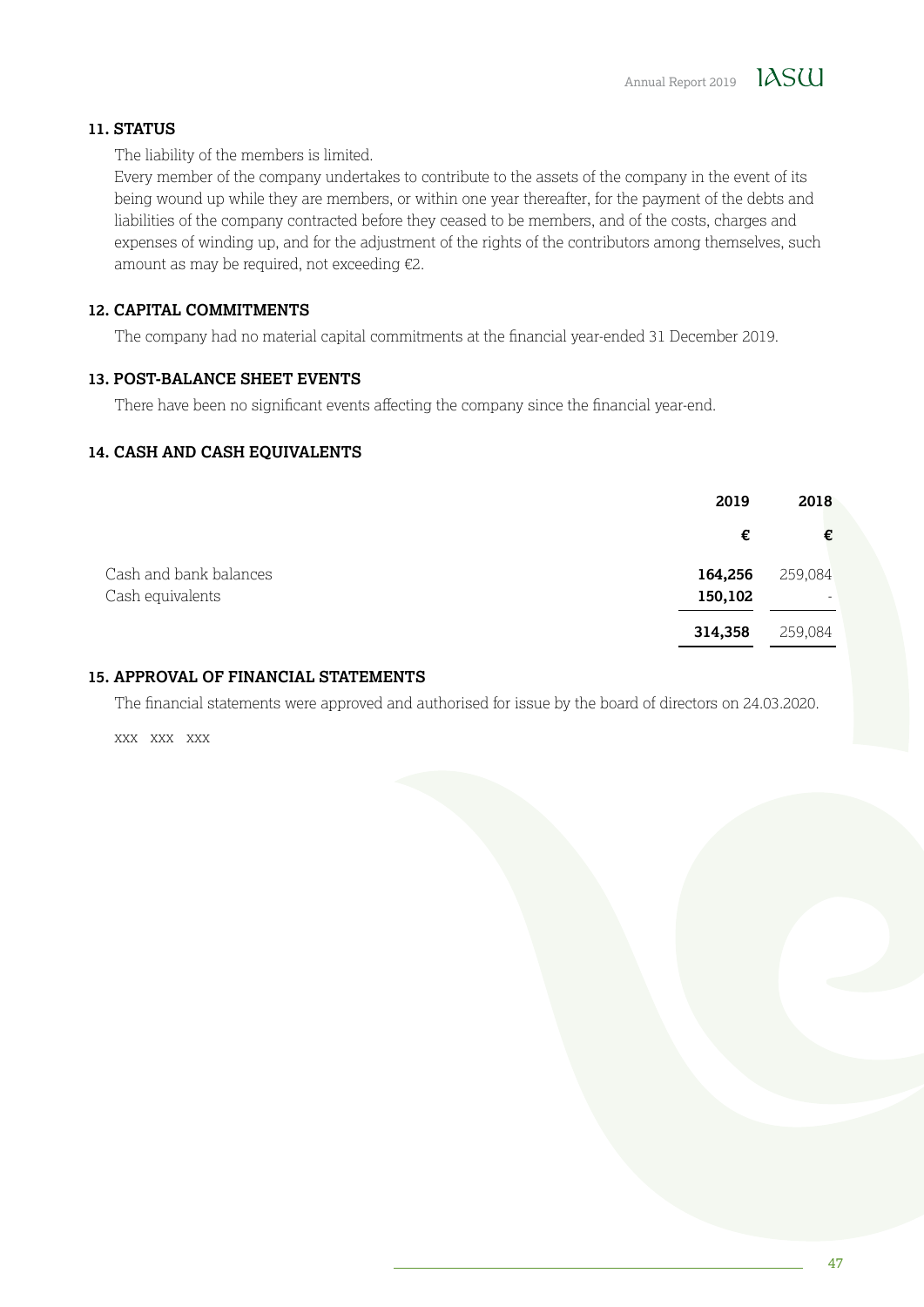## 11. STATUS

The liability of the members is limited.

Every member of the company undertakes to contribute to the assets of the company in the event of its being wound up while they are members, or within one year thereafter, for the payment of the debts and liabilities of the company contracted before they ceased to be members, and of the costs, charges and expenses of winding up, and for the adjustment of the rights of the contributors among themselves, such amount as may be required, not exceeding €2.

## 12. CAPITAL COMMITMENTS

The company had no material capital commitments at the financial year-ended 31 December 2019.

## 13. POST-BALANCE SHEET EVENTS

There have been no significant events affecting the company since the financial year-end.

## 14. CASH AND CASH EQUIVALENTS

| | 2019 | 2018 |
|---|---|---|
| | € | € |
| Cash and bank balances | **164,256** | 259,084 |
| Cash equivalents | **150,102** | - |
| | **314,358** | 259,084 |

## 15. APPROVAL OF FINANCIAL STATEMENTS

The financial statements were approved and authorised for issue by the board of directors on 24.03.2020.

XXX XXX XXX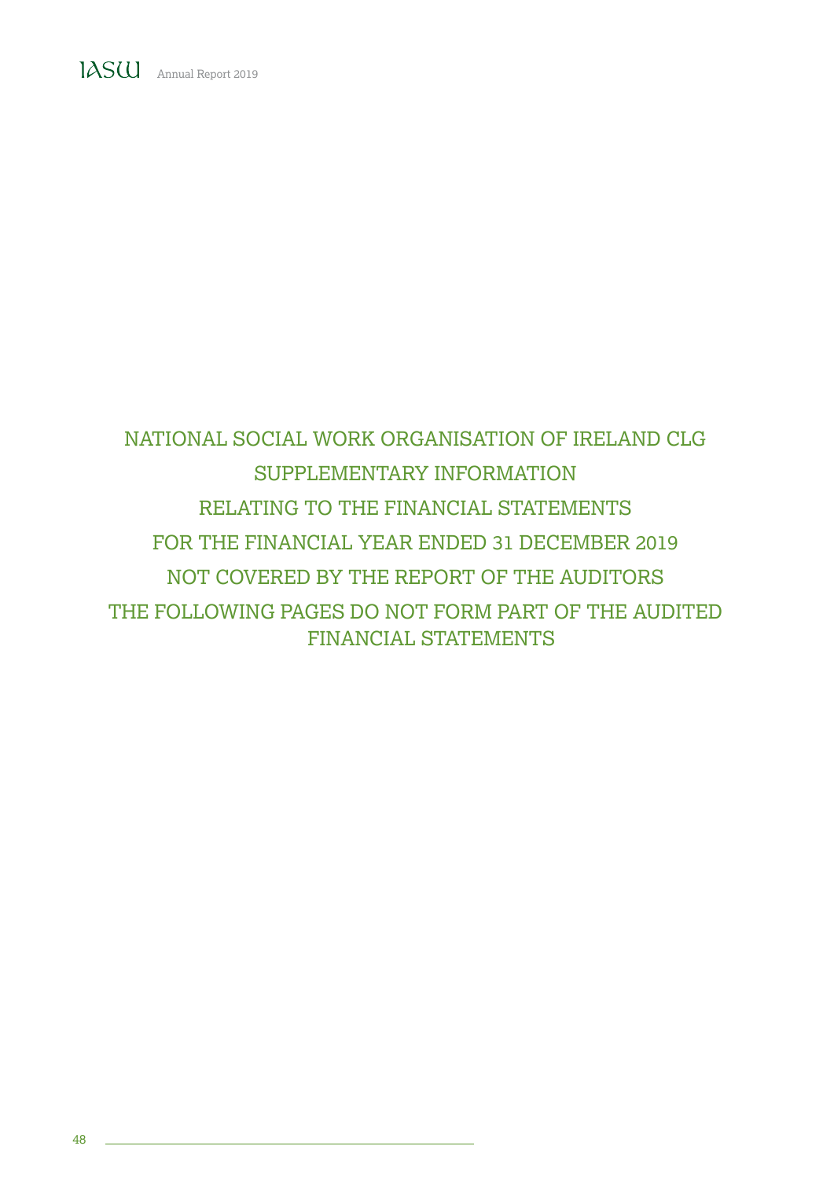# NATIONAL SOCIAL WORK ORGANISATION OF IRELAND CLG

## SUPPLEMENTARY INFORMATION

## RELATING TO THE FINANCIAL STATEMENTS

## FOR THE FINANCIAL YEAR ENDED 31 DECEMBER 2019

## NOT COVERED BY THE REPORT OF THE AUDITORS

## THE FOLLOWING PAGES DO NOT FORM PART OF THE AUDITED FINANCIAL STATEMENTS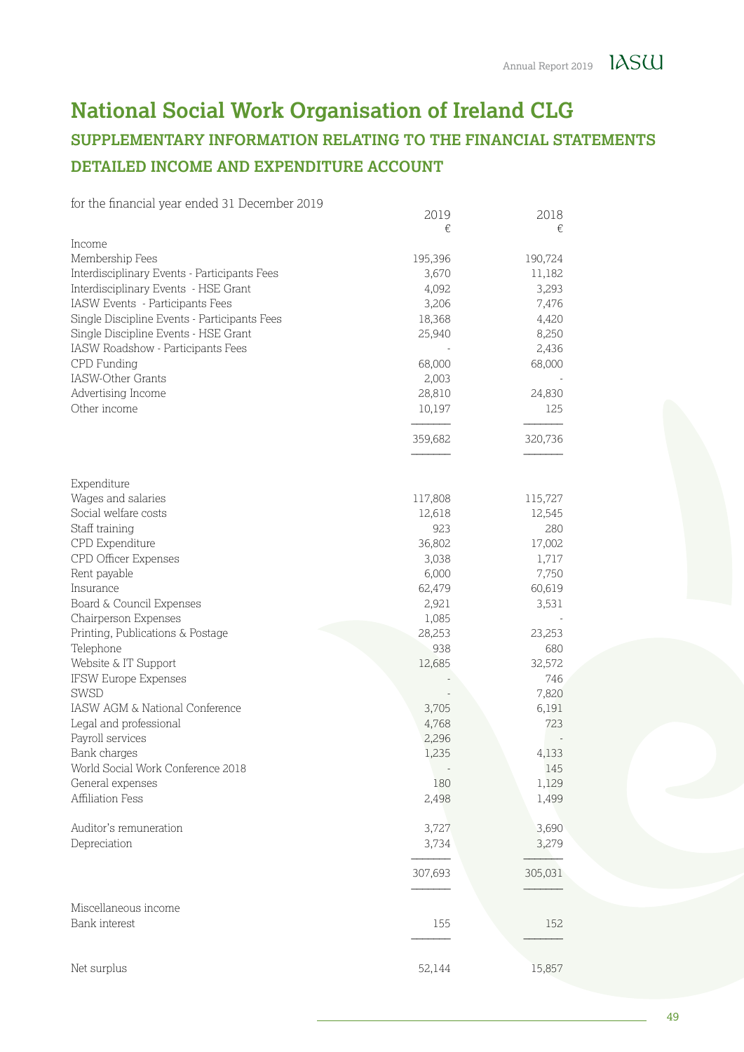# National Social Work Organisation of Ireland CLG

## SUPPLEMENTARY INFORMATION RELATING TO THE FINANCIAL STATEMENTS

## DETAILED INCOME AND EXPENDITURE ACCOUNT

for the financial year ended 31 December 2019

| | 2019 € | 2018 € |
|---|---|---|
| **Income** | | |
| Membership Fees | 195,396 | 190,724 |
| Interdisciplinary Events - Participants Fees | 3,670 | 11,182 |
| Interdisciplinary Events - HSE Grant | 4,092 | 3,293 |
| IASW Events - Participants Fees | 3,206 | 7,476 |
| Single Discipline Events - Participants Fees | 18,368 | 4,420 |
| Single Discipline Events - HSE Grant | 25,940 | 8,250 |
| IASW Roadshow - Participants Fees | - | 2,436 |
| CPD Funding | 68,000 | 68,000 |
| IASW-Other Grants | 2,003 | - |
| Advertising Income | 28,810 | 24,830 |
| Other income | 10,197 | 125 |
| | 359,682 | 320,736 |
| **Expenditure** | | |
| Wages and salaries | 117,808 | 115,727 |
| Social welfare costs | 12,618 | 12,545 |
| Staff training | 923 | 280 |
| CPD Expenditure | 36,802 | 17,002 |
| CPD Officer Expenses | 3,038 | 1,717 |
| Rent payable | 6,000 | 7,750 |
| Insurance | 62,479 | 60,619 |
| Board & Council Expenses | 2,921 | 3,531 |
| Chairperson Expenses | 1,085 | - |
| Printing, Publications & Postage | 28,253 | 23,253 |
| Telephone | 938 | 680 |
| Website & IT Support | 12,685 | 32,572 |
| IFSW Europe Expenses | - | 746 |
| SWSD | - | 7,820 |
| IASW AGM & National Conference | 3,705 | 6,191 |
| Legal and professional | 4,768 | 723 |
| Payroll services | 2,296 | - |
| Bank charges | 1,235 | 4,133 |
| World Social Work Conference 2018 | - | 145 |
| General expenses | 180 | 1,129 |
| Affiliation Fess | 2,498 | 1,499 |
| Auditor's remuneration | 3,727 | 3,690 |
| Depreciation | 3,734 | 3,279 |
| | 307,693 | 305,031 |
| **Miscellaneous income** | | |
| Bank interest | 155 | 152 |
| **Net surplus** | 52,144 | 15,857 |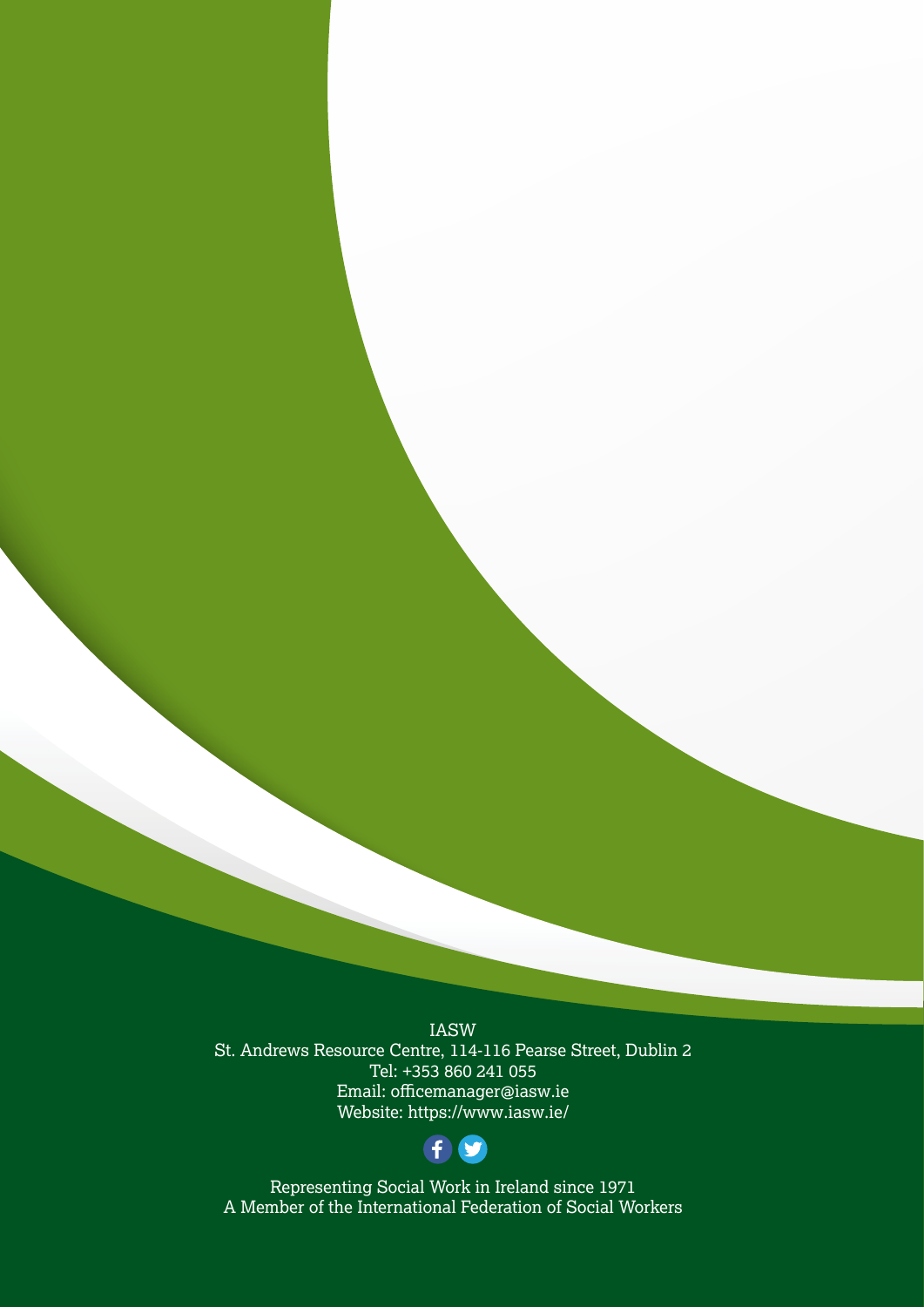IASW

St. Andrews Resource Centre, 114-116 Pearse Street, Dublin 2

Tel: +353 860 241 055

Email: officemanager@iasw.ie

Website: https://www.iasw.ie/

Representing Social Work in Ireland since 1971

A Member of the International Federation of Social Workers